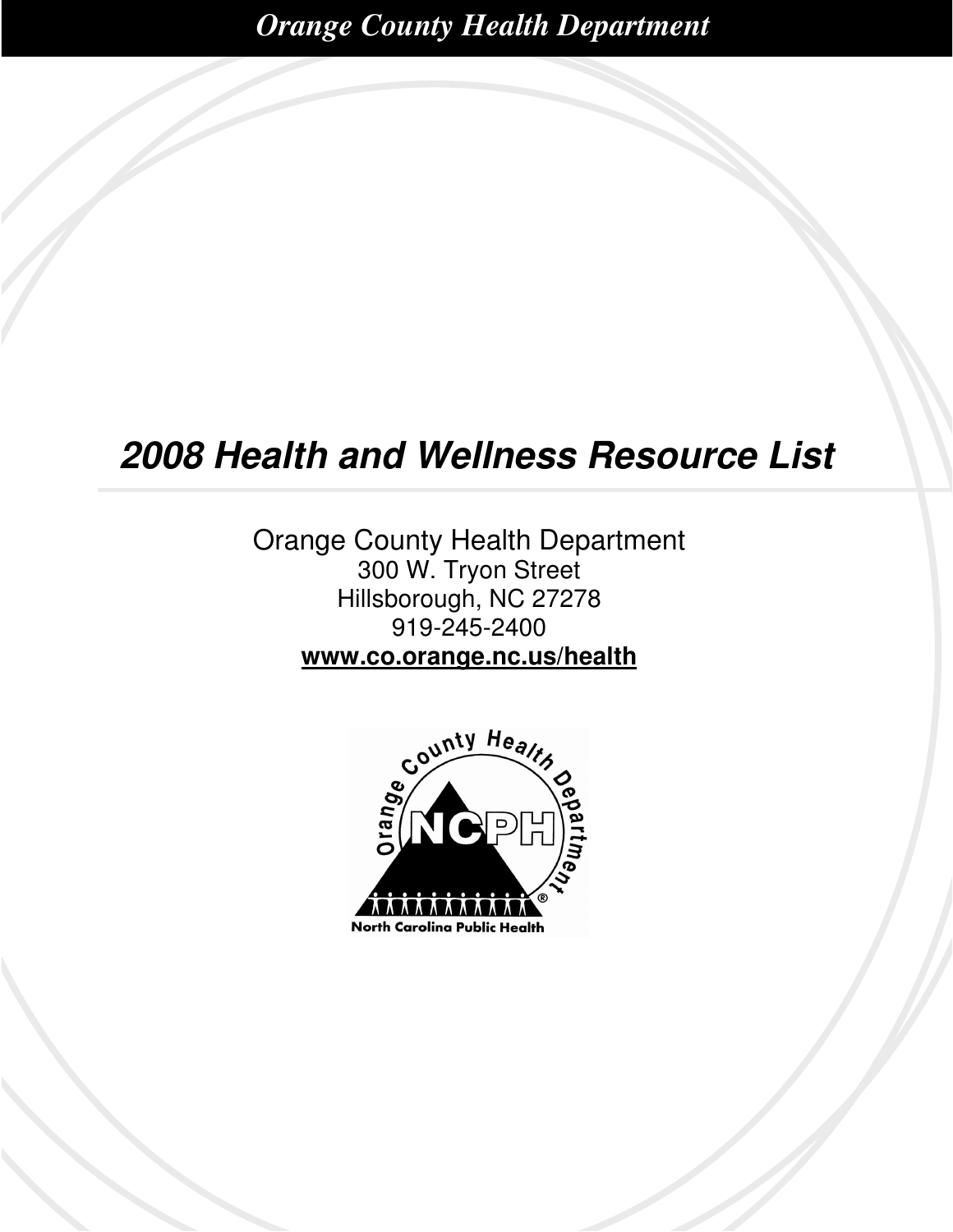*Orange County Health Department*

# *2008 Health and Wellness Resource List*

Orange County Health Department
300 W. Tryon Street
Hillsborough, NC 27278
919-245-2400
**www.co.orange.nc.us/health**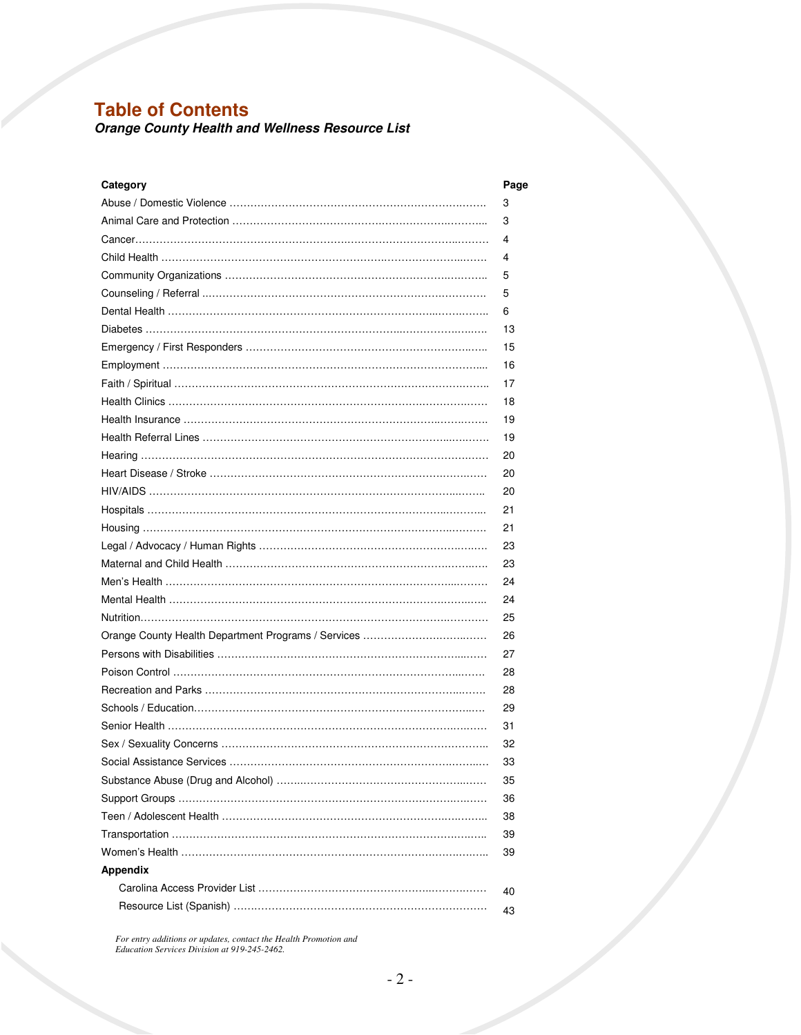# Table of Contents

***Orange County Health and Wellness Resource List***

| Category | Page |
|---|---|
| Abuse / Domestic Violence | 3 |
| Animal Care and Protection | 3 |
| Cancer | 4 |
| Child Health | 4 |
| Community Organizations | 5 |
| Counseling / Referral | 5 |
| Dental Health | 6 |
| Diabetes | 13 |
| Emergency / First Responders | 15 |
| Employment | 16 |
| Faith / Spiritual | 17 |
| Health Clinics | 18 |
| Health Insurance | 19 |
| Health Referral Lines | 19 |
| Hearing | 20 |
| Heart Disease / Stroke | 20 |
| HIV/AIDS | 20 |
| Hospitals | 21 |
| Housing | 21 |
| Legal / Advocacy / Human Rights | 23 |
| Maternal and Child Health | 23 |
| Men's Health | 24 |
| Mental Health | 24 |
| Nutrition | 25 |
| Orange County Health Department Programs / Services | 26 |
| Persons with Disabilities | 27 |
| Poison Control | 28 |
| Recreation and Parks | 28 |
| Schools / Education | 29 |
| Senior Health | 31 |
| Sex / Sexuality Concerns | 32 |
| Social Assistance Services | 33 |
| Substance Abuse (Drug and Alcohol) | 35 |
| Support Groups | 36 |
| Teen / Adolescent Health | 38 |
| Transportation | 39 |
| Women's Health | 39 |
| **Appendix** | |
| Carolina Access Provider List | 40 |
| Resource List (Spanish) | 43 |

*For entry additions or updates, contact the Health Promotion and Education Services Division at 919-245-2462.*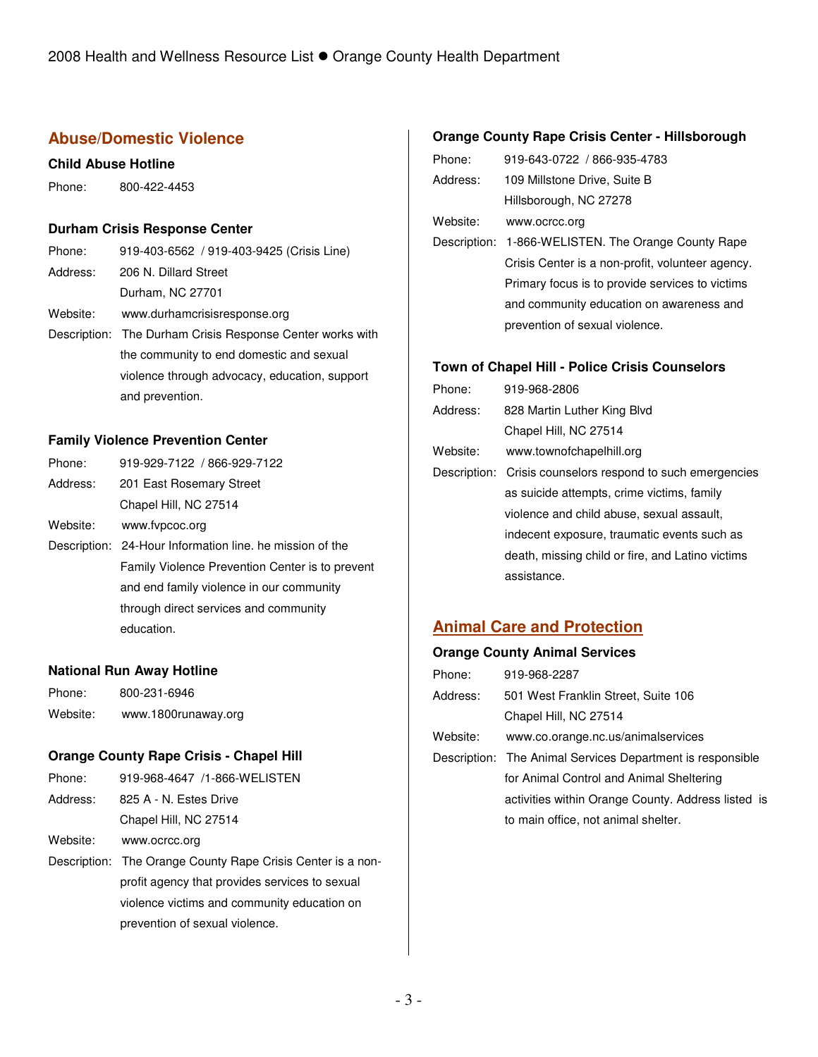## Abuse/Domestic Violence

### Child Abuse Hotline

Phone: 800-422-4453

### Durham Crisis Response Center

Phone: 919-403-6562 / 919-403-9425 (Crisis Line)
Address: 206 N. Dillard Street
Durham, NC 27701
Website: www.durhamcrisisresponse.org
Description: The Durham Crisis Response Center works with the community to end domestic and sexual violence through advocacy, education, support and prevention.

### Family Violence Prevention Center

Phone: 919-929-7122 / 866-929-7122
Address: 201 East Rosemary Street
Chapel Hill, NC 27514
Website: www.fvpcoc.org
Description: 24-Hour Information line. he mission of the Family Violence Prevention Center is to prevent and end family violence in our community through direct services and community education.

### National Run Away Hotline

Phone: 800-231-6946
Website: www.1800runaway.org

### Orange County Rape Crisis - Chapel Hill

Phone: 919-968-4647 /1-866-WELISTEN
Address: 825 A - N. Estes Drive
Chapel Hill, NC 27514
Website: www.ocrcc.org
Description: The Orange County Rape Crisis Center is a non-profit agency that provides services to sexual violence victims and community education on prevention of sexual violence.

### Orange County Rape Crisis Center - Hillsborough

Phone: 919-643-0722 / 866-935-4783
Address: 109 Millstone Drive, Suite B
Hillsborough, NC 27278
Website: www.ocrcc.org
Description: 1-866-WELISTEN. The Orange County Rape Crisis Center is a non-profit, volunteer agency. Primary focus is to provide services to victims and community education on awareness and prevention of sexual violence.

### Town of Chapel Hill - Police Crisis Counselors

Phone: 919-968-2806
Address: 828 Martin Luther King Blvd
Chapel Hill, NC 27514
Website: www.townofchapelhill.org
Description: Crisis counselors respond to such emergencies as suicide attempts, crime victims, family violence and child abuse, sexual assault, indecent exposure, traumatic events such as death, missing child or fire, and Latino victims assistance.

## Animal Care and Protection

### Orange County Animal Services

Phone: 919-968-2287
Address: 501 West Franklin Street, Suite 106
Chapel Hill, NC 27514
Website: www.co.orange.nc.us/animalservices
Description: The Animal Services Department is responsible for Animal Control and Animal Sheltering activities within Orange County. Address listed is to main office, not animal shelter.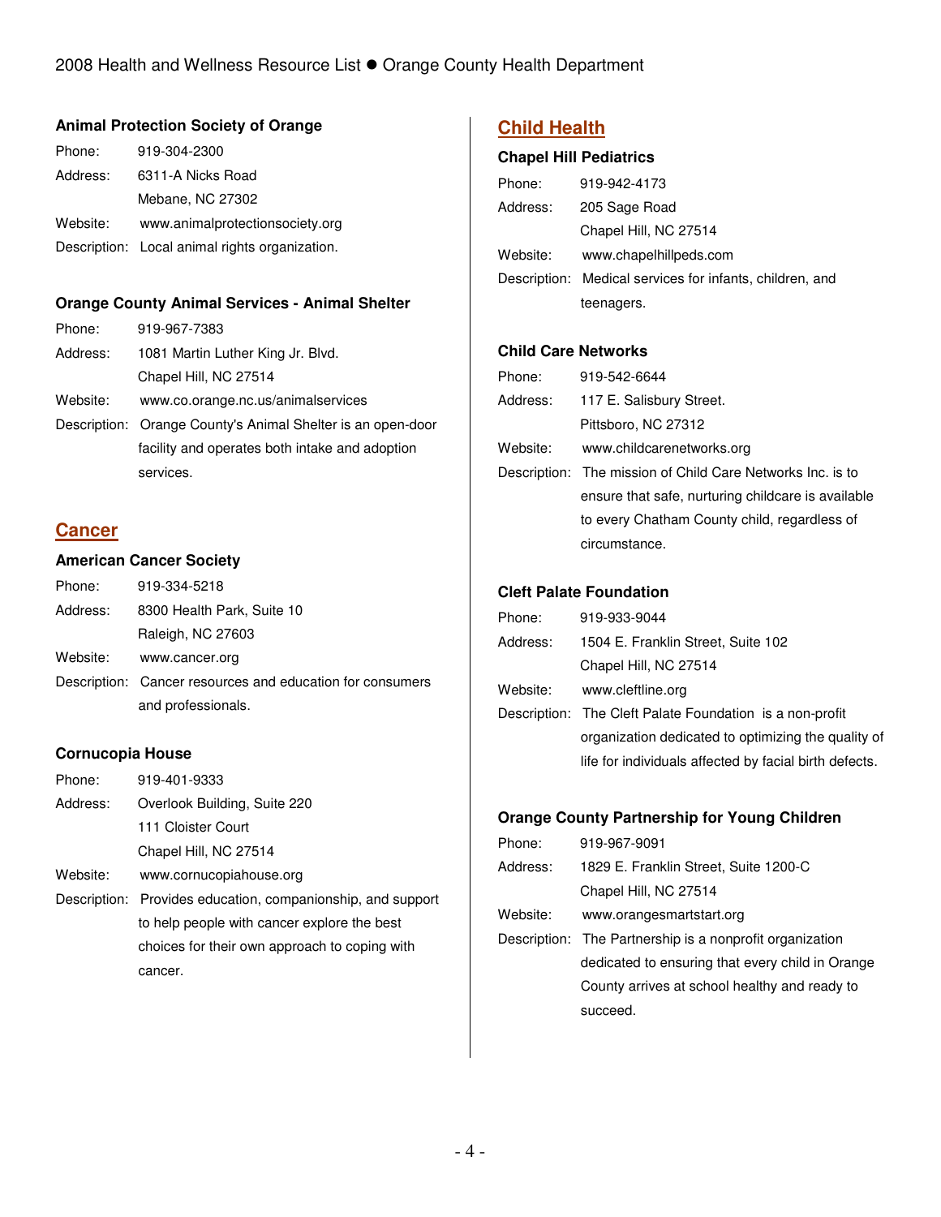### Animal Protection Society of Orange

Phone: 919-304-2300
Address: 6311-A Nicks Road
Mebane, NC 27302
Website: www.animalprotectionsociety.org
Description: Local animal rights organization.

### Orange County Animal Services - Animal Shelter

Phone: 919-967-7383
Address: 1081 Martin Luther King Jr. Blvd.
Chapel Hill, NC 27514
Website: www.co.orange.nc.us/animalservices
Description: Orange County's Animal Shelter is an open-door facility and operates both intake and adoption services.

## Cancer

### American Cancer Society

Phone: 919-334-5218
Address: 8300 Health Park, Suite 10
Raleigh, NC 27603
Website: www.cancer.org
Description: Cancer resources and education for consumers and professionals.

### Cornucopia House

Phone: 919-401-9333
Address: Overlook Building, Suite 220
111 Cloister Court
Chapel Hill, NC 27514
Website: www.cornucopiahouse.org
Description: Provides education, companionship, and support to help people with cancer explore the best choices for their own approach to coping with cancer.

## Child Health

### Chapel Hill Pediatrics

Phone: 919-942-4173
Address: 205 Sage Road
Chapel Hill, NC 27514
Website: www.chapelhillpeds.com
Description: Medical services for infants, children, and teenagers.

### Child Care Networks

Phone: 919-542-6644
Address: 117 E. Salisbury Street.
Pittsboro, NC 27312
Website: www.childcarenetworks.org
Description: The mission of Child Care Networks Inc. is to ensure that safe, nurturing childcare is available to every Chatham County child, regardless of circumstance.

### Cleft Palate Foundation

Phone: 919-933-9044
Address: 1504 E. Franklin Street, Suite 102
Chapel Hill, NC 27514
Website: www.cleftline.org
Description: The Cleft Palate Foundation is a non-profit organization dedicated to optimizing the quality of life for individuals affected by facial birth defects.

### Orange County Partnership for Young Children

Phone: 919-967-9091
Address: 1829 E. Franklin Street, Suite 1200-C
Chapel Hill, NC 27514
Website: www.orangesmartstart.org
Description: The Partnership is a nonprofit organization dedicated to ensuring that every child in Orange County arrives at school healthy and ready to succeed.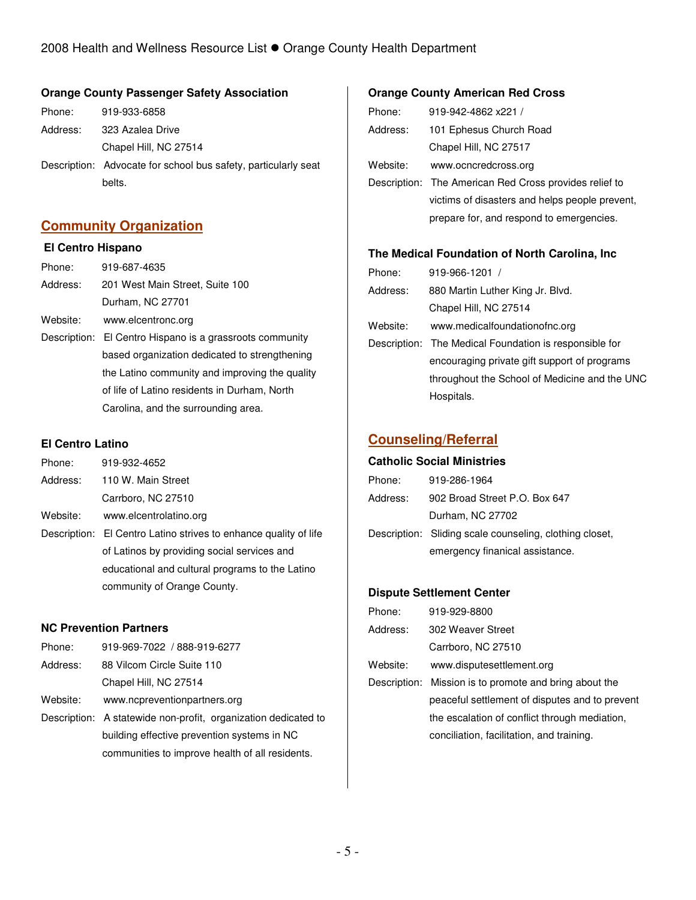### Orange County Passenger Safety Association

Phone: 919-933-6858

Address: 323 Azalea Drive
Chapel Hill, NC 27514

Description: Advocate for school bus safety, particularly seat belts.

## Community Organization

### El Centro Hispano

Phone: 919-687-4635

Address: 201 West Main Street, Suite 100
Durham, NC 27701

Website: www.elcentronc.org

Description: El Centro Hispano is a grassroots community based organization dedicated to strengthening the Latino community and improving the quality of life of Latino residents in Durham, North Carolina, and the surrounding area.

### El Centro Latino

Phone: 919-932-4652

Address: 110 W. Main Street
Carrboro, NC 27510

Website: www.elcentrolatino.org

Description: El Centro Latino strives to enhance quality of life of Latinos by providing social services and educational and cultural programs to the Latino community of Orange County.

### NC Prevention Partners

Phone: 919-969-7022 / 888-919-6277

Address: 88 Vilcom Circle Suite 110
Chapel Hill, NC 27514

Website: www.ncpreventionpartners.org

Description: A statewide non-profit, organization dedicated to building effective prevention systems in NC communities to improve health of all residents.

### Orange County American Red Cross

Phone: 919-942-4862 x221 /

Address: 101 Ephesus Church Road
Chapel Hill, NC 27517

Website: www.ocncredcross.org

Description: The American Red Cross provides relief to victims of disasters and helps people prevent, prepare for, and respond to emergencies.

### The Medical Foundation of North Carolina, Inc

Phone: 919-966-1201 /

Address: 880 Martin Luther King Jr. Blvd.
Chapel Hill, NC 27514

Website: www.medicalfoundationofnc.org

Description: The Medical Foundation is responsible for encouraging private gift support of programs throughout the School of Medicine and the UNC Hospitals.

## Counseling/Referral

### Catholic Social Ministries

Phone: 919-286-1964

Address: 902 Broad Street P.O. Box 647
Durham, NC 27702

Description: Sliding scale counseling, clothing closet, emergency finanical assistance.

### Dispute Settlement Center

Phone: 919-929-8800

Address: 302 Weaver Street
Carrboro, NC 27510

Website: www.disputesettlement.org

Description: Mission is to promote and bring about the peaceful settlement of disputes and to prevent the escalation of conflict through mediation, conciliation, facilitation, and training.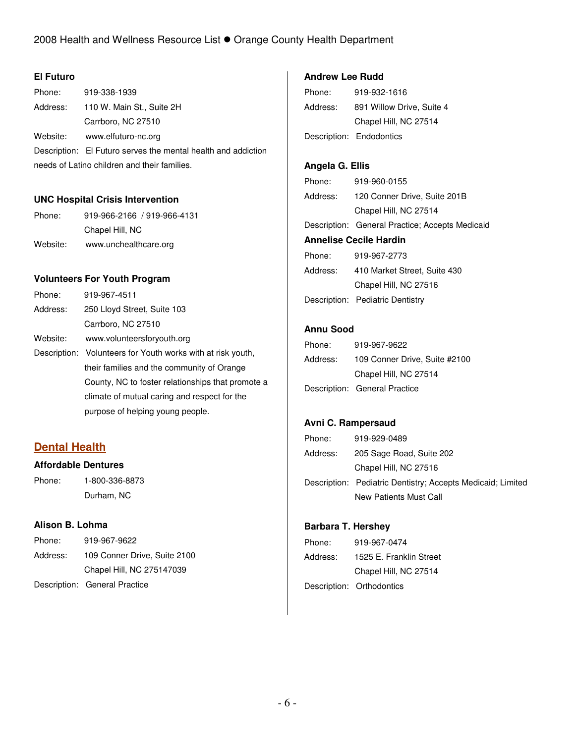### El Futuro

Phone: 919-338-1939

Address: 110 W. Main St., Suite 2H
Carrboro, NC 27510

Website: www.elfuturo-nc.org

Description: El Futuro serves the mental health and addiction needs of Latino children and their families.

### UNC Hospital Crisis Intervention

Phone: 919-966-2166 / 919-966-4131
Chapel Hill, NC

Website: www.unchealthcare.org

### Volunteers For Youth Program

Phone: 919-967-4511

Address: 250 Lloyd Street, Suite 103
Carrboro, NC 27510

Website: www.volunteersforyouth.org

Description: Volunteers for Youth works with at risk youth, their families and the community of Orange County, NC to foster relationships that promote a climate of mutual caring and respect for the purpose of helping young people.

## Dental Health

### Affordable Dentures

Phone: 1-800-336-8873
Durham, NC

### Alison B. Lohma

Phone: 919-967-9622

Address: 109 Conner Drive, Suite 2100
Chapel Hill, NC 275147039

Description: General Practice

### Andrew Lee Rudd

Phone: 919-932-1616

Address: 891 Willow Drive, Suite 4
Chapel Hill, NC 27514

Description: Endodontics

### Angela G. Ellis

Phone: 919-960-0155

Address: 120 Conner Drive, Suite 201B
Chapel Hill, NC 27514

Description: General Practice; Accepts Medicaid

### Annelise Cecile Hardin

Phone: 919-967-2773

Address: 410 Market Street, Suite 430
Chapel Hill, NC 27516

Description: Pediatric Dentistry

### Annu Sood

Phone: 919-967-9622

Address: 109 Conner Drive, Suite #2100
Chapel Hill, NC 27514

Description: General Practice

### Avni C. Rampersaud

Phone: 919-929-0489

Address: 205 Sage Road, Suite 202
Chapel Hill, NC 27516

Description: Pediatric Dentistry; Accepts Medicaid; Limited New Patients Must Call

### Barbara T. Hershey

Phone: 919-967-0474

Address: 1525 E. Franklin Street
Chapel Hill, NC 27514

Description: Orthodontics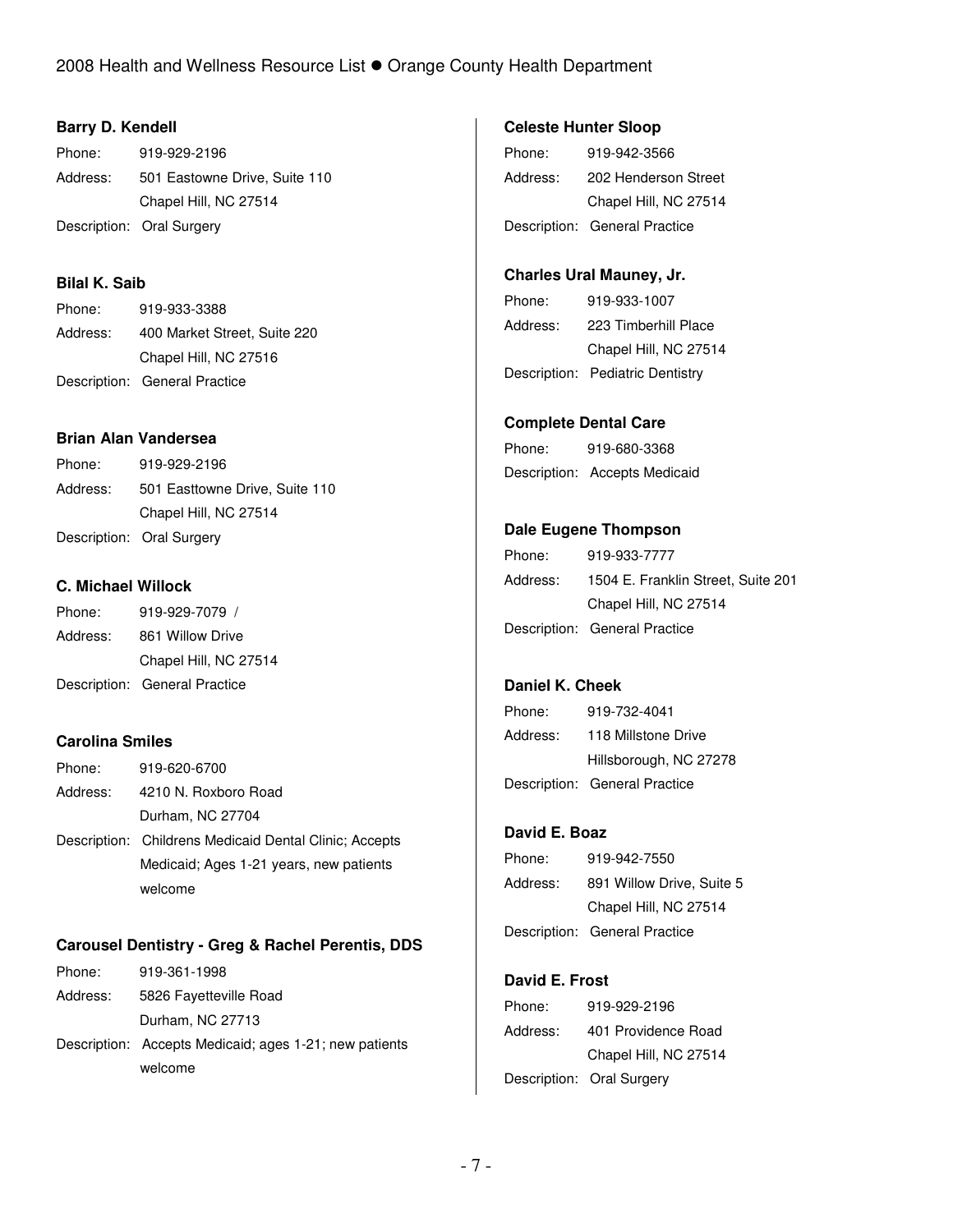**Barry D. Kendell**

Phone: 919-929-2196
Address: 501 Eastowne Drive, Suite 110
Chapel Hill, NC 27514
Description: Oral Surgery

**Bilal K. Saib**

Phone: 919-933-3388
Address: 400 Market Street, Suite 220
Chapel Hill, NC 27516
Description: General Practice

**Brian Alan Vandersea**

Phone: 919-929-2196
Address: 501 Easttowne Drive, Suite 110
Chapel Hill, NC 27514
Description: Oral Surgery

**C. Michael Willock**

Phone: 919-929-7079 /
Address: 861 Willow Drive
Chapel Hill, NC 27514
Description: General Practice

**Carolina Smiles**

Phone: 919-620-6700
Address: 4210 N. Roxboro Road
Durham, NC 27704
Description: Childrens Medicaid Dental Clinic; Accepts Medicaid; Ages 1-21 years, new patients welcome

**Carousel Dentistry - Greg & Rachel Perentis, DDS**

Phone: 919-361-1998
Address: 5826 Fayetteville Road
Durham, NC 27713
Description: Accepts Medicaid; ages 1-21; new patients welcome

**Celeste Hunter Sloop**

Phone: 919-942-3566
Address: 202 Henderson Street
Chapel Hill, NC 27514
Description: General Practice

**Charles Ural Mauney, Jr.**

Phone: 919-933-1007
Address: 223 Timberhill Place
Chapel Hill, NC 27514
Description: Pediatric Dentistry

**Complete Dental Care**

Phone: 919-680-3368
Description: Accepts Medicaid

**Dale Eugene Thompson**

Phone: 919-933-7777
Address: 1504 E. Franklin Street, Suite 201
Chapel Hill, NC 27514
Description: General Practice

**Daniel K. Cheek**

Phone: 919-732-4041
Address: 118 Millstone Drive
Hillsborough, NC 27278
Description: General Practice

**David E. Boaz**

Phone: 919-942-7550
Address: 891 Willow Drive, Suite 5
Chapel Hill, NC 27514
Description: General Practice

**David E. Frost**

Phone: 919-929-2196
Address: 401 Providence Road
Chapel Hill, NC 27514
Description: Oral Surgery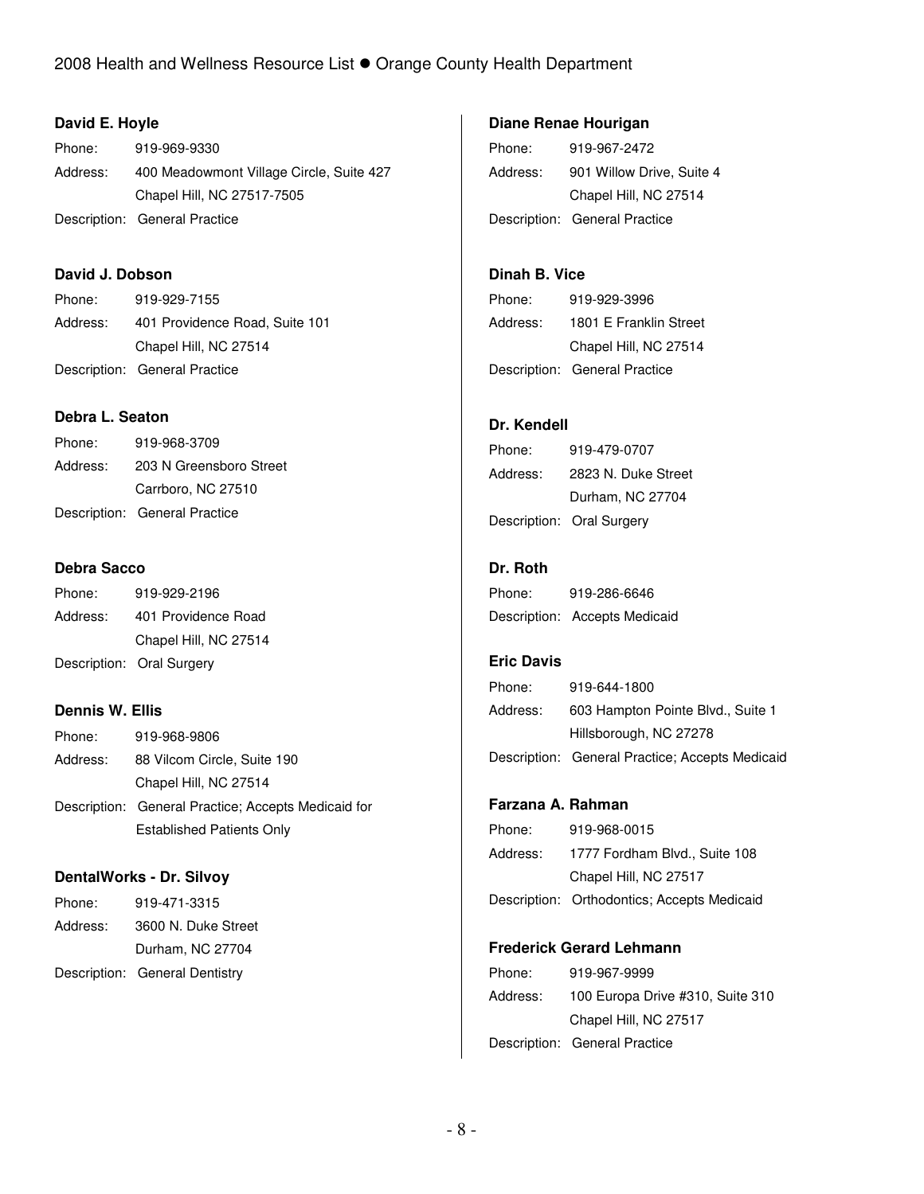**David E. Hoyle**

Phone: 919-969-9330
Address: 400 Meadowmont Village Circle, Suite 427
Chapel Hill, NC 27517-7505
Description: General Practice

**David J. Dobson**

Phone: 919-929-7155
Address: 401 Providence Road, Suite 101
Chapel Hill, NC 27514
Description: General Practice

**Debra L. Seaton**

Phone: 919-968-3709
Address: 203 N Greensboro Street
Carrboro, NC 27510
Description: General Practice

**Debra Sacco**

Phone: 919-929-2196
Address: 401 Providence Road
Chapel Hill, NC 27514
Description: Oral Surgery

**Dennis W. Ellis**

Phone: 919-968-9806
Address: 88 Vilcom Circle, Suite 190
Chapel Hill, NC 27514
Description: General Practice; Accepts Medicaid for Established Patients Only

**DentalWorks - Dr. Silvoy**

Phone: 919-471-3315
Address: 3600 N. Duke Street
Durham, NC 27704
Description: General Dentistry

**Diane Renae Hourigan**

Phone: 919-967-2472
Address: 901 Willow Drive, Suite 4
Chapel Hill, NC 27514
Description: General Practice

**Dinah B. Vice**

Phone: 919-929-3996
Address: 1801 E Franklin Street
Chapel Hill, NC 27514
Description: General Practice

**Dr. Kendell**

Phone: 919-479-0707
Address: 2823 N. Duke Street
Durham, NC 27704
Description: Oral Surgery

**Dr. Roth**

Phone: 919-286-6646
Description: Accepts Medicaid

**Eric Davis**

Phone: 919-644-1800
Address: 603 Hampton Pointe Blvd., Suite 1
Hillsborough, NC 27278
Description: General Practice; Accepts Medicaid

**Farzana A. Rahman**

Phone: 919-968-0015
Address: 1777 Fordham Blvd., Suite 108
Chapel Hill, NC 27517
Description: Orthodontics; Accepts Medicaid

**Frederick Gerard Lehmann**

Phone: 919-967-9999
Address: 100 Europa Drive #310, Suite 310
Chapel Hill, NC 27517
Description: General Practice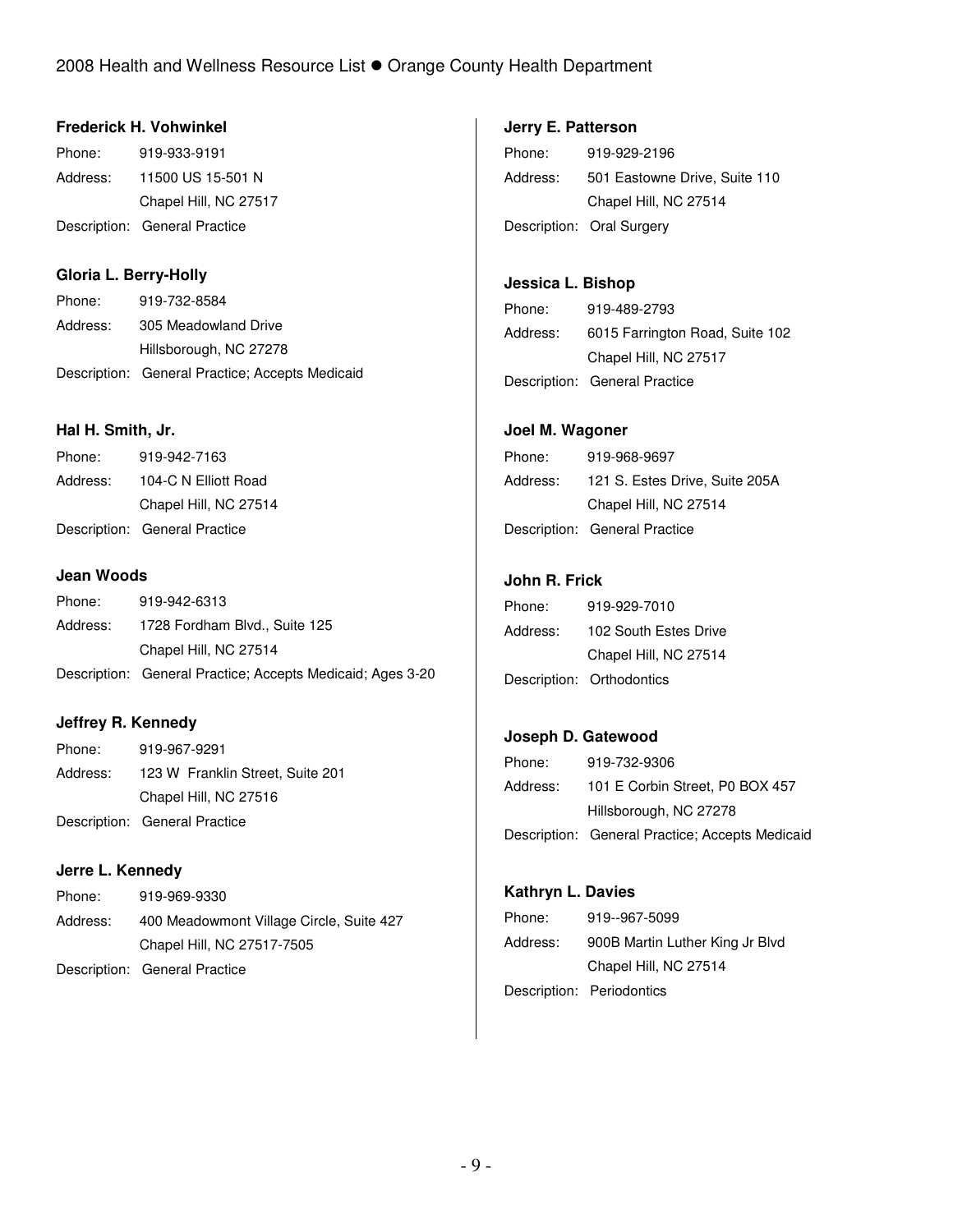**Frederick H. Vohwinkel**

Phone: 919-933-9191
Address: 11500 US 15-501 N
Chapel Hill, NC 27517
Description: General Practice

**Gloria L. Berry-Holly**

Phone: 919-732-8584
Address: 305 Meadowland Drive
Hillsborough, NC 27278
Description: General Practice; Accepts Medicaid

**Hal H. Smith, Jr.**

Phone: 919-942-7163
Address: 104-C N Elliott Road
Chapel Hill, NC 27514
Description: General Practice

**Jean Woods**

Phone: 919-942-6313
Address: 1728 Fordham Blvd., Suite 125
Chapel Hill, NC 27514
Description: General Practice; Accepts Medicaid; Ages 3-20

**Jeffrey R. Kennedy**

Phone: 919-967-9291
Address: 123 W Franklin Street, Suite 201
Chapel Hill, NC 27516
Description: General Practice

**Jerre L. Kennedy**

Phone: 919-969-9330
Address: 400 Meadowmont Village Circle, Suite 427
Chapel Hill, NC 27517-7505
Description: General Practice

**Jerry E. Patterson**

Phone: 919-929-2196
Address: 501 Eastowne Drive, Suite 110
Chapel Hill, NC 27514
Description: Oral Surgery

**Jessica L. Bishop**

Phone: 919-489-2793
Address: 6015 Farrington Road, Suite 102
Chapel Hill, NC 27517
Description: General Practice

**Joel M. Wagoner**

Phone: 919-968-9697
Address: 121 S. Estes Drive, Suite 205A
Chapel Hill, NC 27514
Description: General Practice

**John R. Frick**

Phone: 919-929-7010
Address: 102 South Estes Drive
Chapel Hill, NC 27514
Description: Orthodontics

**Joseph D. Gatewood**

Phone: 919-732-9306
Address: 101 E Corbin Street, P0 BOX 457
Hillsborough, NC 27278
Description: General Practice; Accepts Medicaid

**Kathryn L. Davies**

Phone: 919--967-5099
Address: 900B Martin Luther King Jr Blvd
Chapel Hill, NC 27514
Description: Periodontics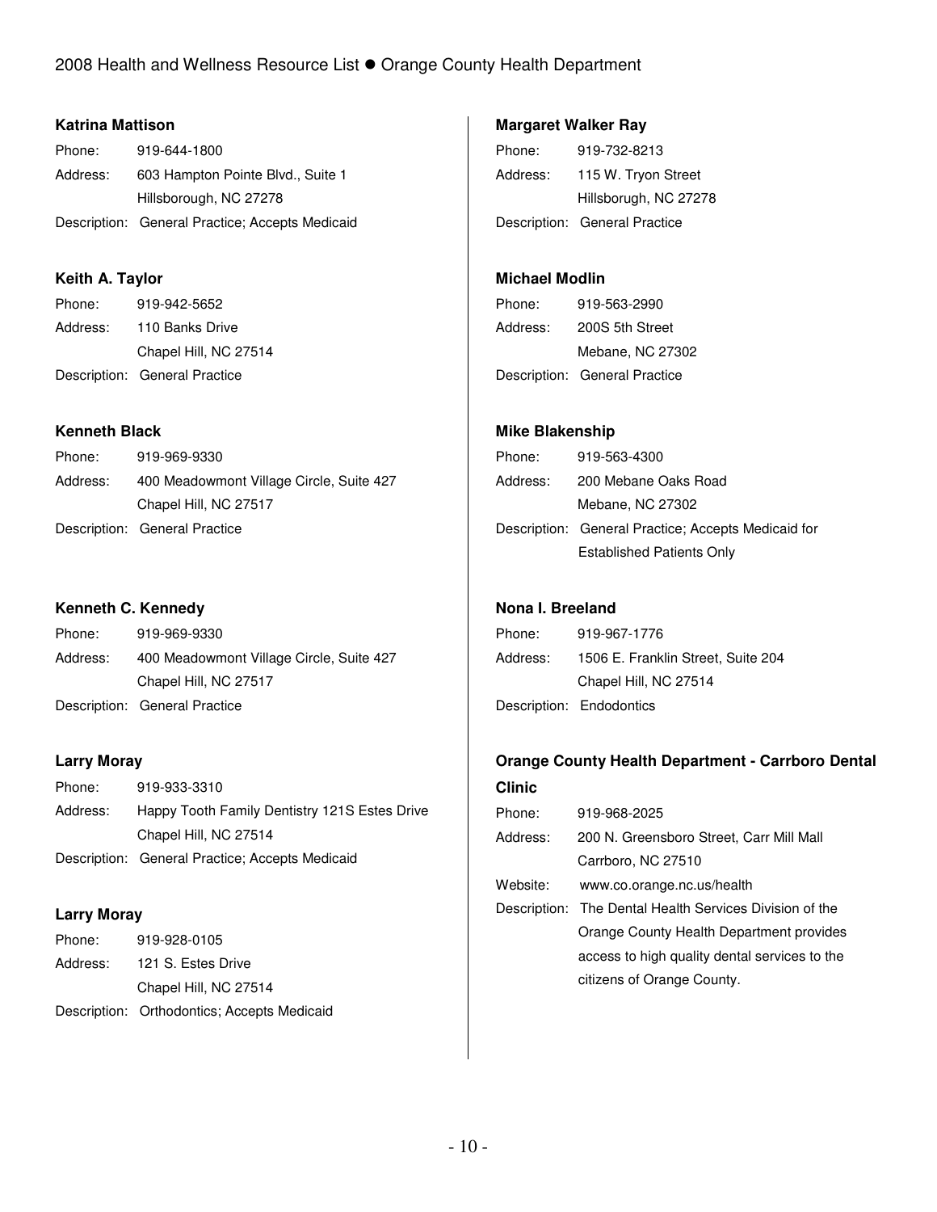**Katrina Mattison**

Phone: 919-644-1800
Address: 603 Hampton Pointe Blvd., Suite 1
Hillsborough, NC 27278
Description: General Practice; Accepts Medicaid

**Keith A. Taylor**

Phone: 919-942-5652
Address: 110 Banks Drive
Chapel Hill, NC 27514
Description: General Practice

**Kenneth Black**

Phone: 919-969-9330
Address: 400 Meadowmont Village Circle, Suite 427
Chapel Hill, NC 27517
Description: General Practice

**Kenneth C. Kennedy**

Phone: 919-969-9330
Address: 400 Meadowmont Village Circle, Suite 427
Chapel Hill, NC 27517
Description: General Practice

**Larry Moray**

Phone: 919-933-3310
Address: Happy Tooth Family Dentistry 121S Estes Drive
Chapel Hill, NC 27514
Description: General Practice; Accepts Medicaid

**Larry Moray**

Phone: 919-928-0105
Address: 121 S. Estes Drive
Chapel Hill, NC 27514
Description: Orthodontics; Accepts Medicaid

**Margaret Walker Ray**

Phone: 919-732-8213
Address: 115 W. Tryon Street
Hillsborugh, NC 27278
Description: General Practice

**Michael Modlin**

Phone: 919-563-2990
Address: 200S 5th Street
Mebane, NC 27302
Description: General Practice

**Mike Blakenship**

Phone: 919-563-4300
Address: 200 Mebane Oaks Road
Mebane, NC 27302
Description: General Practice; Accepts Medicaid for Established Patients Only

**Nona I. Breeland**

Phone: 919-967-1776
Address: 1506 E. Franklin Street, Suite 204
Chapel Hill, NC 27514
Description: Endodontics

**Orange County Health Department - Carrboro Dental Clinic**

Phone: 919-968-2025
Address: 200 N. Greensboro Street, Carr Mill Mall
Carrboro, NC 27510
Website: www.co.orange.nc.us/health
Description: The Dental Health Services Division of the Orange County Health Department provides access to high quality dental services to the citizens of Orange County.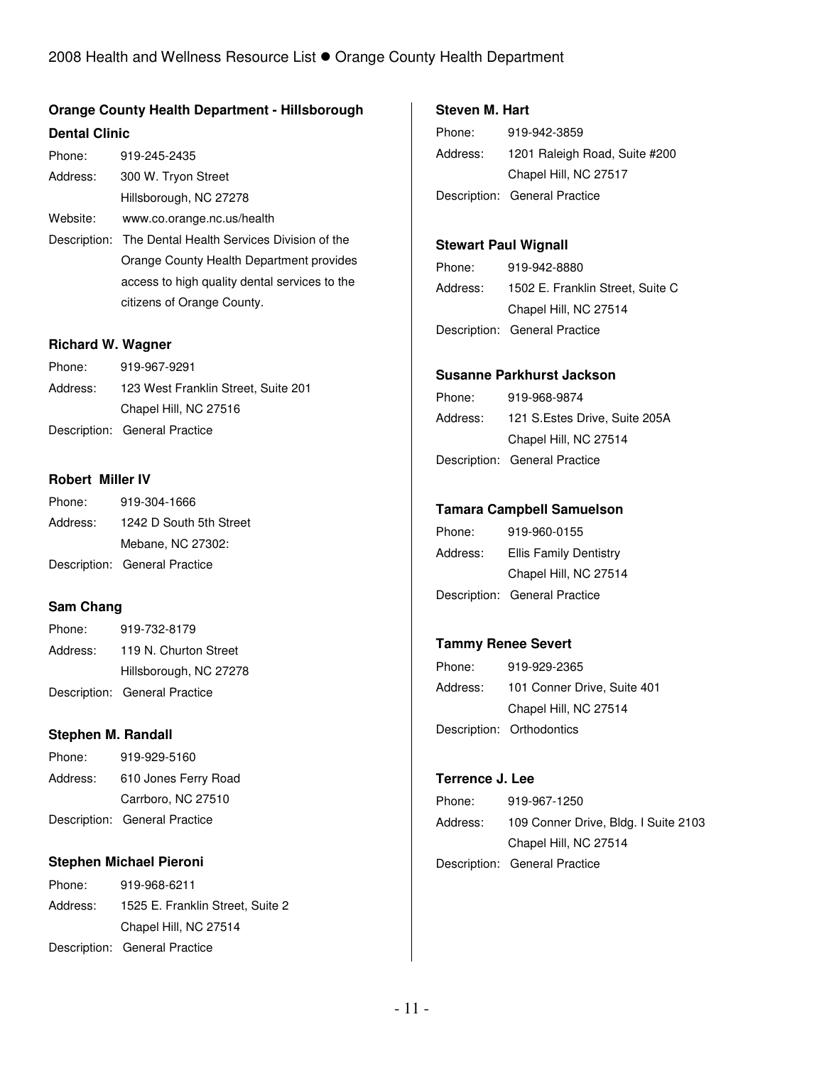### Orange County Health Department - Hillsborough Dental Clinic

Phone: 919-245-2435
Address: 300 W. Tryon Street
Hillsborough, NC 27278
Website: www.co.orange.nc.us/health
Description: The Dental Health Services Division of the Orange County Health Department provides access to high quality dental services to the citizens of Orange County.

### Richard W. Wagner

Phone: 919-967-9291
Address: 123 West Franklin Street, Suite 201
Chapel Hill, NC 27516
Description: General Practice

### Robert Miller IV

Phone: 919-304-1666
Address: 1242 D South 5th Street
Mebane, NC 27302:
Description: General Practice

### Sam Chang

Phone: 919-732-8179
Address: 119 N. Churton Street
Hillsborough, NC 27278
Description: General Practice

### Stephen M. Randall

Phone: 919-929-5160
Address: 610 Jones Ferry Road
Carrboro, NC 27510
Description: General Practice

### Stephen Michael Pieroni

Phone: 919-968-6211
Address: 1525 E. Franklin Street, Suite 2
Chapel Hill, NC 27514
Description: General Practice

### Steven M. Hart

Phone: 919-942-3859
Address: 1201 Raleigh Road, Suite #200
Chapel Hill, NC 27517
Description: General Practice

### Stewart Paul Wignall

Phone: 919-942-8880
Address: 1502 E. Franklin Street, Suite C
Chapel Hill, NC 27514
Description: General Practice

### Susanne Parkhurst Jackson

Phone: 919-968-9874
Address: 121 S.Estes Drive, Suite 205A
Chapel Hill, NC 27514
Description: General Practice

### Tamara Campbell Samuelson

Phone: 919-960-0155
Address: Ellis Family Dentistry
Chapel Hill, NC 27514
Description: General Practice

### Tammy Renee Severt

Phone: 919-929-2365
Address: 101 Conner Drive, Suite 401
Chapel Hill, NC 27514
Description: Orthodontics

### Terrence J. Lee

Phone: 919-967-1250
Address: 109 Conner Drive, Bldg. I Suite 2103
Chapel Hill, NC 27514
Description: General Practice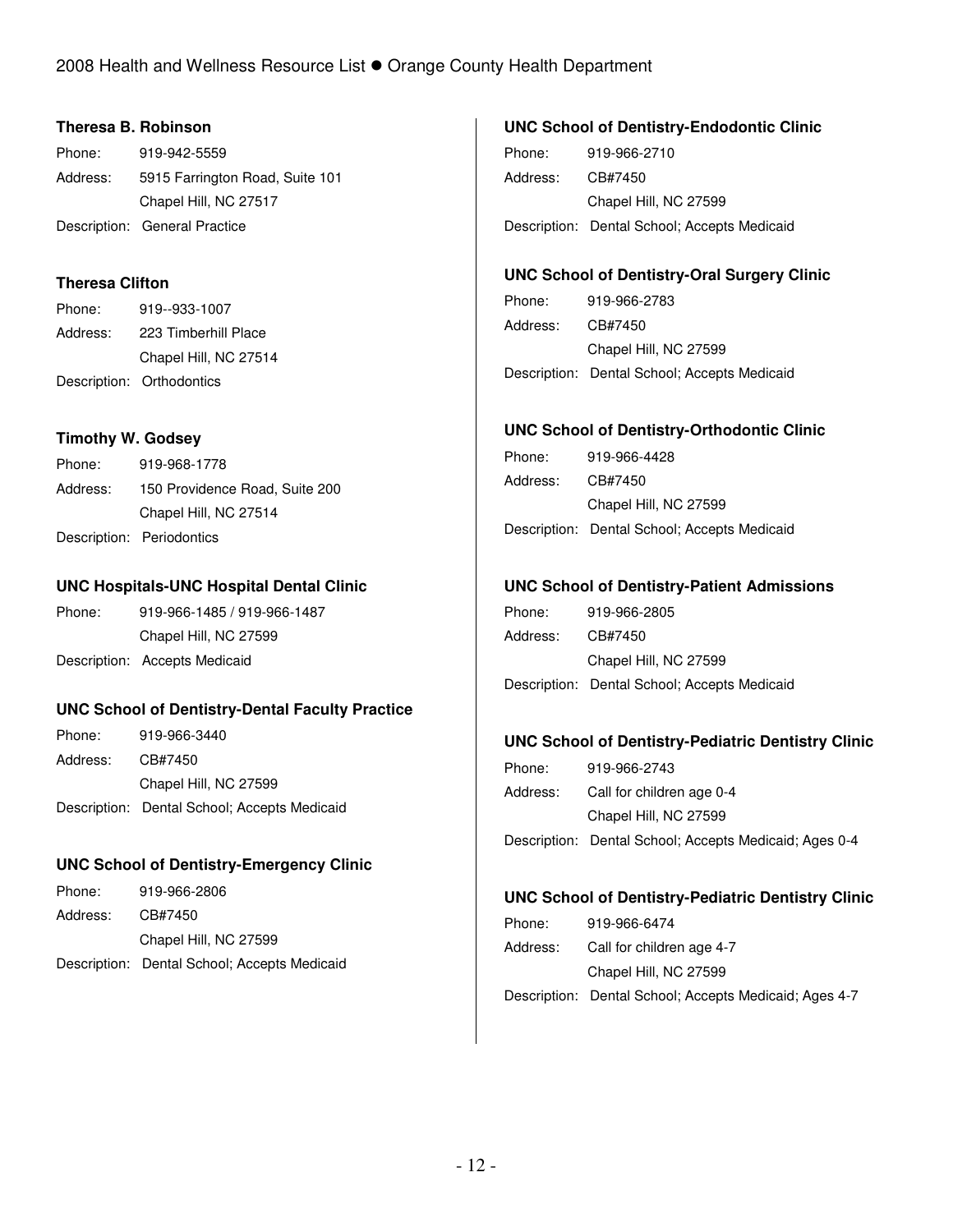**Theresa B. Robinson**

Phone: 919-942-5559
Address: 5915 Farrington Road, Suite 101
Chapel Hill, NC 27517
Description: General Practice

**Theresa Clifton**

Phone: 919--933-1007
Address: 223 Timberhill Place
Chapel Hill, NC 27514
Description: Orthodontics

**Timothy W. Godsey**

Phone: 919-968-1778
Address: 150 Providence Road, Suite 200
Chapel Hill, NC 27514
Description: Periodontics

**UNC Hospitals-UNC Hospital Dental Clinic**

Phone: 919-966-1485 / 919-966-1487
Chapel Hill, NC 27599
Description: Accepts Medicaid

**UNC School of Dentistry-Dental Faculty Practice**

Phone: 919-966-3440
Address: CB#7450
Chapel Hill, NC 27599
Description: Dental School; Accepts Medicaid

**UNC School of Dentistry-Emergency Clinic**

Phone: 919-966-2806
Address: CB#7450
Chapel Hill, NC 27599
Description: Dental School; Accepts Medicaid

**UNC School of Dentistry-Endodontic Clinic**

Phone: 919-966-2710
Address: CB#7450
Chapel Hill, NC 27599
Description: Dental School; Accepts Medicaid

**UNC School of Dentistry-Oral Surgery Clinic**

Phone: 919-966-2783
Address: CB#7450
Chapel Hill, NC 27599
Description: Dental School; Accepts Medicaid

**UNC School of Dentistry-Orthodontic Clinic**

Phone: 919-966-4428
Address: CB#7450
Chapel Hill, NC 27599
Description: Dental School; Accepts Medicaid

**UNC School of Dentistry-Patient Admissions**

Phone: 919-966-2805
Address: CB#7450
Chapel Hill, NC 27599
Description: Dental School; Accepts Medicaid

**UNC School of Dentistry-Pediatric Dentistry Clinic**

Phone: 919-966-2743
Address: Call for children age 0-4
Chapel Hill, NC 27599
Description: Dental School; Accepts Medicaid; Ages 0-4

**UNC School of Dentistry-Pediatric Dentistry Clinic**

Phone: 919-966-6474
Address: Call for children age 4-7
Chapel Hill, NC 27599
Description: Dental School; Accepts Medicaid; Ages 4-7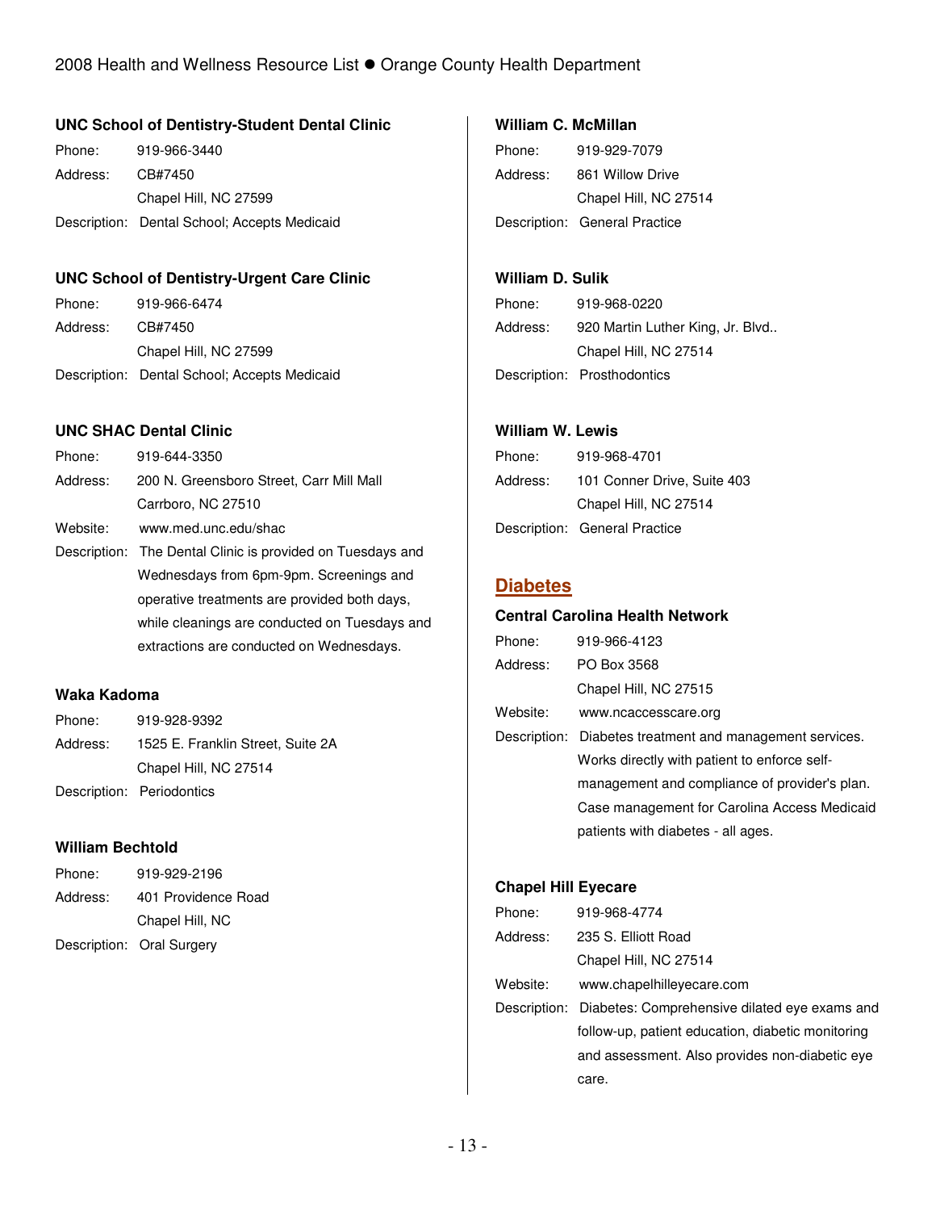### UNC School of Dentistry-Student Dental Clinic

Phone: 919-966-3440
Address: CB#7450
Chapel Hill, NC 27599
Description: Dental School; Accepts Medicaid

### UNC School of Dentistry-Urgent Care Clinic

Phone: 919-966-6474
Address: CB#7450
Chapel Hill, NC 27599
Description: Dental School; Accepts Medicaid

### UNC SHAC Dental Clinic

Phone: 919-644-3350
Address: 200 N. Greensboro Street, Carr Mill Mall
Carrboro, NC 27510
Website: www.med.unc.edu/shac
Description: The Dental Clinic is provided on Tuesdays and Wednesdays from 6pm-9pm. Screenings and operative treatments are provided both days, while cleanings are conducted on Tuesdays and extractions are conducted on Wednesdays.

### Waka Kadoma

Phone: 919-928-9392
Address: 1525 E. Franklin Street, Suite 2A
Chapel Hill, NC 27514
Description: Periodontics

### William Bechtold

Phone: 919-929-2196
Address: 401 Providence Road
Chapel Hill, NC
Description: Oral Surgery

### William C. McMillan

Phone: 919-929-7079
Address: 861 Willow Drive
Chapel Hill, NC 27514
Description: General Practice

### William D. Sulik

Phone: 919-968-0220
Address: 920 Martin Luther King, Jr. Blvd..
Chapel Hill, NC 27514
Description: Prosthodontics

### William W. Lewis

Phone: 919-968-4701
Address: 101 Conner Drive, Suite 403
Chapel Hill, NC 27514
Description: General Practice

## Diabetes

### Central Carolina Health Network

Phone: 919-966-4123
Address: PO Box 3568
Chapel Hill, NC 27515
Website: www.ncaccesscare.org
Description: Diabetes treatment and management services. Works directly with patient to enforce self-management and compliance of provider's plan. Case management for Carolina Access Medicaid patients with diabetes - all ages.

### Chapel Hill Eyecare

Phone: 919-968-4774
Address: 235 S. Elliott Road
Chapel Hill, NC 27514
Website: www.chapelhilleyecare.com
Description: Diabetes: Comprehensive dilated eye exams and follow-up, patient education, diabetic monitoring and assessment. Also provides non-diabetic eye care.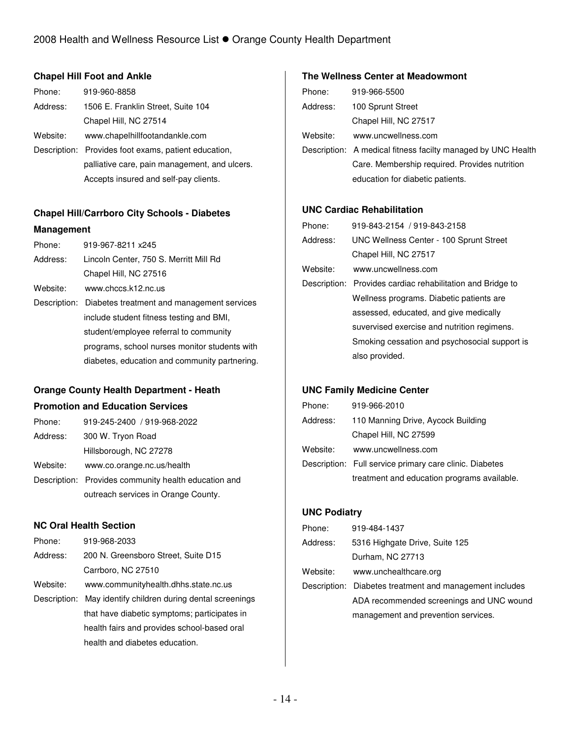### Chapel Hill Foot and Ankle

Phone: 919-960-8858
Address: 1506 E. Franklin Street, Suite 104
Chapel Hill, NC 27514
Website: www.chapelhillfootandankle.com
Description: Provides foot exams, patient education, palliative care, pain management, and ulcers. Accepts insured and self-pay clients.

### Chapel Hill/Carrboro City Schools - Diabetes Management

Phone: 919-967-8211 x245
Address: Lincoln Center, 750 S. Merritt Mill Rd
Chapel Hill, NC 27516
Website: www.chccs.k12.nc.us
Description: Diabetes treatment and management services include student fitness testing and BMI, student/employee referral to community programs, school nurses monitor students with diabetes, education and community partnering.

### Orange County Health Department - Heath Promotion and Education Services

Phone: 919-245-2400 / 919-968-2022
Address: 300 W. Tryon Road
Hillsborough, NC 27278
Website: www.co.orange.nc.us/health
Description: Provides community health education and outreach services in Orange County.

### NC Oral Health Section

Phone: 919-968-2033
Address: 200 N. Greensboro Street, Suite D15
Carrboro, NC 27510
Website: www.communityhealth.dhhs.state.nc.us
Description: May identify children during dental screenings that have diabetic symptoms; participates in health fairs and provides school-based oral health and diabetes education.

### The Wellness Center at Meadowmont

Phone: 919-966-5500
Address: 100 Sprunt Street
Chapel Hill, NC 27517
Website: www.uncwellness.com
Description: A medical fitness facilty managed by UNC Health Care. Membership required. Provides nutrition education for diabetic patients.

### UNC Cardiac Rehabilitation

Phone: 919-843-2154 / 919-843-2158
Address: UNC Wellness Center - 100 Sprunt Street
Chapel Hill, NC 27517
Website: www.uncwellness.com
Description: Provides cardiac rehabilitation and Bridge to Wellness programs. Diabetic patients are assessed, educated, and give medically suvervised exercise and nutrition regimens. Smoking cessation and psychosocial support is also provided.

### UNC Family Medicine Center

Phone: 919-966-2010
Address: 110 Manning Drive, Aycock Building
Chapel Hill, NC 27599
Website: www.uncwellness.com
Description: Full service primary care clinic. Diabetes treatment and education programs available.

### UNC Podiatry

Phone: 919-484-1437
Address: 5316 Highgate Drive, Suite 125
Durham, NC 27713
Website: www.unchealthcare.org
Description: Diabetes treatment and management includes ADA recommended screenings and UNC wound management and prevention services.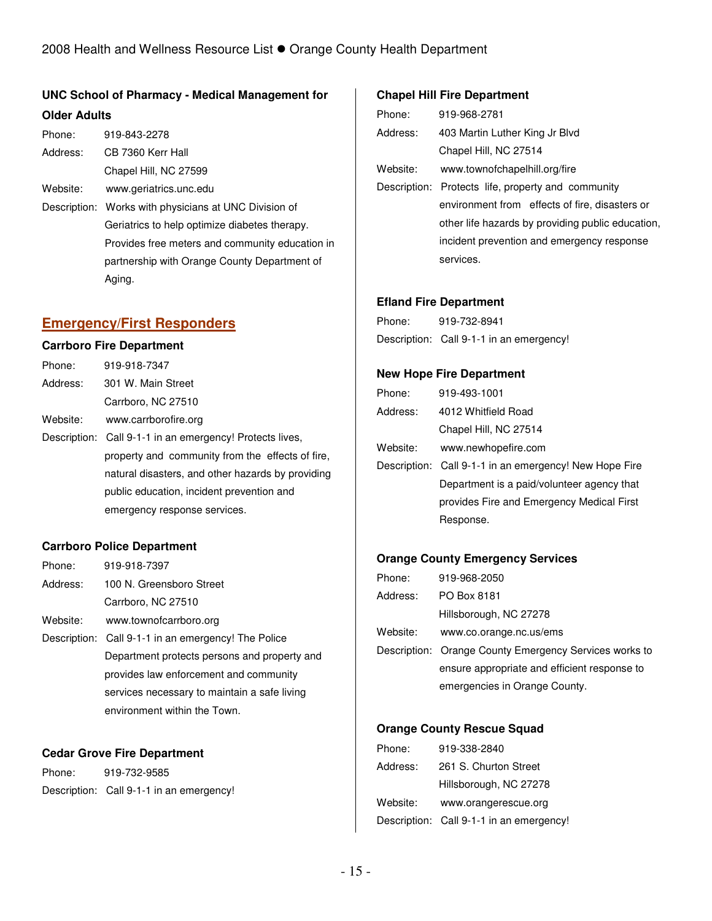### UNC School of Pharmacy - Medical Management for Older Adults

Phone: 919-843-2278
Address: CB 7360 Kerr Hall
Chapel Hill, NC 27599
Website: www.geriatrics.unc.edu
Description: Works with physicians at UNC Division of Geriatrics to help optimize diabetes therapy. Provides free meters and community education in partnership with Orange County Department of Aging.

## Emergency/First Responders

### Carrboro Fire Department

Phone: 919-918-7347
Address: 301 W. Main Street
Carrboro, NC 27510
Website: www.carrborofire.org
Description: Call 9-1-1 in an emergency! Protects lives, property and community from the effects of fire, natural disasters, and other hazards by providing public education, incident prevention and emergency response services.

### Carrboro Police Department

Phone: 919-918-7397
Address: 100 N. Greensboro Street
Carrboro, NC 27510
Website: www.townofcarrboro.org
Description: Call 9-1-1 in an emergency! The Police Department protects persons and property and provides law enforcement and community services necessary to maintain a safe living environment within the Town.

### Cedar Grove Fire Department

Phone: 919-732-9585
Description: Call 9-1-1 in an emergency!

### Chapel Hill Fire Department

Phone: 919-968-2781
Address: 403 Martin Luther King Jr Blvd
Chapel Hill, NC 27514
Website: www.townofchapelhill.org/fire
Description: Protects life, property and community environment from effects of fire, disasters or other life hazards by providing public education, incident prevention and emergency response services.

### Efland Fire Department

Phone: 919-732-8941
Description: Call 9-1-1 in an emergency!

### New Hope Fire Department

Phone: 919-493-1001
Address: 4012 Whitfield Road
Chapel Hill, NC 27514
Website: www.newhopefire.com
Description: Call 9-1-1 in an emergency! New Hope Fire Department is a paid/volunteer agency that provides Fire and Emergency Medical First Response.

### Orange County Emergency Services

Phone: 919-968-2050
Address: PO Box 8181
Hillsborough, NC 27278
Website: www.co.orange.nc.us/ems
Description: Orange County Emergency Services works to ensure appropriate and efficient response to emergencies in Orange County.

### Orange County Rescue Squad

Phone: 919-338-2840
Address: 261 S. Churton Street
Hillsborough, NC 27278
Website: www.orangerescue.org
Description: Call 9-1-1 in an emergency!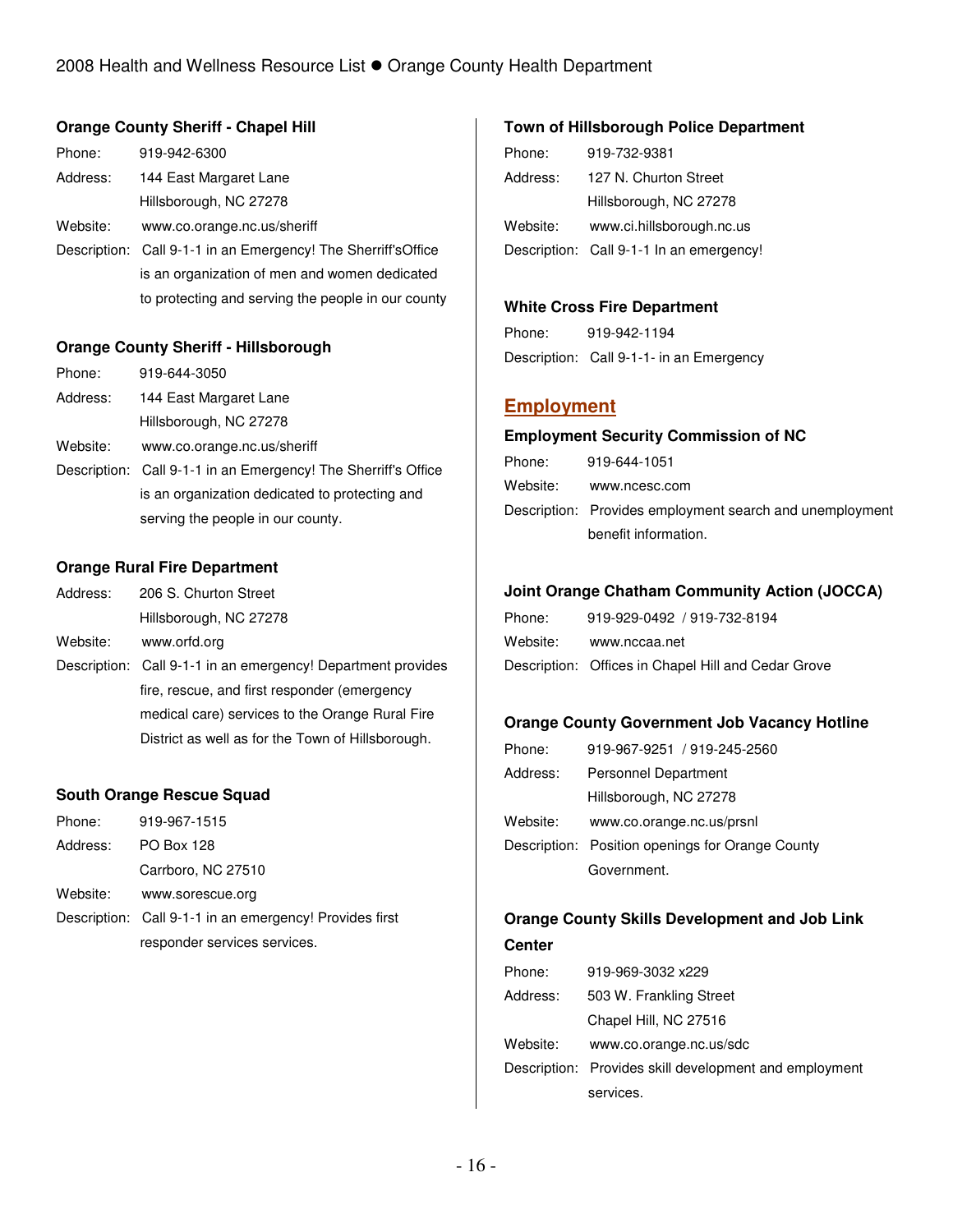**Orange County Sheriff - Chapel Hill**

Phone: 919-942-6300

Address: 144 East Margaret Lane
Hillsborough, NC 27278

Website: www.co.orange.nc.us/sheriff

Description: Call 9-1-1 in an Emergency! The Sherriff'sOffice is an organization of men and women dedicated to protecting and serving the people in our county

**Orange County Sheriff - Hillsborough**

Phone: 919-644-3050

Address: 144 East Margaret Lane
Hillsborough, NC 27278

Website: www.co.orange.nc.us/sheriff

Description: Call 9-1-1 in an Emergency! The Sherriff's Office is an organization dedicated to protecting and serving the people in our county.

**Orange Rural Fire Department**

Address: 206 S. Churton Street
Hillsborough, NC 27278

Website: www.orfd.org

Description: Call 9-1-1 in an emergency! Department provides fire, rescue, and first responder (emergency medical care) services to the Orange Rural Fire District as well as for the Town of Hillsborough.

**South Orange Rescue Squad**

Phone: 919-967-1515

Address: PO Box 128
Carrboro, NC 27510

Website: www.sorescue.org

Description: Call 9-1-1 in an emergency! Provides first responder services services.

**Town of Hillsborough Police Department**

Phone: 919-732-9381

Address: 127 N. Churton Street
Hillsborough, NC 27278

Website: www.ci.hillsborough.nc.us

Description: Call 9-1-1 In an emergency!

**White Cross Fire Department**

Phone: 919-942-1194

Description: Call 9-1-1- in an Emergency

## Employment

**Employment Security Commission of NC**

Phone: 919-644-1051

Website: www.ncesc.com

Description: Provides employment search and unemployment benefit information.

**Joint Orange Chatham Community Action (JOCCA)**

Phone: 919-929-0492 / 919-732-8194

Website: www.nccaa.net

Description: Offices in Chapel Hill and Cedar Grove

**Orange County Government Job Vacancy Hotline**

Phone: 919-967-9251 / 919-245-2560

Address: Personnel Department
Hillsborough, NC 27278

Website: www.co.orange.nc.us/prsnl

Description: Position openings for Orange County Government.

**Orange County Skills Development and Job Link Center**

Phone: 919-969-3032 x229

Address: 503 W. Frankling Street
Chapel Hill, NC 27516

Website: www.co.orange.nc.us/sdc

Description: Provides skill development and employment services.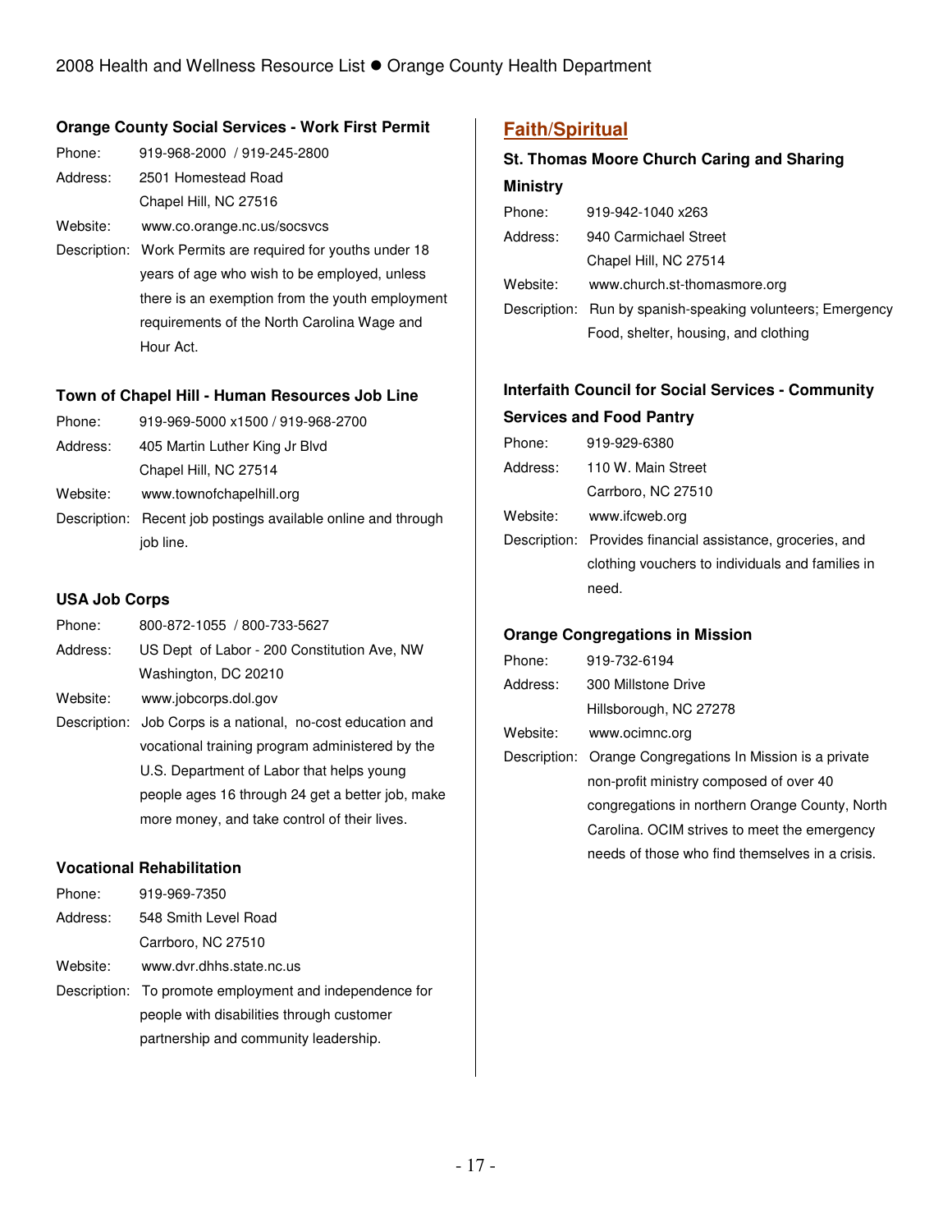**Orange County Social Services - Work First Permit**

Phone: 919-968-2000 / 919-245-2800
Address: 2501 Homestead Road
Chapel Hill, NC 27516
Website: www.co.orange.nc.us/socsvcs
Description: Work Permits are required for youths under 18 years of age who wish to be employed, unless there is an exemption from the youth employment requirements of the North Carolina Wage and Hour Act.

**Town of Chapel Hill - Human Resources Job Line**

Phone: 919-969-5000 x1500 / 919-968-2700
Address: 405 Martin Luther King Jr Blvd
Chapel Hill, NC 27514
Website: www.townofchapelhill.org
Description: Recent job postings available online and through job line.

**USA Job Corps**

Phone: 800-872-1055 / 800-733-5627
Address: US Dept of Labor - 200 Constitution Ave, NW
Washington, DC 20210
Website: www.jobcorps.dol.gov
Description: Job Corps is a national, no-cost education and vocational training program administered by the U.S. Department of Labor that helps young people ages 16 through 24 get a better job, make more money, and take control of their lives.

**Vocational Rehabilitation**

Phone: 919-969-7350
Address: 548 Smith Level Road
Carrboro, NC 27510
Website: www.dvr.dhhs.state.nc.us
Description: To promote employment and independence for people with disabilities through customer partnership and community leadership.

## Faith/Spiritual

**St. Thomas Moore Church Caring and Sharing Ministry**

Phone: 919-942-1040 x263
Address: 940 Carmichael Street
Chapel Hill, NC 27514
Website: www.church.st-thomasmore.org
Description: Run by spanish-speaking volunteers; Emergency Food, shelter, housing, and clothing

**Interfaith Council for Social Services - Community Services and Food Pantry**

Phone: 919-929-6380
Address: 110 W. Main Street
Carrboro, NC 27510
Website: www.ifcweb.org
Description: Provides financial assistance, groceries, and clothing vouchers to individuals and families in need.

**Orange Congregations in Mission**

Phone: 919-732-6194
Address: 300 Millstone Drive
Hillsborough, NC 27278
Website: www.ocimnc.org
Description: Orange Congregations In Mission is a private non-profit ministry composed of over 40 congregations in northern Orange County, North Carolina. OCIM strives to meet the emergency needs of those who find themselves in a crisis.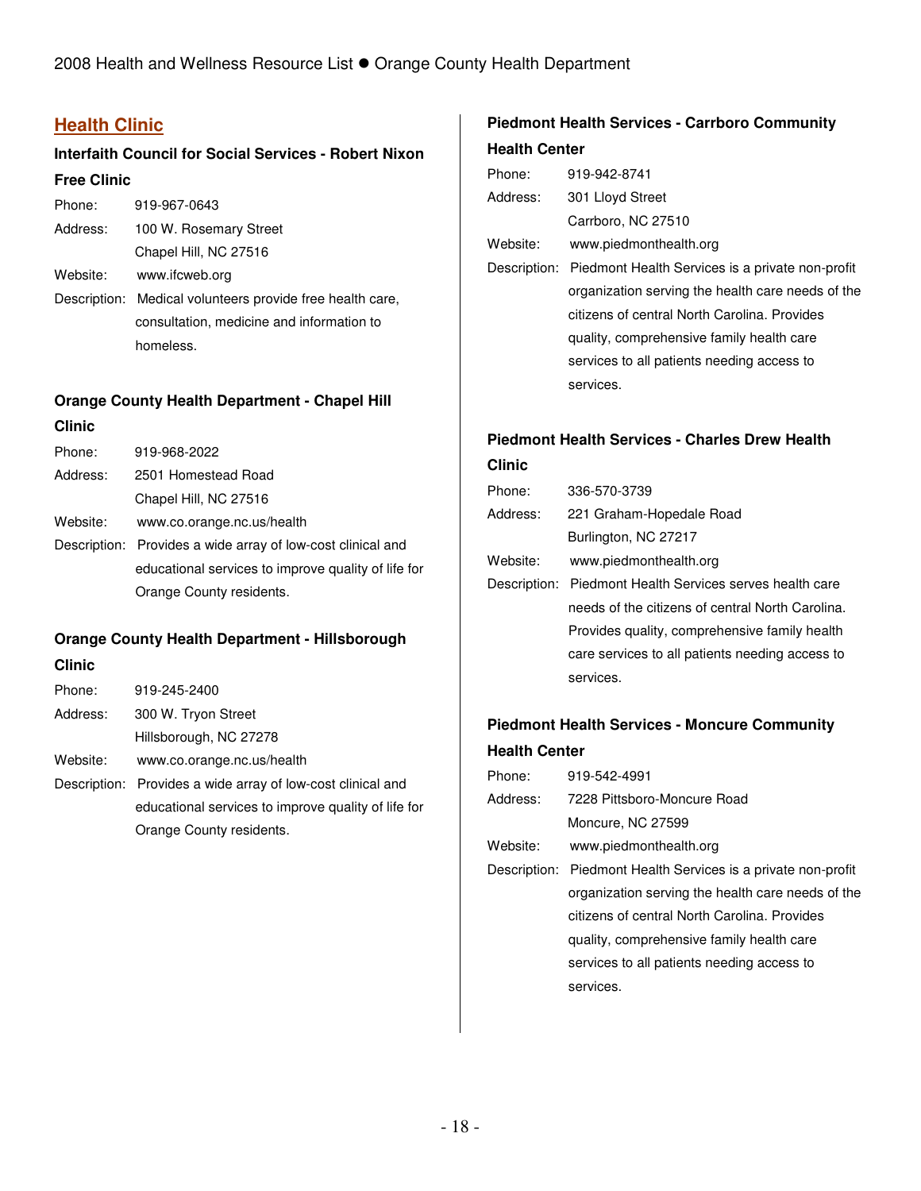## Health Clinic

### Interfaith Council for Social Services - Robert Nixon Free Clinic

Phone: 919-967-0643

Address: 100 W. Rosemary Street
Chapel Hill, NC 27516

Website: www.ifcweb.org

Description: Medical volunteers provide free health care, consultation, medicine and information to homeless.

### Orange County Health Department - Chapel Hill Clinic

Phone: 919-968-2022

Address: 2501 Homestead Road
Chapel Hill, NC 27516

Website: www.co.orange.nc.us/health

Description: Provides a wide array of low-cost clinical and educational services to improve quality of life for Orange County residents.

### Orange County Health Department - Hillsborough Clinic

Phone: 919-245-2400

Address: 300 W. Tryon Street
Hillsborough, NC 27278

Website: www.co.orange.nc.us/health

Description: Provides a wide array of low-cost clinical and educational services to improve quality of life for Orange County residents.

### Piedmont Health Services - Carrboro Community Health Center

Phone: 919-942-8741

Address: 301 Lloyd Street
Carrboro, NC 27510

Website: www.piedmonthealth.org

Description: Piedmont Health Services is a private non-profit organization serving the health care needs of the citizens of central North Carolina. Provides quality, comprehensive family health care services to all patients needing access to services.

### Piedmont Health Services - Charles Drew Health Clinic

Phone: 336-570-3739

Address: 221 Graham-Hopedale Road
Burlington, NC 27217

Website: www.piedmonthealth.org

Description: Piedmont Health Services serves health care needs of the citizens of central North Carolina. Provides quality, comprehensive family health care services to all patients needing access to services.

### Piedmont Health Services - Moncure Community Health Center

Phone: 919-542-4991

Address: 7228 Pittsboro-Moncure Road
Moncure, NC 27599

Website: www.piedmonthealth.org

Description: Piedmont Health Services is a private non-profit organization serving the health care needs of the citizens of central North Carolina. Provides quality, comprehensive family health care services to all patients needing access to services.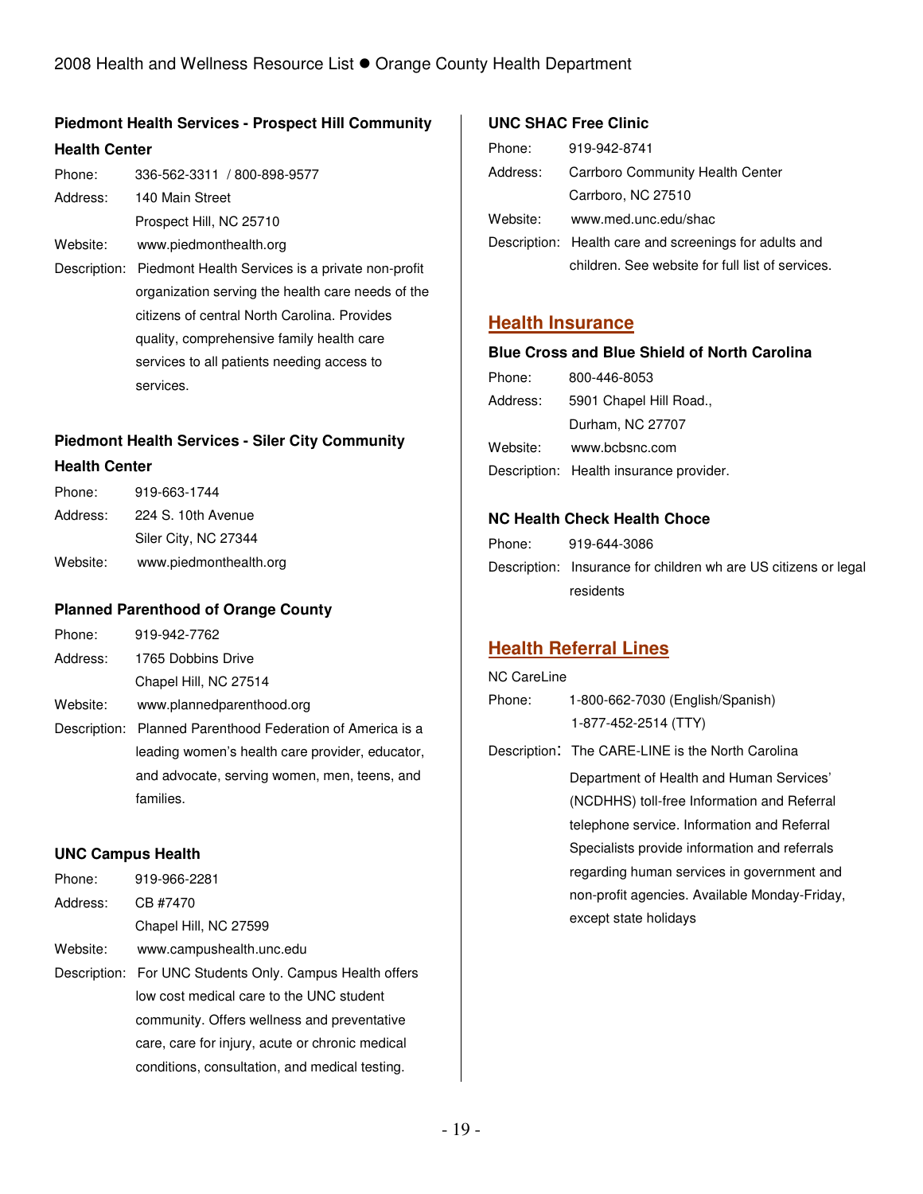### Piedmont Health Services - Prospect Hill Community Health Center

Phone: 336-562-3311 / 800-898-9577
Address: 140 Main Street
Prospect Hill, NC 25710
Website: www.piedmonthealth.org
Description: Piedmont Health Services is a private non-profit organization serving the health care needs of the citizens of central North Carolina. Provides quality, comprehensive family health care services to all patients needing access to services.

### Piedmont Health Services - Siler City Community Health Center

Phone: 919-663-1744
Address: 224 S. 10th Avenue
Siler City, NC 27344
Website: www.piedmonthealth.org

### Planned Parenthood of Orange County

Phone: 919-942-7762
Address: 1765 Dobbins Drive
Chapel Hill, NC 27514
Website: www.plannedparenthood.org
Description: Planned Parenthood Federation of America is a leading women's health care provider, educator, and advocate, serving women, men, teens, and families.

### UNC Campus Health

Phone: 919-966-2281
Address: CB #7470
Chapel Hill, NC 27599
Website: www.campushealth.unc.edu
Description: For UNC Students Only. Campus Health offers low cost medical care to the UNC student community. Offers wellness and preventative care, care for injury, acute or chronic medical conditions, consultation, and medical testing.

### UNC SHAC Free Clinic

Phone: 919-942-8741
Address: Carrboro Community Health Center
Carrboro, NC 27510
Website: www.med.unc.edu/shac
Description: Health care and screenings for adults and children. See website for full list of services.

## Health Insurance

### Blue Cross and Blue Shield of North Carolina

Phone: 800-446-8053
Address: 5901 Chapel Hill Road.,
Durham, NC 27707
Website: www.bcbsnc.com
Description: Health insurance provider.

### NC Health Check Health Choce

Phone: 919-644-3086
Description: Insurance for children wh are US citizens or legal residents

## Health Referral Lines

NC CareLine

Phone: 1-800-662-7030 (English/Spanish)
1-877-452-2514 (TTY)
Description: The CARE-LINE is the North Carolina Department of Health and Human Services' (NCDHHS) toll-free Information and Referral telephone service. Information and Referral Specialists provide information and referrals regarding human services in government and non-profit agencies. Available Monday-Friday, except state holidays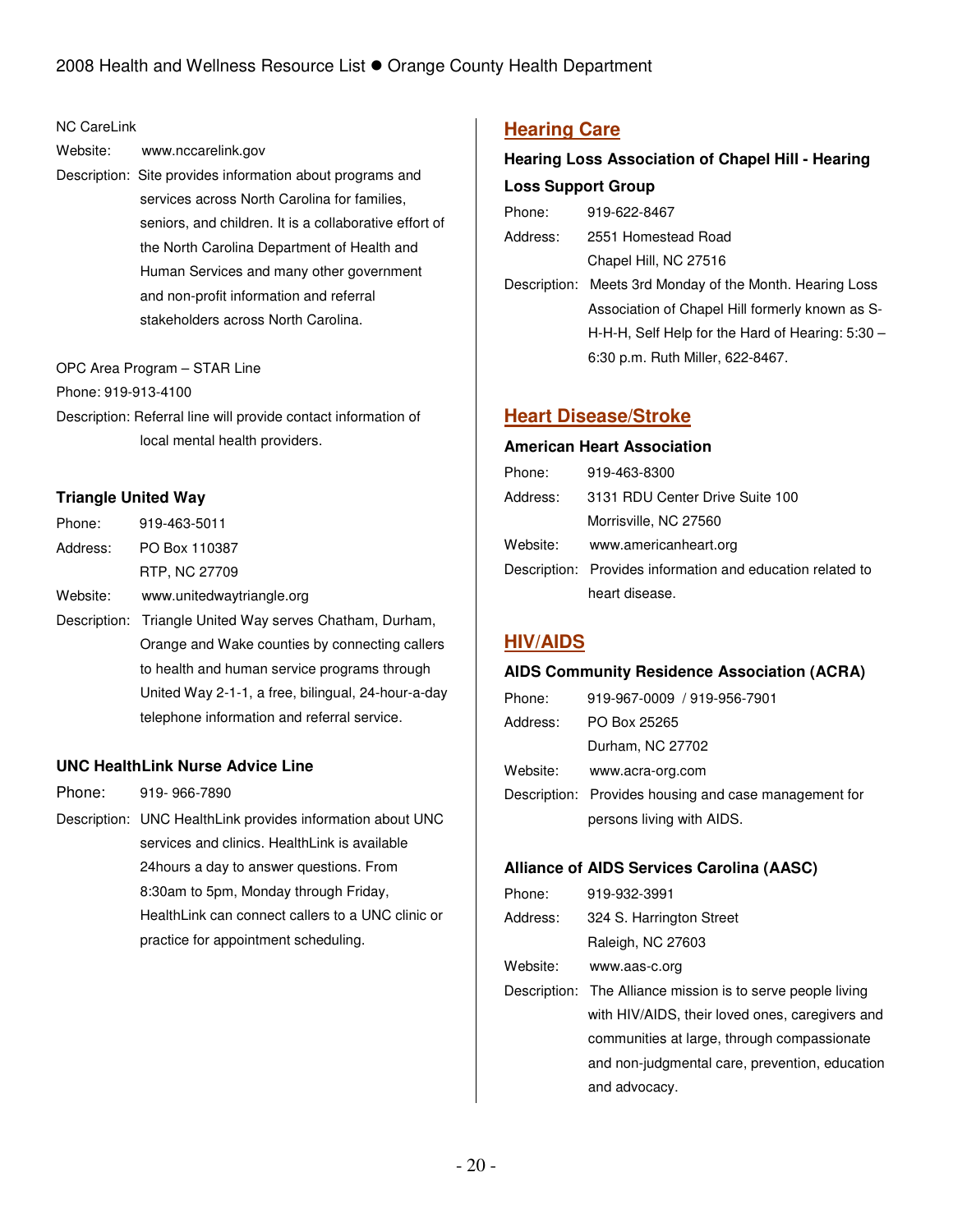NC CareLink

Website: www.nccarelink.gov

Description: Site provides information about programs and services across North Carolina for families, seniors, and children. It is a collaborative effort of the North Carolina Department of Health and Human Services and many other government and non-profit information and referral stakeholders across North Carolina.

OPC Area Program – STAR Line

Phone: 919-913-4100

Description: Referral line will provide contact information of local mental health providers.

### Triangle United Way

Phone: 919-463-5011

Address: PO Box 110387
RTP, NC 27709

Website: www.unitedwaytriangle.org

Description: Triangle United Way serves Chatham, Durham, Orange and Wake counties by connecting callers to health and human service programs through United Way 2-1-1, a free, bilingual, 24-hour-a-day telephone information and referral service.

### UNC HealthLink Nurse Advice Line

Phone: 919- 966-7890

Description: UNC HealthLink provides information about UNC services and clinics. HealthLink is available 24hours a day to answer questions. From 8:30am to 5pm, Monday through Friday, HealthLink can connect callers to a UNC clinic or practice for appointment scheduling.

## Hearing Care

### Hearing Loss Association of Chapel Hill - Hearing Loss Support Group

Phone: 919-622-8467

Address: 2551 Homestead Road
Chapel Hill, NC 27516

Description: Meets 3rd Monday of the Month. Hearing Loss Association of Chapel Hill formerly known as S-H-H-H, Self Help for the Hard of Hearing: 5:30 – 6:30 p.m. Ruth Miller, 622-8467.

## Heart Disease/Stroke

### American Heart Association

Phone: 919-463-8300

Address: 3131 RDU Center Drive Suite 100
Morrisville, NC 27560

Website: www.americanheart.org

Description: Provides information and education related to heart disease.

## HIV/AIDS

### AIDS Community Residence Association (ACRA)

Phone: 919-967-0009 / 919-956-7901

Address: PO Box 25265
Durham, NC 27702

Website: www.acra-org.com

Description: Provides housing and case management for persons living with AIDS.

### Alliance of AIDS Services Carolina (AASC)

Phone: 919-932-3991

Address: 324 S. Harrington Street
Raleigh, NC 27603

Website: www.aas-c.org

Description: The Alliance mission is to serve people living with HIV/AIDS, their loved ones, caregivers and communities at large, through compassionate and non-judgmental care, prevention, education and advocacy.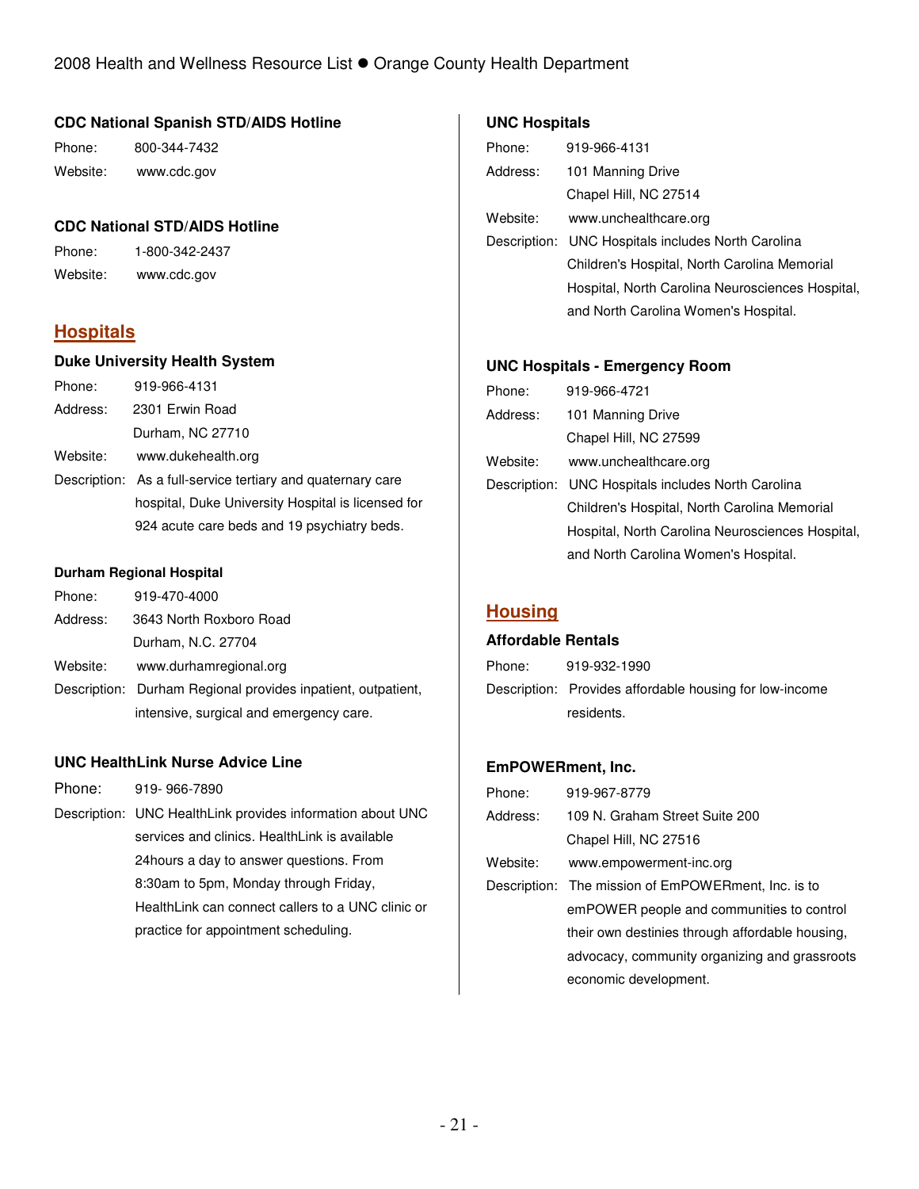### CDC National Spanish STD/AIDS Hotline

Phone: 800-344-7432

Website: www.cdc.gov

### CDC National STD/AIDS Hotline

Phone: 1-800-342-2437

Website: www.cdc.gov

## Hospitals

### Duke University Health System

Phone: 919-966-4131

Address: 2301 Erwin Road
Durham, NC 27710

Website: www.dukehealth.org

Description: As a full-service tertiary and quaternary care hospital, Duke University Hospital is licensed for 924 acute care beds and 19 psychiatry beds.

### Durham Regional Hospital

Phone: 919-470-4000

Address: 3643 North Roxboro Road
Durham, N.C. 27704

Website: www.durhamregional.org

Description: Durham Regional provides inpatient, outpatient, intensive, surgical and emergency care.

### UNC HealthLink Nurse Advice Line

Phone: 919- 966-7890

Description: UNC HealthLink provides information about UNC services and clinics. HealthLink is available 24hours a day to answer questions. From 8:30am to 5pm, Monday through Friday, HealthLink can connect callers to a UNC clinic or practice for appointment scheduling.

### UNC Hospitals

Phone: 919-966-4131

Address: 101 Manning Drive
Chapel Hill, NC 27514

Website: www.unchealthcare.org

Description: UNC Hospitals includes North Carolina Children's Hospital, North Carolina Memorial Hospital, North Carolina Neurosciences Hospital, and North Carolina Women's Hospital.

### UNC Hospitals - Emergency Room

Phone: 919-966-4721

Address: 101 Manning Drive
Chapel Hill, NC 27599

Website: www.unchealthcare.org

Description: UNC Hospitals includes North Carolina Children's Hospital, North Carolina Memorial Hospital, North Carolina Neurosciences Hospital, and North Carolina Women's Hospital.

## Housing

### Affordable Rentals

Phone: 919-932-1990

Description: Provides affordable housing for low-income residents.

### EmPOWERment, Inc.

Phone: 919-967-8779

Address: 109 N. Graham Street Suite 200
Chapel Hill, NC 27516

Website: www.empowerment-inc.org

Description: The mission of EmPOWERment, Inc. is to emPOWER people and communities to control their own destinies through affordable housing, advocacy, community organizing and grassroots economic development.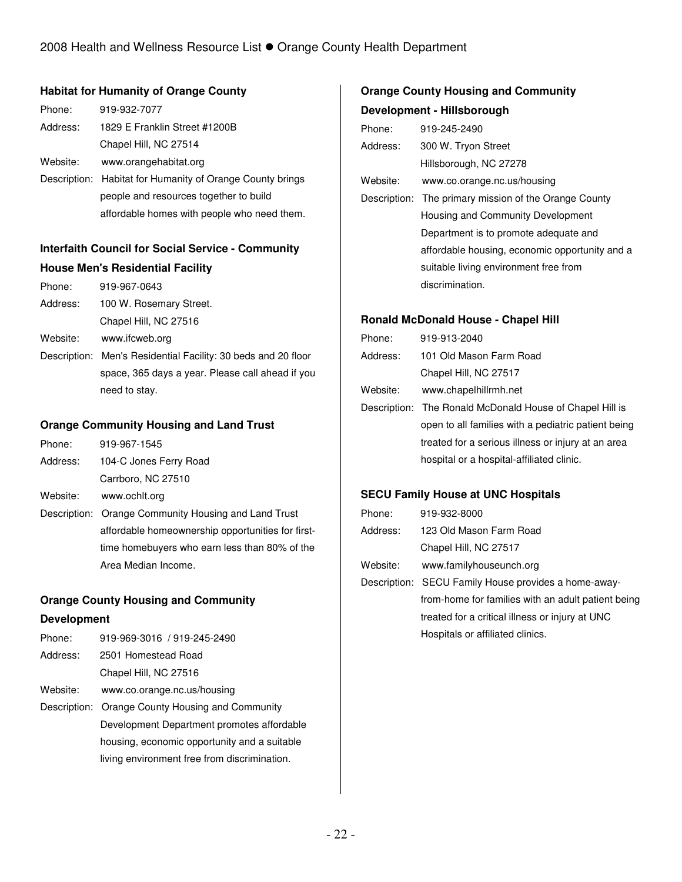### Habitat for Humanity of Orange County

Phone: 919-932-7077
Address: 1829 E Franklin Street #1200B
Chapel Hill, NC 27514
Website: www.orangehabitat.org
Description: Habitat for Humanity of Orange County brings people and resources together to build affordable homes with people who need them.

### Interfaith Council for Social Service - Community House Men's Residential Facility

Phone: 919-967-0643
Address: 100 W. Rosemary Street.
Chapel Hill, NC 27516
Website: www.ifcweb.org
Description: Men's Residential Facility: 30 beds and 20 floor space, 365 days a year. Please call ahead if you need to stay.

### Orange Community Housing and Land Trust

Phone: 919-967-1545
Address: 104-C Jones Ferry Road
Carrboro, NC 27510
Website: www.ochlt.org
Description: Orange Community Housing and Land Trust affordable homeownership opportunities for first-time homebuyers who earn less than 80% of the Area Median Income.

### Orange County Housing and Community Development

Phone: 919-969-3016 / 919-245-2490
Address: 2501 Homestead Road
Chapel Hill, NC 27516
Website: www.co.orange.nc.us/housing
Description: Orange County Housing and Community Development Department promotes affordable housing, economic opportunity and a suitable living environment free from discrimination.

### Orange County Housing and Community Development - Hillsborough

Phone: 919-245-2490
Address: 300 W. Tryon Street
Hillsborough, NC 27278
Website: www.co.orange.nc.us/housing
Description: The primary mission of the Orange County Housing and Community Development Department is to promote adequate and affordable housing, economic opportunity and a suitable living environment free from discrimination.

### Ronald McDonald House - Chapel Hill

Phone: 919-913-2040
Address: 101 Old Mason Farm Road
Chapel Hill, NC 27517
Website: www.chapelhillrmh.net
Description: The Ronald McDonald House of Chapel Hill is open to all families with a pediatric patient being treated for a serious illness or injury at an area hospital or a hospital-affiliated clinic.

### SECU Family House at UNC Hospitals

Phone: 919-932-8000
Address: 123 Old Mason Farm Road
Chapel Hill, NC 27517
Website: www.familyhouseunch.org
Description: SECU Family House provides a home-away-from-home for families with an adult patient being treated for a critical illness or injury at UNC Hospitals or affiliated clinics.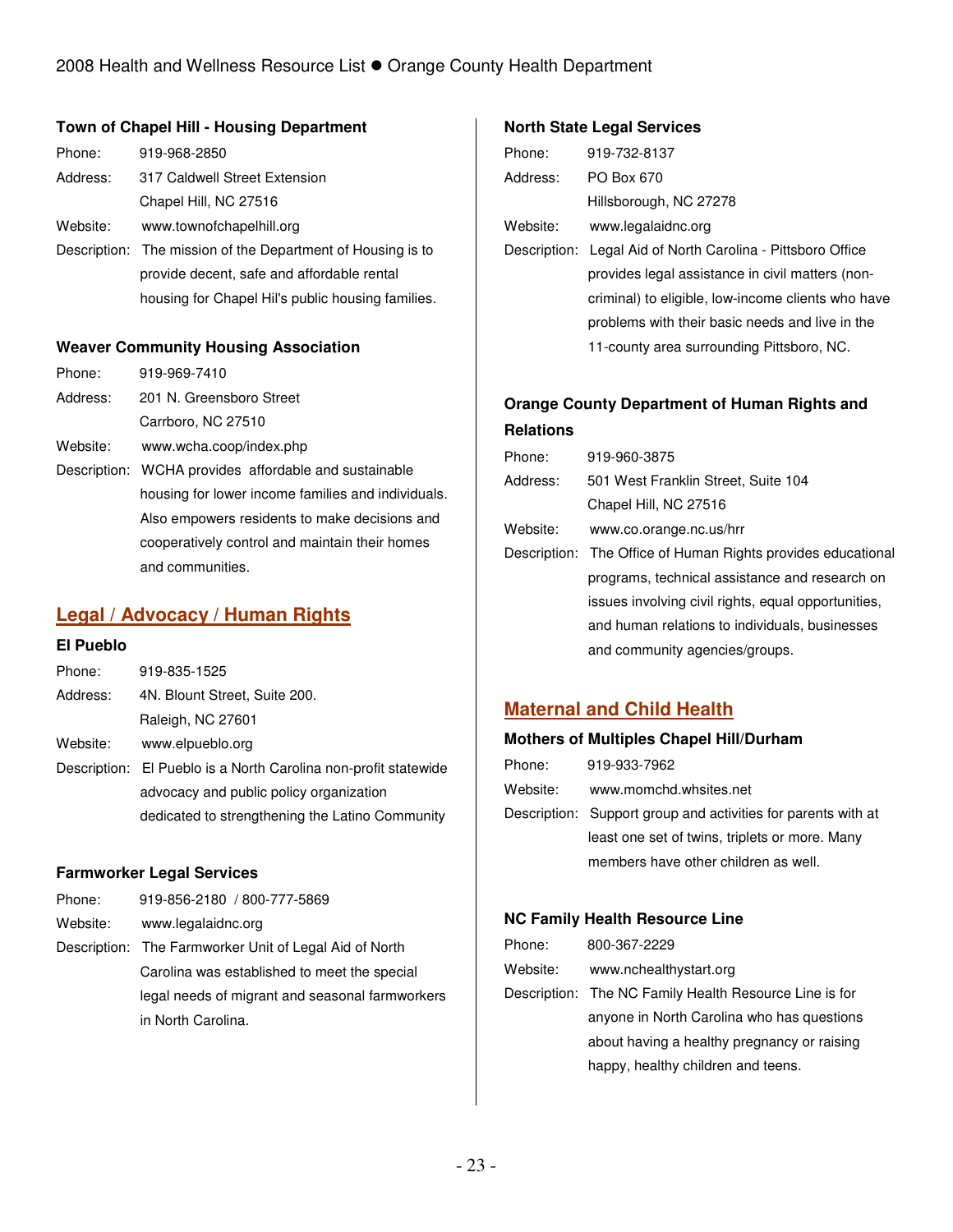### Town of Chapel Hill - Housing Department

Phone: 919-968-2850
Address: 317 Caldwell Street Extension
Chapel Hill, NC 27516
Website: www.townofchapelhill.org
Description: The mission of the Department of Housing is to provide decent, safe and affordable rental housing for Chapel Hil's public housing families.

### Weaver Community Housing Association

Phone: 919-969-7410
Address: 201 N. Greensboro Street
Carrboro, NC 27510
Website: www.wcha.coop/index.php
Description: WCHA provides affordable and sustainable housing for lower income families and individuals. Also empowers residents to make decisions and cooperatively control and maintain their homes and communities.

## Legal / Advocacy / Human Rights

### El Pueblo

Phone: 919-835-1525
Address: 4N. Blount Street, Suite 200.
Raleigh, NC 27601
Website: www.elpueblo.org
Description: El Pueblo is a North Carolina non-profit statewide advocacy and public policy organization dedicated to strengthening the Latino Community

### Farmworker Legal Services

Phone: 919-856-2180 / 800-777-5869
Website: www.legalaidnc.org
Description: The Farmworker Unit of Legal Aid of North Carolina was established to meet the special legal needs of migrant and seasonal farmworkers in North Carolina.

### North State Legal Services

Phone: 919-732-8137
Address: PO Box 670
Hillsborough, NC 27278
Website: www.legalaidnc.org
Description: Legal Aid of North Carolina - Pittsboro Office provides legal assistance in civil matters (non-criminal) to eligible, low-income clients who have problems with their basic needs and live in the 11-county area surrounding Pittsboro, NC.

### Orange County Department of Human Rights and Relations

Phone: 919-960-3875
Address: 501 West Franklin Street, Suite 104
Chapel Hill, NC 27516
Website: www.co.orange.nc.us/hrr
Description: The Office of Human Rights provides educational programs, technical assistance and research on issues involving civil rights, equal opportunities, and human relations to individuals, businesses and community agencies/groups.

## Maternal and Child Health

### Mothers of Multiples Chapel Hill/Durham

Phone: 919-933-7962
Website: www.momchd.whsites.net
Description: Support group and activities for parents with at least one set of twins, triplets or more. Many members have other children as well.

### NC Family Health Resource Line

Phone: 800-367-2229
Website: www.nchealthystart.org
Description: The NC Family Health Resource Line is for anyone in North Carolina who has questions about having a healthy pregnancy or raising happy, healthy children and teens.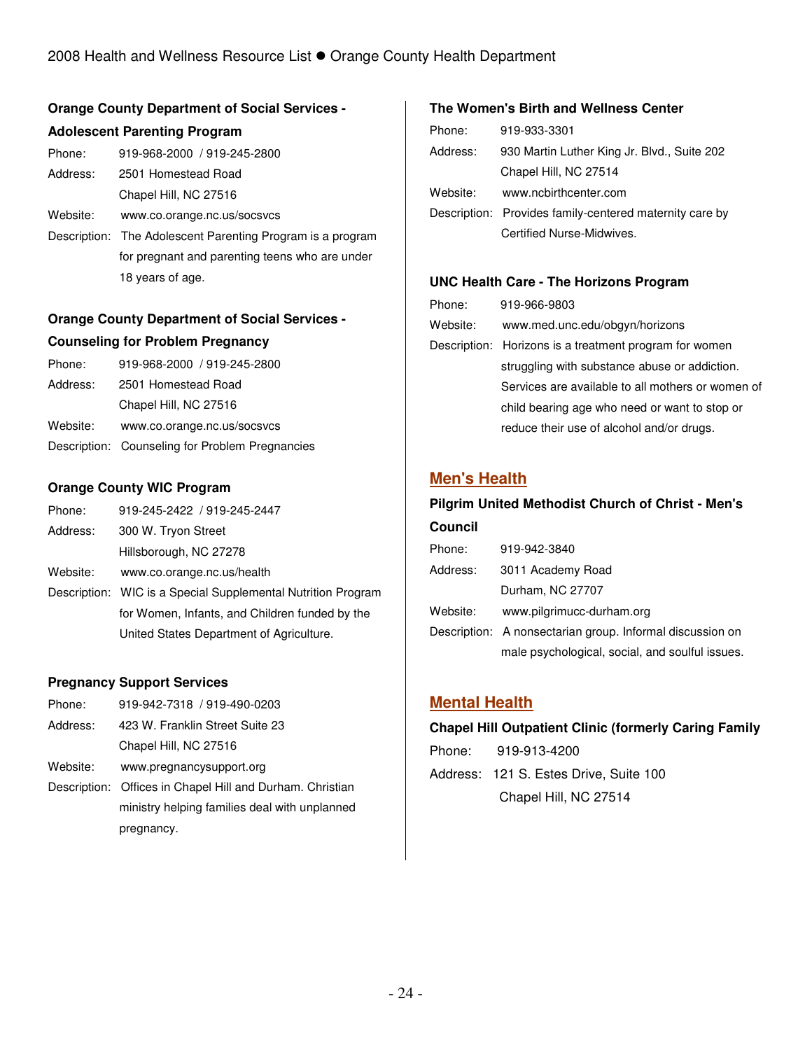**Orange County Department of Social Services - Adolescent Parenting Program**

Phone: 919-968-2000 / 919-245-2800

Address: 2501 Homestead Road
Chapel Hill, NC 27516

Website: www.co.orange.nc.us/socsvcs

Description: The Adolescent Parenting Program is a program for pregnant and parenting teens who are under 18 years of age.

**Orange County Department of Social Services - Counseling for Problem Pregnancy**

Phone: 919-968-2000 / 919-245-2800

Address: 2501 Homestead Road
Chapel Hill, NC 27516

Website: www.co.orange.nc.us/socsvcs

Description: Counseling for Problem Pregnancies

**Orange County WIC Program**

Phone: 919-245-2422 / 919-245-2447

Address: 300 W. Tryon Street
Hillsborough, NC 27278

Website: www.co.orange.nc.us/health

Description: WIC is a Special Supplemental Nutrition Program for Women, Infants, and Children funded by the United States Department of Agriculture.

**Pregnancy Support Services**

Phone: 919-942-7318 / 919-490-0203

Address: 423 W. Franklin Street Suite 23
Chapel Hill, NC 27516

Website: www.pregnancysupport.org

Description: Offices in Chapel Hill and Durham. Christian ministry helping families deal with unplanned pregnancy.

**The Women's Birth and Wellness Center**

Phone: 919-933-3301

Address: 930 Martin Luther King Jr. Blvd., Suite 202
Chapel Hill, NC 27514

Website: www.ncbirthcenter.com

Description: Provides family-centered maternity care by Certified Nurse-Midwives.

**UNC Health Care - The Horizons Program**

Phone: 919-966-9803

Website: www.med.unc.edu/obgyn/horizons

Description: Horizons is a treatment program for women struggling with substance abuse or addiction. Services are available to all mothers or women of child bearing age who need or want to stop or reduce their use of alcohol and/or drugs.

## Men's Health

**Pilgrim United Methodist Church of Christ - Men's Council**

Phone: 919-942-3840

Address: 3011 Academy Road
Durham, NC 27707

Website: www.pilgrimucc-durham.org

Description: A nonsectarian group. Informal discussion on male psychological, social, and soulful issues.

## Mental Health

**Chapel Hill Outpatient Clinic (formerly Caring Family**

Phone: 919-913-4200

Address: 121 S. Estes Drive, Suite 100
Chapel Hill, NC 27514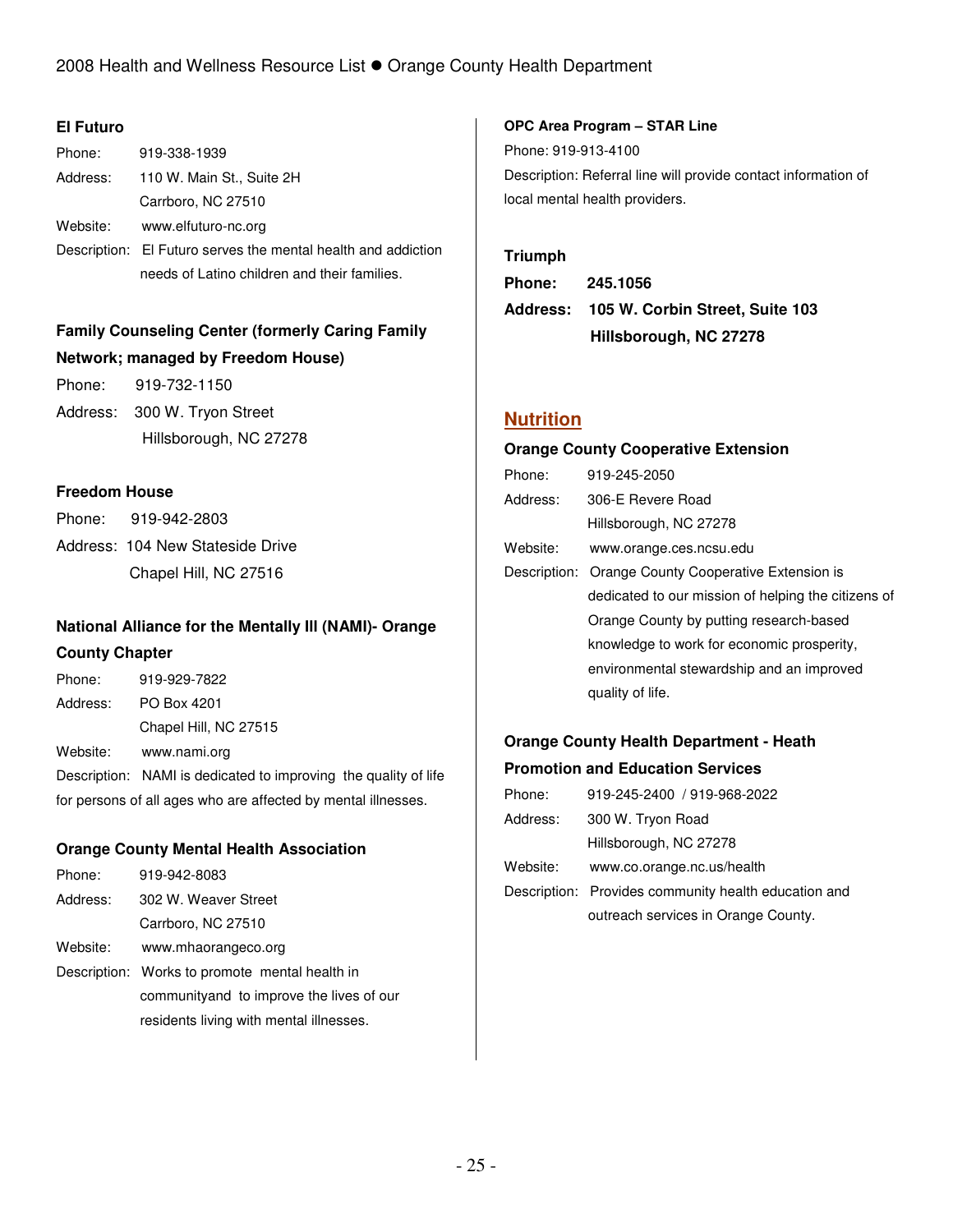**El Futuro**

Phone: 919-338-1939
Address: 110 W. Main St., Suite 2H
Carrboro, NC 27510
Website: www.elfuturo-nc.org
Description: El Futuro serves the mental health and addiction needs of Latino children and their families.

**Family Counseling Center (formerly Caring Family Network; managed by Freedom House)**

Phone: 919-732-1150
Address: 300 W. Tryon Street
Hillsborough, NC 27278

**Freedom House**

Phone: 919-942-2803
Address: 104 New Stateside Drive
Chapel Hill, NC 27516

**National Alliance for the Mentally Ill (NAMI)- Orange County Chapter**

Phone: 919-929-7822
Address: PO Box 4201
Chapel Hill, NC 27515
Website: www.nami.org
Description: NAMI is dedicated to improving the quality of life for persons of all ages who are affected by mental illnesses.

**Orange County Mental Health Association**

Phone: 919-942-8083
Address: 302 W. Weaver Street
Carrboro, NC 27510
Website: www.mhaorangeco.org
Description: Works to promote mental health in communityand to improve the lives of our residents living with mental illnesses.

**OPC Area Program – STAR Line**

Phone: 919-913-4100
Description: Referral line will provide contact information of local mental health providers.

**Triumph**

**Phone: 245.1056**
**Address: 105 W. Corbin Street, Suite 103**
**Hillsborough, NC 27278**

## Nutrition

**Orange County Cooperative Extension**

Phone: 919-245-2050
Address: 306-E Revere Road
Hillsborough, NC 27278
Website: www.orange.ces.ncsu.edu
Description: Orange County Cooperative Extension is dedicated to our mission of helping the citizens of Orange County by putting research-based knowledge to work for economic prosperity, environmental stewardship and an improved quality of life.

**Orange County Health Department - Heath Promotion and Education Services**

Phone: 919-245-2400 / 919-968-2022
Address: 300 W. Tryon Road
Hillsborough, NC 27278
Website: www.co.orange.nc.us/health
Description: Provides community health education and outreach services in Orange County.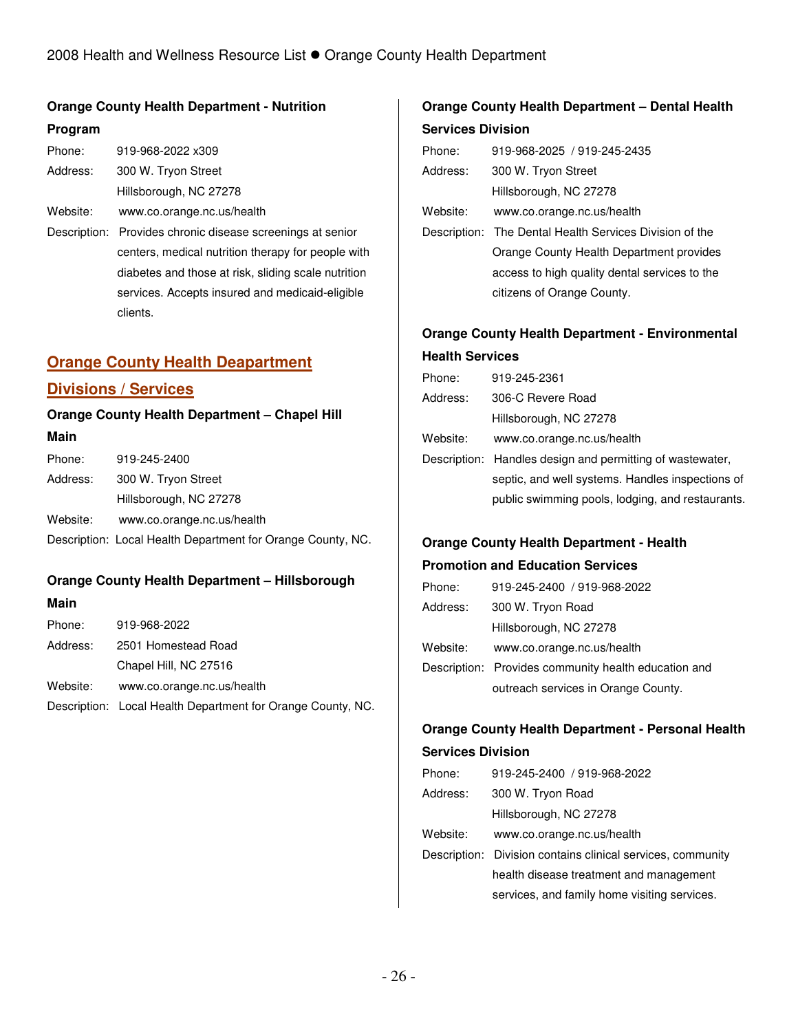### Orange County Health Department - Nutrition Program

Phone: 919-968-2022 x309
Address: 300 W. Tryon Street
Hillsborough, NC 27278
Website: www.co.orange.nc.us/health
Description: Provides chronic disease screenings at senior centers, medical nutrition therapy for people with diabetes and those at risk, sliding scale nutrition services. Accepts insured and medicaid-eligible clients.

## Orange County Health Deapartment Divisions / Services

### Orange County Health Department – Chapel Hill Main

Phone: 919-245-2400
Address: 300 W. Tryon Street
Hillsborough, NC 27278
Website: www.co.orange.nc.us/health
Description: Local Health Department for Orange County, NC.

### Orange County Health Department – Hillsborough Main

Phone: 919-968-2022
Address: 2501 Homestead Road
Chapel Hill, NC 27516
Website: www.co.orange.nc.us/health
Description: Local Health Department for Orange County, NC.

### Orange County Health Department – Dental Health Services Division

Phone: 919-968-2025 / 919-245-2435
Address: 300 W. Tryon Street
Hillsborough, NC 27278
Website: www.co.orange.nc.us/health
Description: The Dental Health Services Division of the Orange County Health Department provides access to high quality dental services to the citizens of Orange County.

### Orange County Health Department - Environmental Health Services

Phone: 919-245-2361
Address: 306-C Revere Road
Hillsborough, NC 27278
Website: www.co.orange.nc.us/health
Description: Handles design and permitting of wastewater, septic, and well systems. Handles inspections of public swimming pools, lodging, and restaurants.

### Orange County Health Department - Health Promotion and Education Services

Phone: 919-245-2400 / 919-968-2022
Address: 300 W. Tryon Road
Hillsborough, NC 27278
Website: www.co.orange.nc.us/health
Description: Provides community health education and outreach services in Orange County.

### Orange County Health Department - Personal Health Services Division

Phone: 919-245-2400 / 919-968-2022
Address: 300 W. Tryon Road
Hillsborough, NC 27278
Website: www.co.orange.nc.us/health
Description: Division contains clinical services, community health disease treatment and management services, and family home visiting services.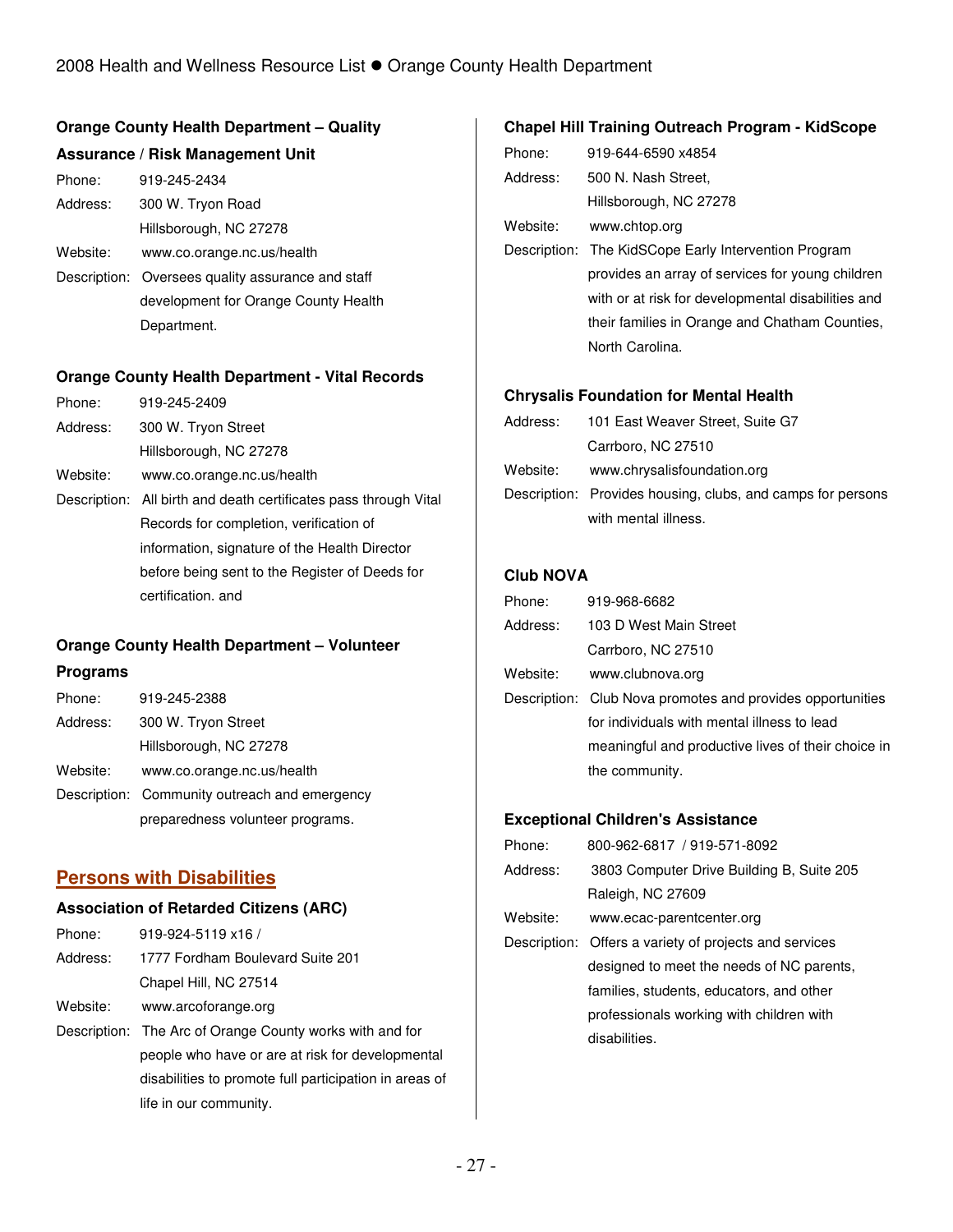**Orange County Health Department – Quality Assurance / Risk Management Unit**

Phone: 919-245-2434
Address: 300 W. Tryon Road
Hillsborough, NC 27278
Website: www.co.orange.nc.us/health
Description: Oversees quality assurance and staff development for Orange County Health Department.

**Orange County Health Department - Vital Records**

Phone: 919-245-2409
Address: 300 W. Tryon Street
Hillsborough, NC 27278
Website: www.co.orange.nc.us/health
Description: All birth and death certificates pass through Vital Records for completion, verification of information, signature of the Health Director before being sent to the Register of Deeds for certification. and

**Orange County Health Department – Volunteer Programs**

Phone: 919-245-2388
Address: 300 W. Tryon Street
Hillsborough, NC 27278
Website: www.co.orange.nc.us/health
Description: Community outreach and emergency preparedness volunteer programs.

## Persons with Disabilities

**Association of Retarded Citizens (ARC)**

Phone: 919-924-5119 x16 /
Address: 1777 Fordham Boulevard Suite 201
Chapel Hill, NC 27514
Website: www.arcoforange.org
Description: The Arc of Orange County works with and for people who have or are at risk for developmental disabilities to promote full participation in areas of life in our community.

**Chapel Hill Training Outreach Program - KidScope**

Phone: 919-644-6590 x4854
Address: 500 N. Nash Street,
Hillsborough, NC 27278
Website: www.chtop.org
Description: The KidSCope Early Intervention Program provides an array of services for young children with or at risk for developmental disabilities and their families in Orange and Chatham Counties, North Carolina.

**Chrysalis Foundation for Mental Health**

Address: 101 East Weaver Street, Suite G7
Carrboro, NC 27510
Website: www.chrysalisfoundation.org
Description: Provides housing, clubs, and camps for persons with mental illness.

**Club NOVA**

Phone: 919-968-6682
Address: 103 D West Main Street
Carrboro, NC 27510
Website: www.clubnova.org
Description: Club Nova promotes and provides opportunities for individuals with mental illness to lead meaningful and productive lives of their choice in the community.

**Exceptional Children's Assistance**

Phone: 800-962-6817 / 919-571-8092
Address: 3803 Computer Drive Building B, Suite 205
Raleigh, NC 27609
Website: www.ecac-parentcenter.org
Description: Offers a variety of projects and services designed to meet the needs of NC parents, families, students, educators, and other professionals working with children with disabilities.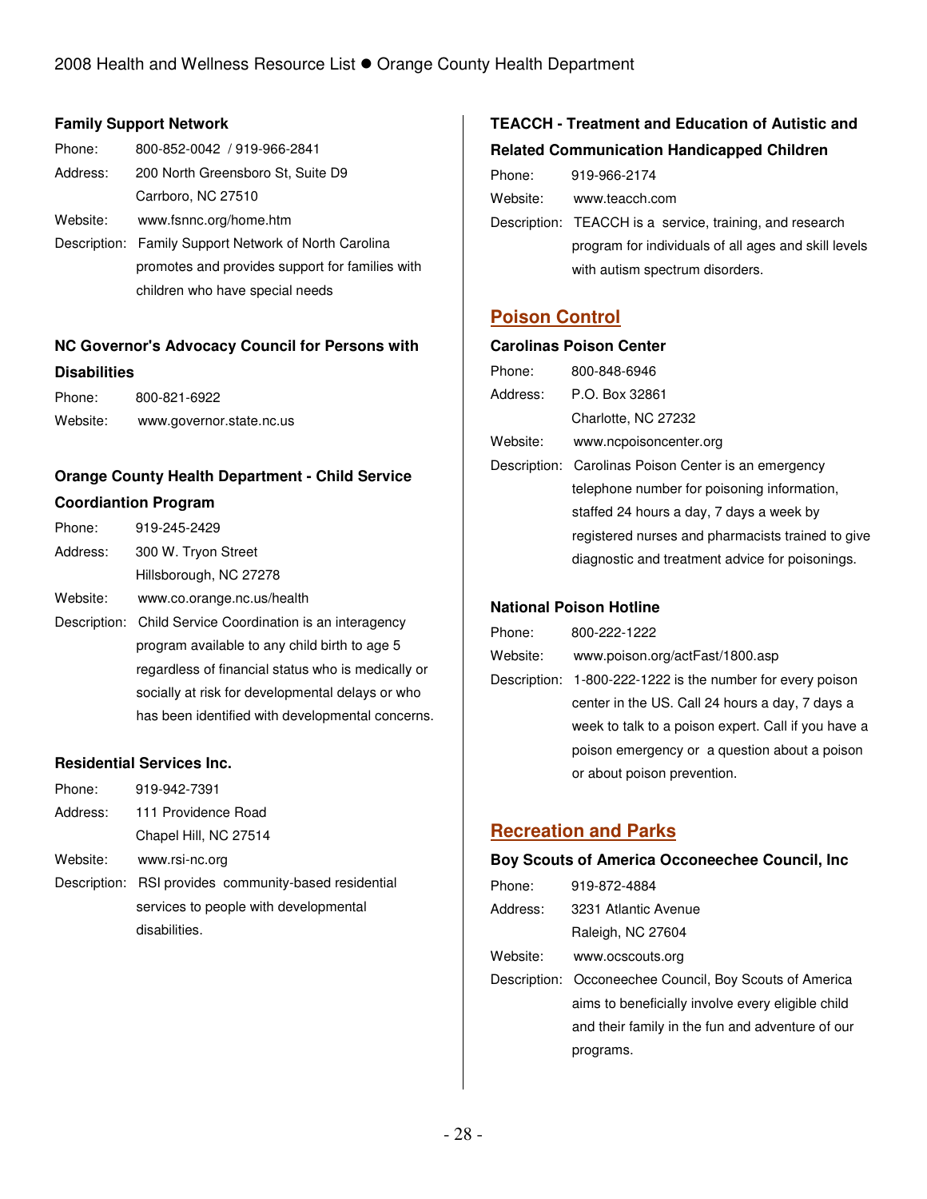### Family Support Network

Phone: 800-852-0042 / 919-966-2841

Address: 200 North Greensboro St, Suite D9
Carrboro, NC 27510

Website: www.fsnnc.org/home.htm

Description: Family Support Network of North Carolina promotes and provides support for families with children who have special needs

### NC Governor's Advocacy Council for Persons with Disabilities

Phone: 800-821-6922

Website: www.governor.state.nc.us

### Orange County Health Department - Child Service Coordiantion Program

Phone: 919-245-2429

Address: 300 W. Tryon Street
Hillsborough, NC 27278

Website: www.co.orange.nc.us/health

Description: Child Service Coordination is an interagency program available to any child birth to age 5 regardless of financial status who is medically or socially at risk for developmental delays or who has been identified with developmental concerns.

### Residential Services Inc.

Phone: 919-942-7391

Address: 111 Providence Road
Chapel Hill, NC 27514

Website: www.rsi-nc.org

Description: RSI provides community-based residential services to people with developmental disabilities.

### TEACCH - Treatment and Education of Autistic and Related Communication Handicapped Children

Phone: 919-966-2174

Website: www.teacch.com

Description: TEACCH is a service, training, and research program for individuals of all ages and skill levels with autism spectrum disorders.

## Poison Control

### Carolinas Poison Center

Phone: 800-848-6946

Address: P.O. Box 32861
Charlotte, NC 27232

Website: www.ncpoisoncenter.org

Description: Carolinas Poison Center is an emergency telephone number for poisoning information, staffed 24 hours a day, 7 days a week by registered nurses and pharmacists trained to give diagnostic and treatment advice for poisonings.

### National Poison Hotline

Phone: 800-222-1222

Website: www.poison.org/actFast/1800.asp

Description: 1-800-222-1222 is the number for every poison center in the US. Call 24 hours a day, 7 days a week to talk to a poison expert. Call if you have a poison emergency or a question about a poison or about poison prevention.

## Recreation and Parks

### Boy Scouts of America Occoneechee Council, Inc

Phone: 919-872-4884

Address: 3231 Atlantic Avenue
Raleigh, NC 27604

Website: www.ocscouts.org

Description: Occoneechee Council, Boy Scouts of America aims to beneficially involve every eligible child and their family in the fun and adventure of our programs.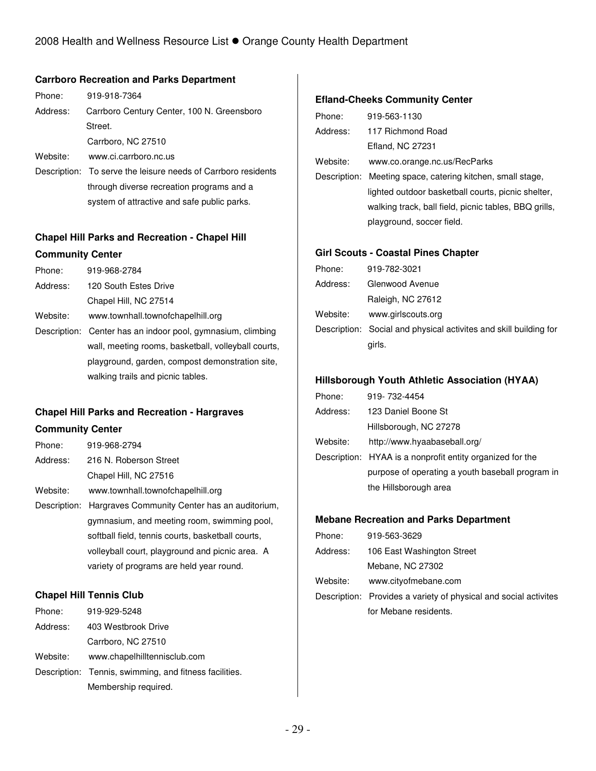### Carrboro Recreation and Parks Department

Phone: 919-918-7364
Address: Carrboro Century Center, 100 N. Greensboro Street.
Carrboro, NC 27510
Website: www.ci.carrboro.nc.us
Description: To serve the leisure needs of Carrboro residents through diverse recreation programs and a system of attractive and safe public parks.

### Chapel Hill Parks and Recreation - Chapel Hill Community Center

Phone: 919-968-2784
Address: 120 South Estes Drive
Chapel Hill, NC 27514
Website: www.townhall.townofchapelhill.org
Description: Center has an indoor pool, gymnasium, climbing wall, meeting rooms, basketball, volleyball courts, playground, garden, compost demonstration site, walking trails and picnic tables.

### Chapel Hill Parks and Recreation - Hargraves Community Center

Phone: 919-968-2794
Address: 216 N. Roberson Street
Chapel Hill, NC 27516
Website: www.townhall.townofchapelhill.org
Description: Hargraves Community Center has an auditorium, gymnasium, and meeting room, swimming pool, softball field, tennis courts, basketball courts, volleyball court, playground and picnic area. A variety of programs are held year round.

### Chapel Hill Tennis Club

Phone: 919-929-5248
Address: 403 Westbrook Drive
Carrboro, NC 27510
Website: www.chapelhilltennisclub.com
Description: Tennis, swimming, and fitness facilities. Membership required.

### Efland-Cheeks Community Center

Phone: 919-563-1130
Address: 117 Richmond Road
Efland, NC 27231
Website: www.co.orange.nc.us/RecParks
Description: Meeting space, catering kitchen, small stage, lighted outdoor basketball courts, picnic shelter, walking track, ball field, picnic tables, BBQ grills, playground, soccer field.

### Girl Scouts - Coastal Pines Chapter

Phone: 919-782-3021
Address: Glenwood Avenue
Raleigh, NC 27612
Website: www.girlscouts.org
Description: Social and physical activites and skill building for girls.

### Hillsborough Youth Athletic Association (HYAA)

Phone: 919- 732-4454
Address: 123 Daniel Boone St
Hillsborough, NC 27278
Website: http://www.hyaabaseball.org/
Description: HYAA is a nonprofit entity organized for the purpose of operating a youth baseball program in the Hillsborough area

### Mebane Recreation and Parks Department

Phone: 919-563-3629
Address: 106 East Washington Street
Mebane, NC 27302
Website: www.cityofmebane.com
Description: Provides a variety of physical and social activites for Mebane residents.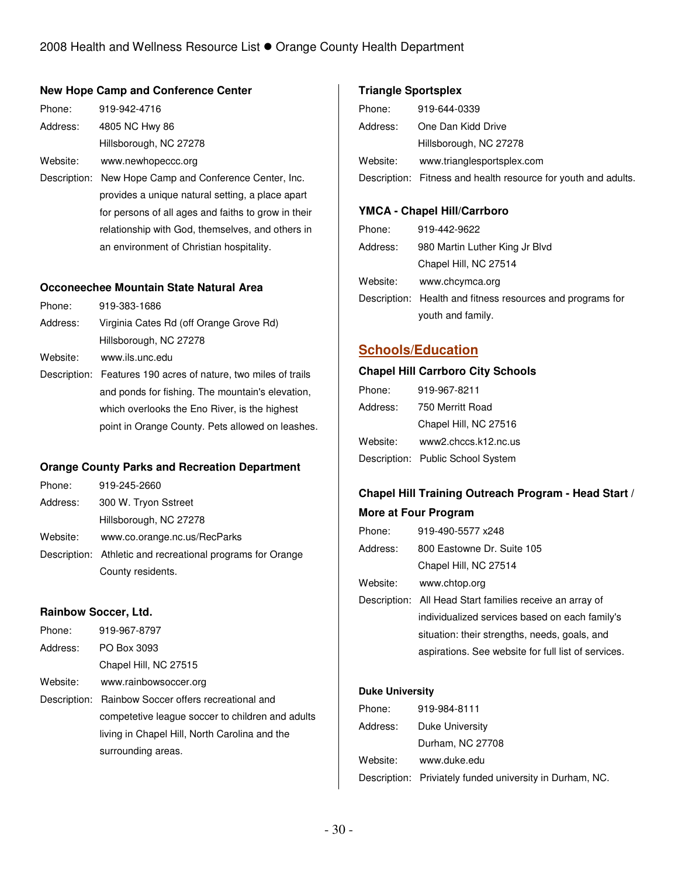### New Hope Camp and Conference Center

Phone: 919-942-4716
Address: 4805 NC Hwy 86
Hillsborough, NC 27278
Website: www.newhopeccc.org
Description: New Hope Camp and Conference Center, Inc. provides a unique natural setting, a place apart for persons of all ages and faiths to grow in their relationship with God, themselves, and others in an environment of Christian hospitality.

### Occoneechee Mountain State Natural Area

Phone: 919-383-1686
Address: Virginia Cates Rd (off Orange Grove Rd)
Hillsborough, NC 27278
Website: www.ils.unc.edu
Description: Features 190 acres of nature, two miles of trails and ponds for fishing. The mountain's elevation, which overlooks the Eno River, is the highest point in Orange County. Pets allowed on leashes.

### Orange County Parks and Recreation Department

Phone: 919-245-2660
Address: 300 W. Tryon Sstreet
Hillsborough, NC 27278
Website: www.co.orange.nc.us/RecParks
Description: Athletic and recreational programs for Orange County residents.

### Rainbow Soccer, Ltd.

Phone: 919-967-8797
Address: PO Box 3093
Chapel Hill, NC 27515
Website: www.rainbowsoccer.org
Description: Rainbow Soccer offers recreational and competetive league soccer to children and adults living in Chapel Hill, North Carolina and the surrounding areas.

### Triangle Sportsplex

Phone: 919-644-0339
Address: One Dan Kidd Drive
Hillsborough, NC 27278
Website: www.trianglesportsplex.com
Description: Fitness and health resource for youth and adults.

### YMCA - Chapel Hill/Carrboro

Phone: 919-442-9622
Address: 980 Martin Luther King Jr Blvd
Chapel Hill, NC 27514
Website: www.chcymca.org
Description: Health and fitness resources and programs for youth and family.

## Schools/Education

### Chapel Hill Carrboro City Schools

Phone: 919-967-8211
Address: 750 Merritt Road
Chapel Hill, NC 27516
Website: www2.chccs.k12.nc.us
Description: Public School System

### Chapel Hill Training Outreach Program - Head Start / More at Four Program

Phone: 919-490-5577 x248
Address: 800 Eastowne Dr. Suite 105
Chapel Hill, NC 27514
Website: www.chtop.org
Description: All Head Start families receive an array of individualized services based on each family's situation: their strengths, needs, goals, and aspirations. See website for full list of services.

### Duke University

Phone: 919-984-8111
Address: Duke University
Durham, NC 27708
Website: www.duke.edu
Description: Privately funded university in Durham, NC.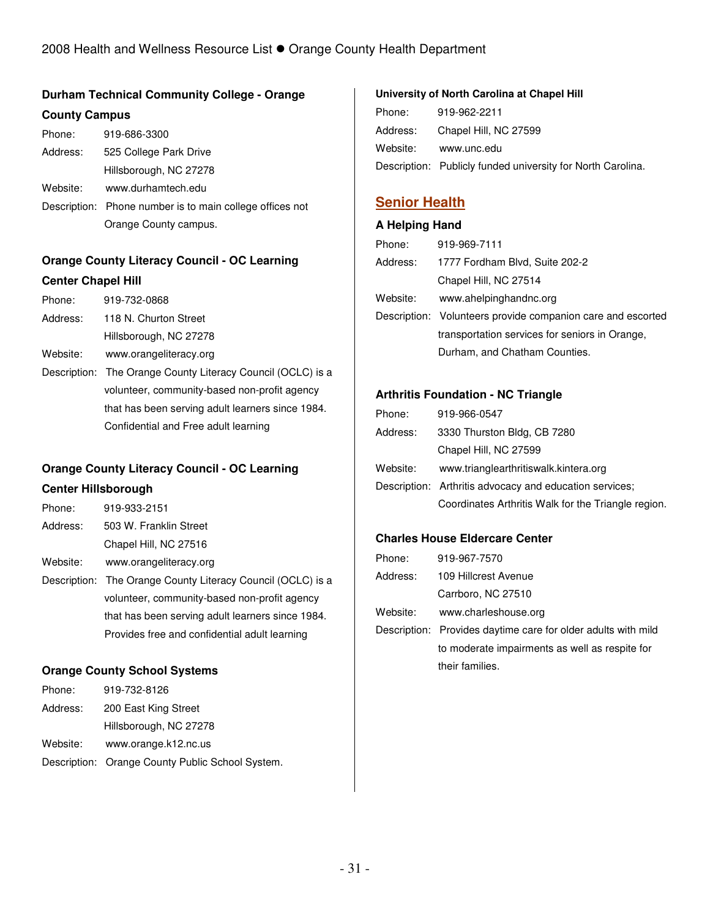### Durham Technical Community College - Orange County Campus

Phone: 919-686-3300
Address: 525 College Park Drive
Hillsborough, NC 27278
Website: www.durhamtech.edu
Description: Phone number is to main college offices not Orange County campus.

### Orange County Literacy Council - OC Learning Center Chapel Hill

Phone: 919-732-0868
Address: 118 N. Churton Street
Hillsborough, NC 27278
Website: www.orangeliteracy.org
Description: The Orange County Literacy Council (OCLC) is a volunteer, community-based non-profit agency that has been serving adult learners since 1984. Confidential and Free adult learning

### Orange County Literacy Council - OC Learning Center Hillsborough

Phone: 919-933-2151
Address: 503 W. Franklin Street
Chapel Hill, NC 27516
Website: www.orangeliteracy.org
Description: The Orange County Literacy Council (OCLC) is a volunteer, community-based non-profit agency that has been serving adult learners since 1984. Provides free and confidential adult learning

### Orange County School Systems

Phone: 919-732-8126
Address: 200 East King Street
Hillsborough, NC 27278
Website: www.orange.k12.nc.us
Description: Orange County Public School System.

### University of North Carolina at Chapel Hill

Phone: 919-962-2211
Address: Chapel Hill, NC 27599
Website: www.unc.edu
Description: Publicly funded university for North Carolina.

## Senior Health

### A Helping Hand

Phone: 919-969-7111
Address: 1777 Fordham Blvd, Suite 202-2
Chapel Hill, NC 27514
Website: www.ahelpinghandnc.org
Description: Volunteers provide companion care and escorted transportation services for seniors in Orange, Durham, and Chatham Counties.

### Arthritis Foundation - NC Triangle

Phone: 919-966-0547
Address: 3330 Thurston Bldg, CB 7280
Chapel Hill, NC 27599
Website: www.trianglearthritiswalk.kintera.org
Description: Arthritis advocacy and education services; Coordinates Arthritis Walk for the Triangle region.

### Charles House Eldercare Center

Phone: 919-967-7570
Address: 109 Hillcrest Avenue
Carrboro, NC 27510
Website: www.charleshouse.org
Description: Provides daytime care for older adults with mild to moderate impairments as well as respite for their families.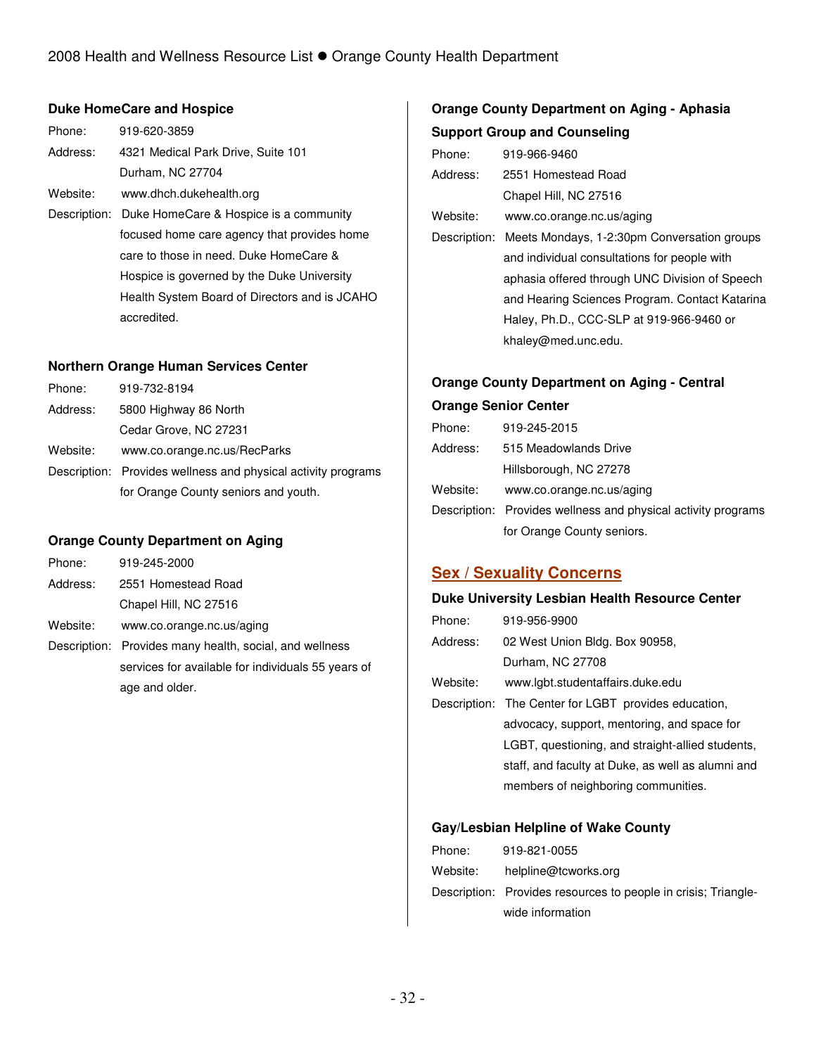### Duke HomeCare and Hospice

Phone: 919-620-3859

Address: 4321 Medical Park Drive, Suite 101
Durham, NC 27704

Website: www.dhch.dukehealth.org

Description: Duke HomeCare & Hospice is a community focused home care agency that provides home care to those in need. Duke HomeCare & Hospice is governed by the Duke University Health System Board of Directors and is JCAHO accredited.

### Northern Orange Human Services Center

Phone: 919-732-8194

Address: 5800 Highway 86 North
Cedar Grove, NC 27231

Website: www.co.orange.nc.us/RecParks

Description: Provides wellness and physical activity programs for Orange County seniors and youth.

### Orange County Department on Aging

Phone: 919-245-2000

Address: 2551 Homestead Road
Chapel Hill, NC 27516

Website: www.co.orange.nc.us/aging

Description: Provides many health, social, and wellness services for available for individuals 55 years of age and older.

### Orange County Department on Aging - Aphasia Support Group and Counseling

Phone: 919-966-9460

Address: 2551 Homestead Road
Chapel Hill, NC 27516

Website: www.co.orange.nc.us/aging

Description: Meets Mondays, 1-2:30pm Conversation groups and individual consultations for people with aphasia offered through UNC Division of Speech and Hearing Sciences Program. Contact Katarina Haley, Ph.D., CCC-SLP at 919-966-9460 or khaley@med.unc.edu.

### Orange County Department on Aging - Central Orange Senior Center

Phone: 919-245-2015

Address: 515 Meadowlands Drive
Hillsborough, NC 27278

Website: www.co.orange.nc.us/aging

Description: Provides wellness and physical activity programs for Orange County seniors.

## Sex / Sexuality Concerns

### Duke University Lesbian Health Resource Center

Phone: 919-956-9900

Address: 02 West Union Bldg. Box 90958,
Durham, NC 27708

Website: www.lgbt.studentaffairs.duke.edu

Description: The Center for LGBT provides education, advocacy, support, mentoring, and space for LGBT, questioning, and straight-allied students, staff, and faculty at Duke, as well as alumni and members of neighboring communities.

### Gay/Lesbian Helpline of Wake County

Phone: 919-821-0055

Website: helpline@tcworks.org

Description: Provides resources to people in crisis; Triangle-wide information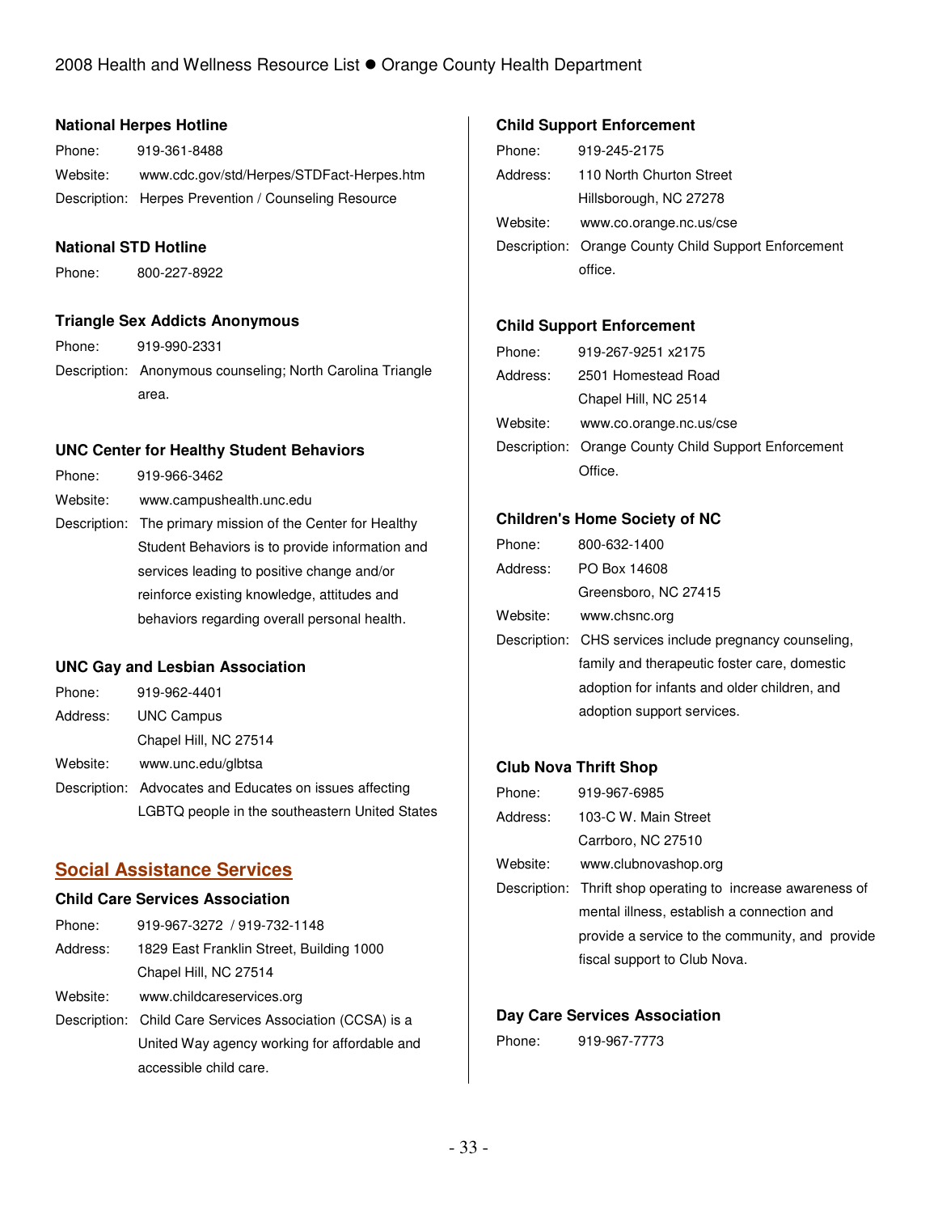### National Herpes Hotline

Phone: 919-361-8488

Website: www.cdc.gov/std/Herpes/STDFact-Herpes.htm

Description: Herpes Prevention / Counseling Resource

### National STD Hotline

Phone: 800-227-8922

### Triangle Sex Addicts Anonymous

Phone: 919-990-2331

Description: Anonymous counseling; North Carolina Triangle area.

### UNC Center for Healthy Student Behaviors

Phone: 919-966-3462

Website: www.campushealth.unc.edu

Description: The primary mission of the Center for Healthy Student Behaviors is to provide information and services leading to positive change and/or reinforce existing knowledge, attitudes and behaviors regarding overall personal health.

### UNC Gay and Lesbian Association

Phone: 919-962-4401

Address: UNC Campus
Chapel Hill, NC 27514

Website: www.unc.edu/glbtsa

Description: Advocates and Educates on issues affecting LGBTQ people in the southeastern United States

## Social Assistance Services

### Child Care Services Association

Phone: 919-967-3272 / 919-732-1148

Address: 1829 East Franklin Street, Building 1000
Chapel Hill, NC 27514

Website: www.childcareservices.org

Description: Child Care Services Association (CCSA) is a United Way agency working for affordable and accessible child care.

### Child Support Enforcement

Phone: 919-245-2175

Address: 110 North Churton Street
Hillsborough, NC 27278

Website: www.co.orange.nc.us/cse

Description: Orange County Child Support Enforcement office.

### Child Support Enforcement

Phone: 919-267-9251 x2175

Address: 2501 Homestead Road
Chapel Hill, NC 2514

Website: www.co.orange.nc.us/cse

Description: Orange County Child Support Enforcement Office.

### Children's Home Society of NC

Phone: 800-632-1400

Address: PO Box 14608
Greensboro, NC 27415

Website: www.chsnc.org

Description: CHS services include pregnancy counseling, family and therapeutic foster care, domestic adoption for infants and older children, and adoption support services.

### Club Nova Thrift Shop

Phone: 919-967-6985

Address: 103-C W. Main Street
Carrboro, NC 27510

Website: www.clubnovashop.org

Description: Thrift shop operating to increase awareness of mental illness, establish a connection and provide a service to the community, and provide fiscal support to Club Nova.

### Day Care Services Association

Phone: 919-967-7773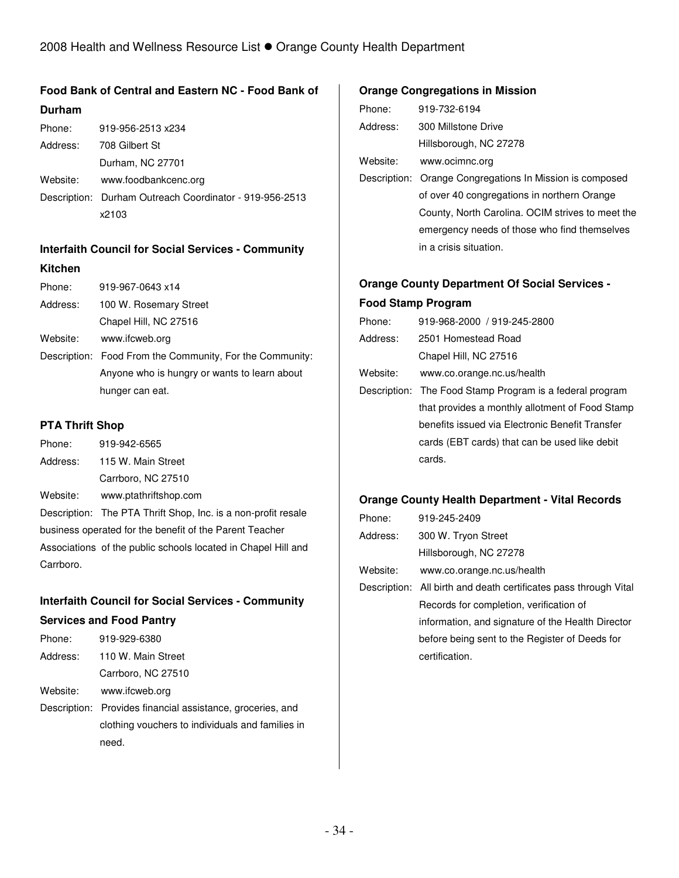### Food Bank of Central and Eastern NC - Food Bank of Durham

Phone: 919-956-2513 x234
Address: 708 Gilbert St
Durham, NC 27701
Website: www.foodbankcenc.org
Description: Durham Outreach Coordinator - 919-956-2513 x2103

### Interfaith Council for Social Services - Community Kitchen

Phone: 919-967-0643 x14
Address: 100 W. Rosemary Street
Chapel Hill, NC 27516
Website: www.ifcweb.org
Description: Food From the Community, For the Community: Anyone who is hungry or wants to learn about hunger can eat.

### PTA Thrift Shop

Phone: 919-942-6565
Address: 115 W. Main Street
Carrboro, NC 27510
Website: www.ptathriftshop.com
Description: The PTA Thrift Shop, Inc. is a non-profit resale business operated for the benefit of the Parent Teacher Associations of the public schools located in Chapel Hill and Carrboro.

### Interfaith Council for Social Services - Community Services and Food Pantry

Phone: 919-929-6380
Address: 110 W. Main Street
Carrboro, NC 27510
Website: www.ifcweb.org
Description: Provides financial assistance, groceries, and clothing vouchers to individuals and families in need.

### Orange Congregations in Mission

Phone: 919-732-6194
Address: 300 Millstone Drive
Hillsborough, NC 27278
Website: www.ocimnc.org
Description: Orange Congregations In Mission is composed of over 40 congregations in northern Orange County, North Carolina. OCIM strives to meet the emergency needs of those who find themselves in a crisis situation.

### Orange County Department Of Social Services - Food Stamp Program

Phone: 919-968-2000 / 919-245-2800
Address: 2501 Homestead Road
Chapel Hill, NC 27516
Website: www.co.orange.nc.us/health
Description: The Food Stamp Program is a federal program that provides a monthly allotment of Food Stamp benefits issued via Electronic Benefit Transfer cards (EBT cards) that can be used like debit cards.

### Orange County Health Department - Vital Records

Phone: 919-245-2409
Address: 300 W. Tryon Street
Hillsborough, NC 27278
Website: www.co.orange.nc.us/health
Description: All birth and death certificates pass through Vital Records for completion, verification of information, and signature of the Health Director before being sent to the Register of Deeds for certification.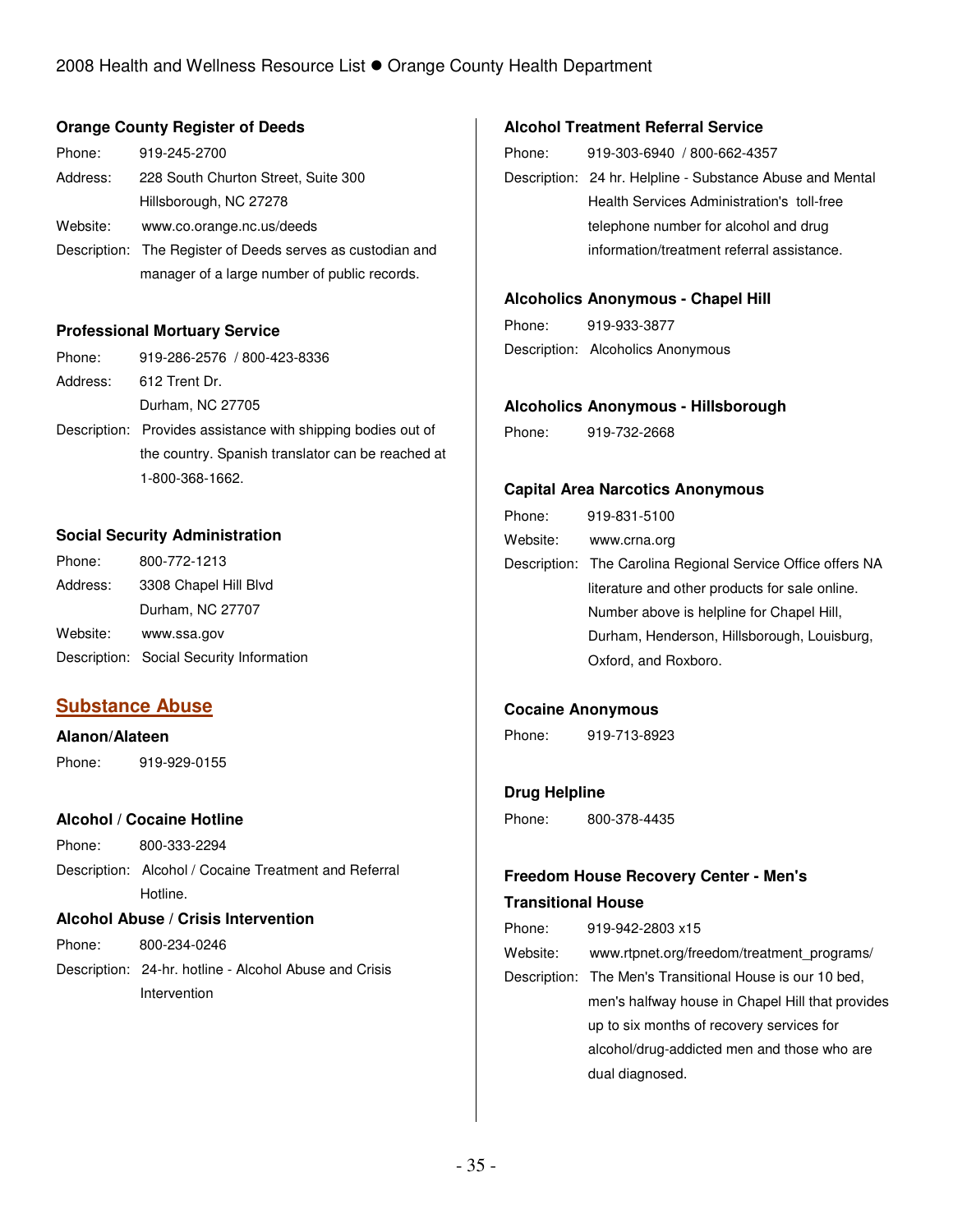**Orange County Register of Deeds**

Phone: 919-245-2700

Address: 228 South Churton Street, Suite 300
Hillsborough, NC 27278

Website: www.co.orange.nc.us/deeds

Description: The Register of Deeds serves as custodian and manager of a large number of public records.

**Professional Mortuary Service**

Phone: 919-286-2576 / 800-423-8336

Address: 612 Trent Dr.
Durham, NC 27705

Description: Provides assistance with shipping bodies out of the country. Spanish translator can be reached at 1-800-368-1662.

**Social Security Administration**

Phone: 800-772-1213

Address: 3308 Chapel Hill Blvd
Durham, NC 27707

Website: www.ssa.gov

Description: Social Security Information

## Substance Abuse

**Alanon/Alateen**

Phone: 919-929-0155

**Alcohol / Cocaine Hotline**

Phone: 800-333-2294

Description: Alcohol / Cocaine Treatment and Referral Hotline.

**Alcohol Abuse / Crisis Intervention**

Phone: 800-234-0246

Description: 24-hr. hotline - Alcohol Abuse and Crisis Intervention

**Alcohol Treatment Referral Service**

Phone: 919-303-6940 / 800-662-4357

Description: 24 hr. Helpline - Substance Abuse and Mental Health Services Administration's toll-free telephone number for alcohol and drug information/treatment referral assistance.

**Alcoholics Anonymous - Chapel Hill**

Phone: 919-933-3877

Description: Alcoholics Anonymous

**Alcoholics Anonymous - Hillsborough**

Phone: 919-732-2668

**Capital Area Narcotics Anonymous**

Phone: 919-831-5100

Website: www.crna.org

Description: The Carolina Regional Service Office offers NA literature and other products for sale online. Number above is helpline for Chapel Hill, Durham, Henderson, Hillsborough, Louisburg, Oxford, and Roxboro.

**Cocaine Anonymous**

Phone: 919-713-8923

**Drug Helpline**

Phone: 800-378-4435

**Freedom House Recovery Center - Men's Transitional House**

Phone: 919-942-2803 x15

Website: www.rtpnet.org/freedom/treatment_programs/

Description: The Men's Transitional House is our 10 bed, men's halfway house in Chapel Hill that provides up to six months of recovery services for alcohol/drug-addicted men and those who are dual diagnosed.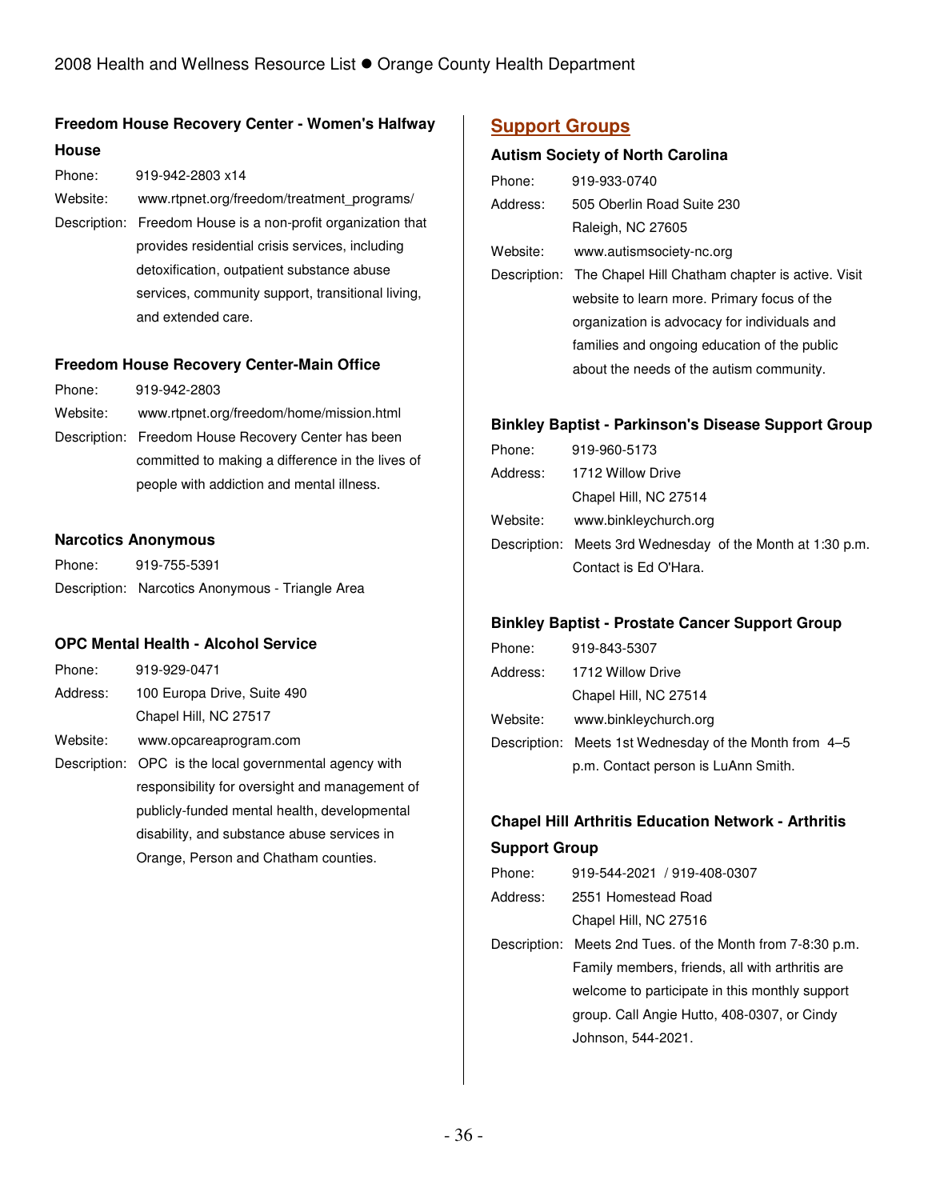### Freedom House Recovery Center - Women's Halfway House

Phone: 919-942-2803 x14

Website: www.rtpnet.org/freedom/treatment_programs/

Description: Freedom House is a non-profit organization that provides residential crisis services, including detoxification, outpatient substance abuse services, community support, transitional living, and extended care.

### Freedom House Recovery Center-Main Office

Phone: 919-942-2803

Website: www.rtpnet.org/freedom/home/mission.html

Description: Freedom House Recovery Center has been committed to making a difference in the lives of people with addiction and mental illness.

### Narcotics Anonymous

Phone: 919-755-5391

Description: Narcotics Anonymous - Triangle Area

### OPC Mental Health - Alcohol Service

Phone: 919-929-0471

Address: 100 Europa Drive, Suite 490
Chapel Hill, NC 27517

Website: www.opcareaprogram.com

Description: OPC is the local governmental agency with responsibility for oversight and management of publicly-funded mental health, developmental disability, and substance abuse services in Orange, Person and Chatham counties.

## Support Groups

### Autism Society of North Carolina

Phone: 919-933-0740

Address: 505 Oberlin Road Suite 230
Raleigh, NC 27605

Website: www.autismsociety-nc.org

Description: The Chapel Hill Chatham chapter is active. Visit website to learn more. Primary focus of the organization is advocacy for individuals and families and ongoing education of the public about the needs of the autism community.

### Binkley Baptist - Parkinson's Disease Support Group

Phone: 919-960-5173

Address: 1712 Willow Drive
Chapel Hill, NC 27514

Website: www.binkleychurch.org

Description: Meets 3rd Wednesday of the Month at 1:30 p.m. Contact is Ed O'Hara.

### Binkley Baptist - Prostate Cancer Support Group

Phone: 919-843-5307

Address: 1712 Willow Drive
Chapel Hill, NC 27514

Website: www.binkleychurch.org

Description: Meets 1st Wednesday of the Month from 4–5 p.m. Contact person is LuAnn Smith.

### Chapel Hill Arthritis Education Network - Arthritis Support Group

Phone: 919-544-2021 / 919-408-0307

Address: 2551 Homestead Road
Chapel Hill, NC 27516

Description: Meets 2nd Tues. of the Month from 7-8:30 p.m. Family members, friends, all with arthritis are welcome to participate in this monthly support group. Call Angie Hutto, 408-0307, or Cindy Johnson, 544-2021.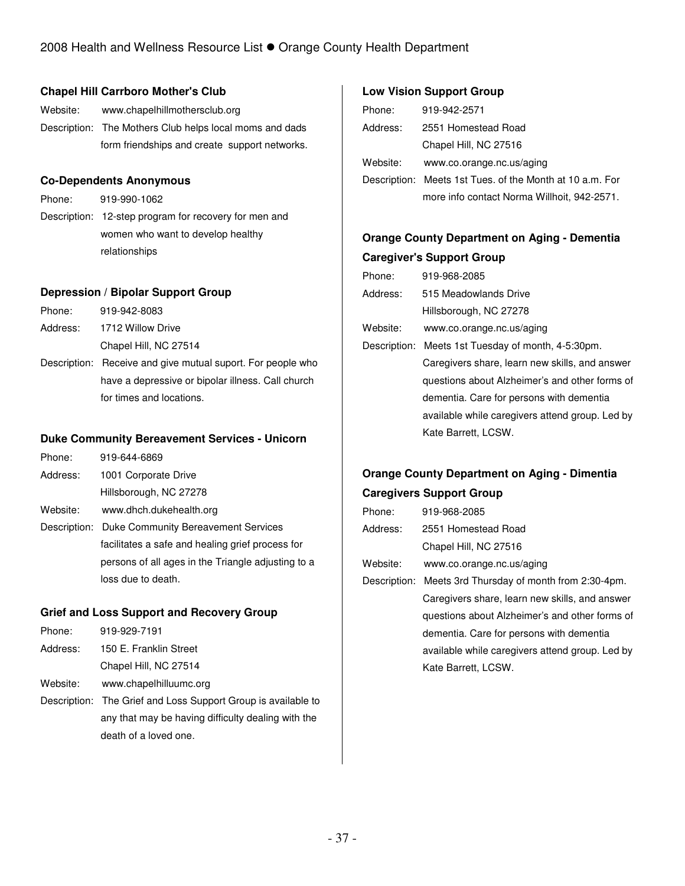### Chapel Hill Carrboro Mother's Club

Website: www.chapelhillmothersclub.org

Description: The Mothers Club helps local moms and dads form friendships and create support networks.

### Co-Dependents Anonymous

Phone: 919-990-1062

Description: 12-step program for recovery for men and women who want to develop healthy relationships

### Depression / Bipolar Support Group

Phone: 919-942-8083

Address: 1712 Willow Drive
Chapel Hill, NC 27514

Description: Receive and give mutual suport. For people who have a depressive or bipolar illness. Call church for times and locations.

### Duke Community Bereavement Services - Unicorn

Phone: 919-644-6869

Address: 1001 Corporate Drive
Hillsborough, NC 27278

Website: www.dhch.dukehealth.org

Description: Duke Community Bereavement Services facilitates a safe and healing grief process for persons of all ages in the Triangle adjusting to a loss due to death.

### Grief and Loss Support and Recovery Group

Phone: 919-929-7191

Address: 150 E. Franklin Street
Chapel Hill, NC 27514

Website: www.chapelhilluumc.org

Description: The Grief and Loss Support Group is available to any that may be having difficulty dealing with the death of a loved one.

### Low Vision Support Group

Phone: 919-942-2571

Address: 2551 Homestead Road
Chapel Hill, NC 27516

Website: www.co.orange.nc.us/aging

Description: Meets 1st Tues. of the Month at 10 a.m. For more info contact Norma Willhoit, 942-2571.

### Orange County Department on Aging - Dementia Caregiver's Support Group

Phone: 919-968-2085

Address: 515 Meadowlands Drive
Hillsborough, NC 27278

Website: www.co.orange.nc.us/aging

Description: Meets 1st Tuesday of month, 4-5:30pm. Caregivers share, learn new skills, and answer questions about Alzheimer's and other forms of dementia. Care for persons with dementia available while caregivers attend group. Led by Kate Barrett, LCSW.

### Orange County Department on Aging - Dimentia Caregivers Support Group

Phone: 919-968-2085

Address: 2551 Homestead Road
Chapel Hill, NC 27516

Website: www.co.orange.nc.us/aging

Description: Meets 3rd Thursday of month from 2:30-4pm. Caregivers share, learn new skills, and answer questions about Alzheimer's and other forms of dementia. Care for persons with dementia available while caregivers attend group. Led by Kate Barrett, LCSW.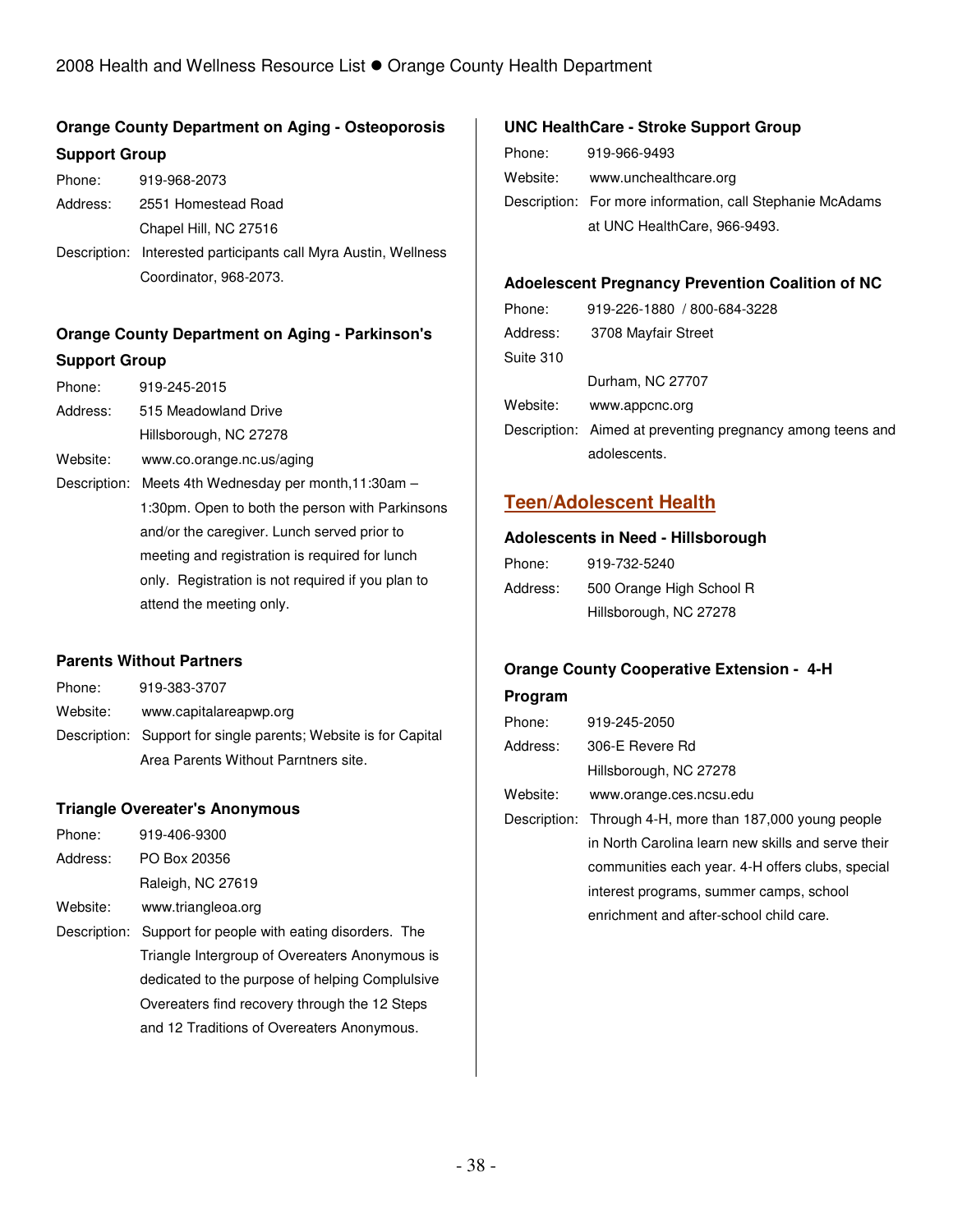**Orange County Department on Aging - Osteoporosis Support Group**

Phone: 919-968-2073

Address: 2551 Homestead Road
Chapel Hill, NC 27516

Description: Interested participants call Myra Austin, Wellness Coordinator, 968-2073.

**Orange County Department on Aging - Parkinson's Support Group**

Phone: 919-245-2015

Address: 515 Meadowland Drive
Hillsborough, NC 27278

Website: www.co.orange.nc.us/aging

Description: Meets 4th Wednesday per month,11:30am – 1:30pm. Open to both the person with Parkinsons and/or the caregiver. Lunch served prior to meeting and registration is required for lunch only. Registration is not required if you plan to attend the meeting only.

**Parents Without Partners**

Phone: 919-383-3707

Website: www.capitalareapwp.org

Description: Support for single parents; Website is for Capital Area Parents Without Parntners site.

**Triangle Overeater's Anonymous**

Phone: 919-406-9300

Address: PO Box 20356
Raleigh, NC 27619

Website: www.triangleoa.org

Description: Support for people with eating disorders. The Triangle Intergroup of Overeaters Anonymous is dedicated to the purpose of helping Complulsive Overeaters find recovery through the 12 Steps and 12 Traditions of Overeaters Anonymous.

**UNC HealthCare - Stroke Support Group**

Phone: 919-966-9493

Website: www.unchealthcare.org

Description: For more information, call Stephanie McAdams at UNC HealthCare, 966-9493.

**Adoelescent Pregnancy Prevention Coalition of NC**

Phone: 919-226-1880 / 800-684-3228

Address: 3708 Mayfair Street
Suite 310
Durham, NC 27707

Website: www.appcnc.org

Description: Aimed at preventing pregnancy among teens and adolescents.

## Teen/Adolescent Health

**Adolescents in Need - Hillsborough**

Phone: 919-732-5240

Address: 500 Orange High School R
Hillsborough, NC 27278

**Orange County Cooperative Extension - 4-H Program**

Phone: 919-245-2050

Address: 306-E Revere Rd
Hillsborough, NC 27278

Website: www.orange.ces.ncsu.edu

Description: Through 4-H, more than 187,000 young people in North Carolina learn new skills and serve their communities each year. 4-H offers clubs, special interest programs, summer camps, school enrichment and after-school child care.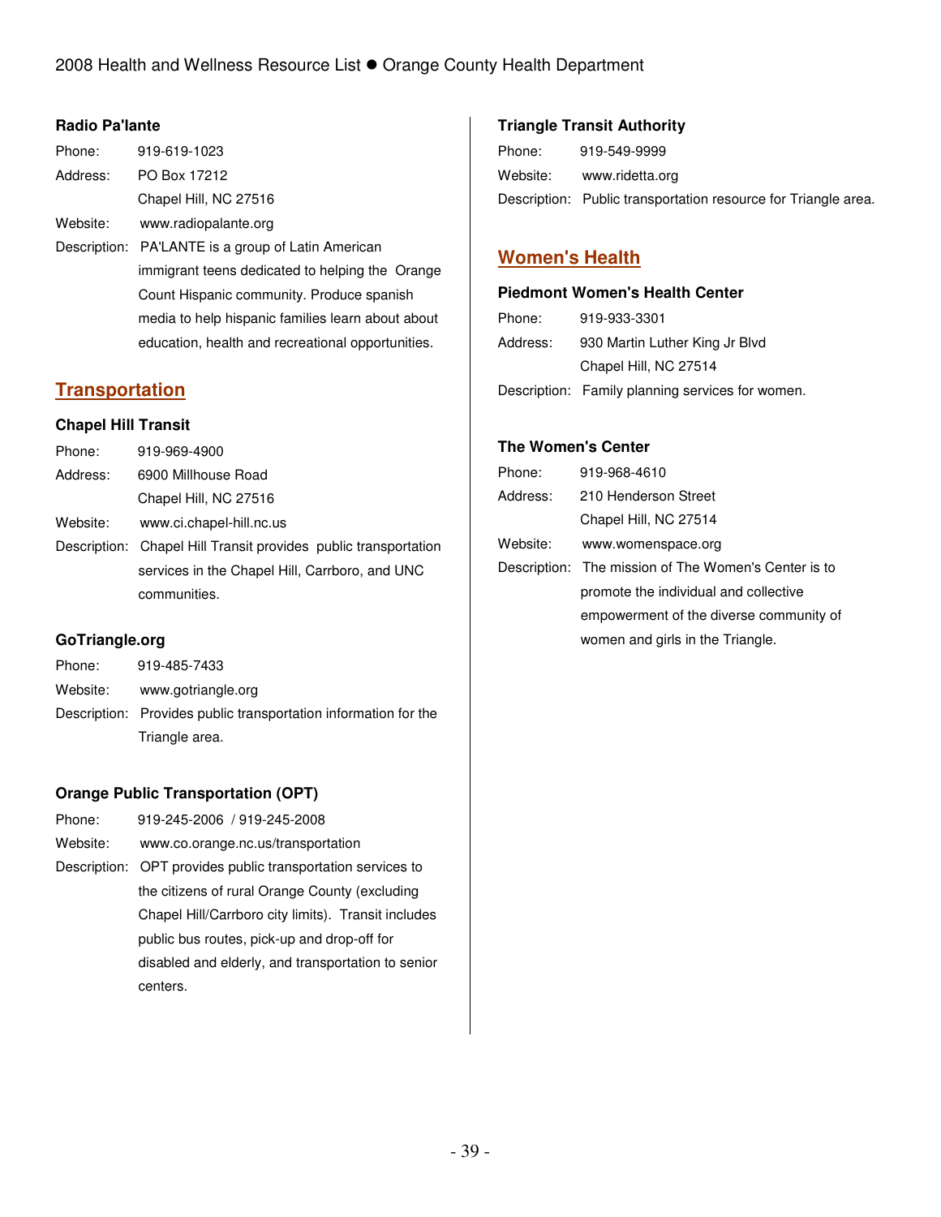### Radio Pa'lante

Phone: 919-619-1023
Address: PO Box 17212
Chapel Hill, NC 27516
Website: www.radiopalante.org
Description: PA'LANTE is a group of Latin American immigrant teens dedicated to helping the Orange Count Hispanic community. Produce spanish media to help hispanic families learn about about education, health and recreational opportunities.

## Transportation

### Chapel Hill Transit

Phone: 919-969-4900
Address: 6900 Millhouse Road
Chapel Hill, NC 27516
Website: www.ci.chapel-hill.nc.us
Description: Chapel Hill Transit provides public transportation services in the Chapel Hill, Carrboro, and UNC communities.

### GoTriangle.org

Phone: 919-485-7433
Website: www.gotriangle.org
Description: Provides public transportation information for the Triangle area.

### Orange Public Transportation (OPT)

Phone: 919-245-2006 / 919-245-2008
Website: www.co.orange.nc.us/transportation
Description: OPT provides public transportation services to the citizens of rural Orange County (excluding Chapel Hill/Carrboro city limits). Transit includes public bus routes, pick-up and drop-off for disabled and elderly, and transportation to senior centers.

### Triangle Transit Authority

Phone: 919-549-9999
Website: www.ridetta.org
Description: Public transportation resource for Triangle area.

## Women's Health

### Piedmont Women's Health Center

Phone: 919-933-3301
Address: 930 Martin Luther King Jr Blvd
Chapel Hill, NC 27514
Description: Family planning services for women.

### The Women's Center

Phone: 919-968-4610
Address: 210 Henderson Street
Chapel Hill, NC 27514
Website: www.womenspace.org
Description: The mission of The Women's Center is to promote the individual and collective empowerment of the diverse community of women and girls in the Triangle.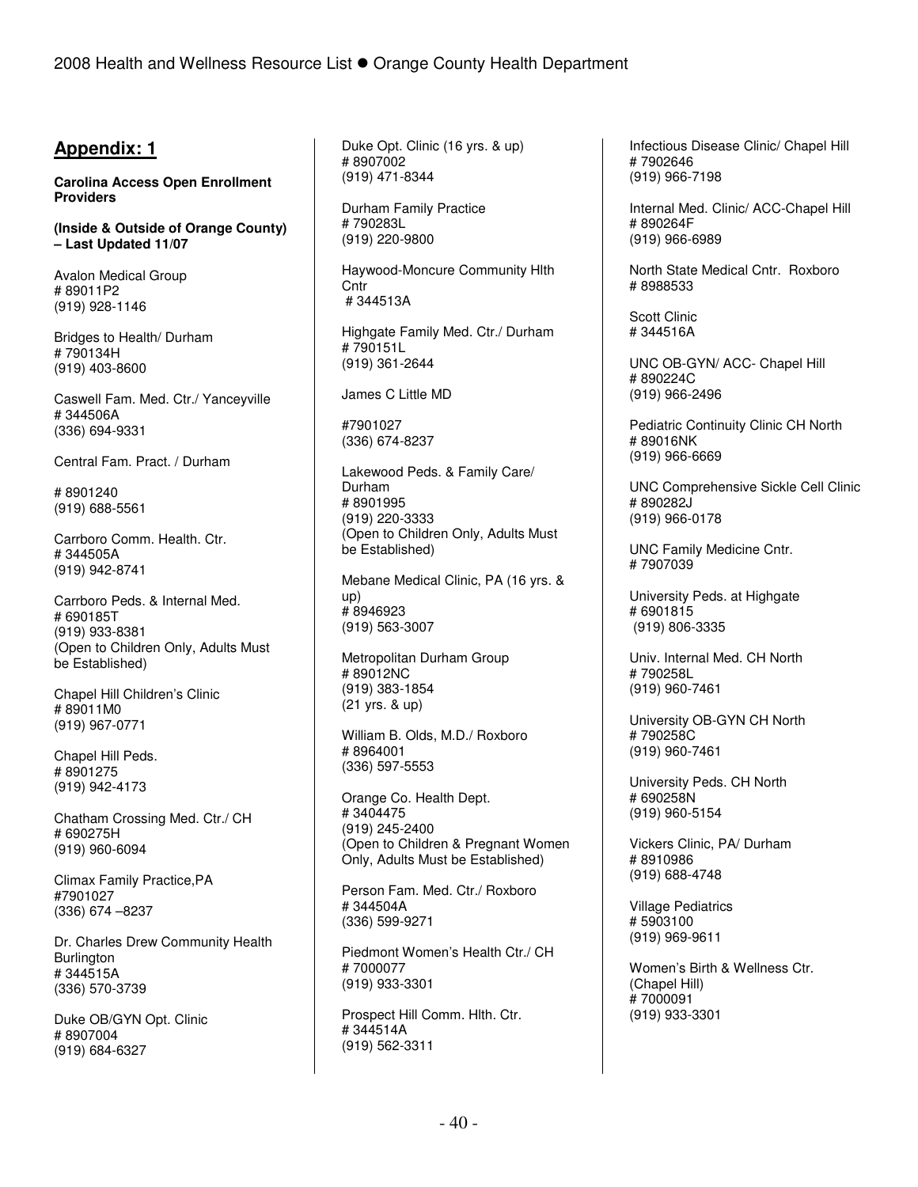## Appendix: 1

**Carolina Access Open Enrollment Providers**

**(Inside & Outside of Orange County) – Last Updated 11/07**

Avalon Medical Group
# 89011P2
(919) 928-1146

Bridges to Health/ Durham
# 790134H
(919) 403-8600

Caswell Fam. Med. Ctr./ Yanceyville
# 344506A
(336) 694-9331

Central Fam. Pract. / Durham

# 8901240
(919) 688-5561

Carrboro Comm. Health. Ctr.
# 344505A
(919) 942-8741

Carrboro Peds. & Internal Med.
# 690185T
(919) 933-8381
(Open to Children Only, Adults Must be Established)

Chapel Hill Children's Clinic
# 89011M0
(919) 967-0771

Chapel Hill Peds.
# 8901275
(919) 942-4173

Chatham Crossing Med. Ctr./ CH
# 690275H
(919) 960-6094

Climax Family Practice,PA
#7901027
(336) 674 –8237

Dr. Charles Drew Community Health Burlington
# 344515A
(336) 570-3739

Duke OB/GYN Opt. Clinic
# 8907004
(919) 684-6327

Duke Opt. Clinic (16 yrs. & up)
# 8907002
(919) 471-8344

Durham Family Practice
# 790283L
(919) 220-9800

Haywood-Moncure Community Hlth Cntr
# 344513A

Highgate Family Med. Ctr./ Durham
# 790151L
(919) 361-2644

James C Little MD

#7901027
(336) 674-8237

Lakewood Peds. & Family Care/ Durham
# 8901995
(919) 220-3333
(Open to Children Only, Adults Must be Established)

Mebane Medical Clinic, PA (16 yrs. & up)
# 8946923
(919) 563-3007

Metropolitan Durham Group
# 89012NC
(919) 383-1854
(21 yrs. & up)

William B. Olds, M.D./ Roxboro
# 8964001
(336) 597-5553

Orange Co. Health Dept.
# 3404475
(919) 245-2400
(Open to Children & Pregnant Women Only, Adults Must be Established)

Person Fam. Med. Ctr./ Roxboro
# 344504A
(336) 599-9271

Piedmont Women's Health Ctr./ CH
# 7000077
(919) 933-3301

Prospect Hill Comm. Hlth. Ctr.
# 344514A
(919) 562-3311

Infectious Disease Clinic/ Chapel Hill
# 7902646
(919) 966-7198

Internal Med. Clinic/ ACC-Chapel Hill
# 890264F
(919) 966-6989

North State Medical Cntr. Roxboro
# 8988533

Scott Clinic
# 344516A

UNC OB-GYN/ ACC- Chapel Hill
# 890224C
(919) 966-2496

Pediatric Continuity Clinic CH North
# 89016NK
(919) 966-6669

UNC Comprehensive Sickle Cell Clinic
# 890282J
(919) 966-0178

UNC Family Medicine Cntr.
# 7907039

University Peds. at Highgate
# 6901815
(919) 806-3335

Univ. Internal Med. CH North
# 790258L
(919) 960-7461

University OB-GYN CH North
# 790258C
(919) 960-7461

University Peds. CH North
# 690258N
(919) 960-5154

Vickers Clinic, PA/ Durham
# 8910986
(919) 688-4748

Village Pediatrics
# 5903100
(919) 969-9611

Women's Birth & Wellness Ctr. (Chapel Hill)
# 7000091
(919) 933-3301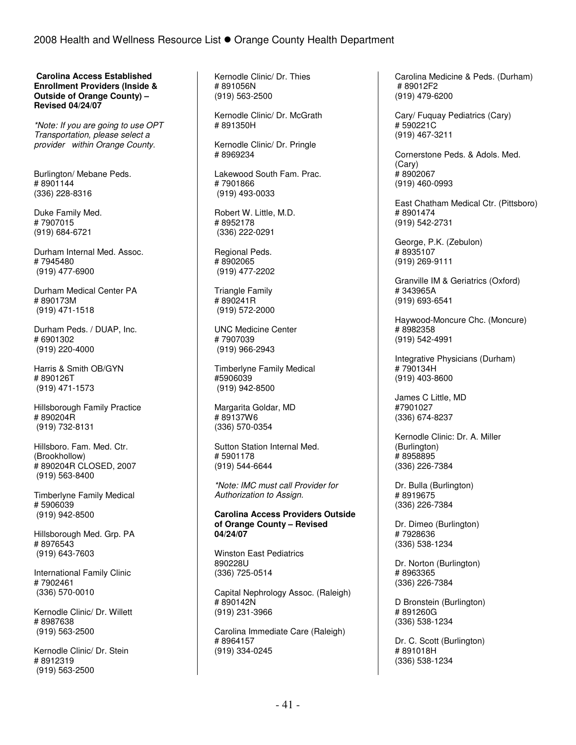**Carolina Access Established Enrollment Providers (Inside & Outside of Orange County) – Revised 04/24/07**

*\*Note: If you are going to use OPT Transportation, please select a provider within Orange County.*

Burlington/ Mebane Peds.
# 8901144
(336) 228-8316

Duke Family Med.
# 7907015
(919) 684-6721

Durham Internal Med. Assoc.
# 7945480
(919) 477-6900

Durham Medical Center PA
# 890173M
(919) 471-1518

Durham Peds. / DUAP, Inc.
# 6901302
(919) 220-4000

Harris & Smith OB/GYN
# 890126T
(919) 471-1573

Hillsborough Family Practice
# 890204R
(919) 732-8131

Hillsboro. Fam. Med. Ctr. (Brookhollow)
# 890204R CLOSED, 2007
(919) 563-8400

Timberlyne Family Medical
# 5906039
(919) 942-8500

Hillsborough Med. Grp. PA
# 8976543
(919) 643-7603

International Family Clinic
# 7902461
(336) 570-0010

Kernodle Clinic/ Dr. Willett
# 8987638
(919) 563-2500

Kernodle Clinic/ Dr. Stein
# 8912319
(919) 563-2500

Kernodle Clinic/ Dr. Thies
# 891056N
(919) 563-2500

Kernodle Clinic/ Dr. McGrath
# 891350H

Kernodle Clinic/ Dr. Pringle
# 8969234

Lakewood South Fam. Prac.
# 7901866
(919) 493-0033

Robert W. Little, M.D.
# 8952178
(336) 222-0291

Regional Peds.
# 8902065
(919) 477-2202

Triangle Family
# 890241R
(919) 572-2000

UNC Medicine Center
# 7907039
(919) 966-2943

Timberlyne Family Medical
#5906039
(919) 942-8500

Margarita Goldar, MD
# 89137W6
(336) 570-0354

Sutton Station Internal Med.
# 5901178
(919) 544-6644

*\*Note: IMC must call Provider for Authorization to Assign.*

**Carolina Access Providers Outside of Orange County – Revised 04/24/07**

Winston East Pediatrics
890228U
(336) 725-0514

Capital Nephrology Assoc. (Raleigh)
# 890142N
(919) 231-3966

Carolina Immediate Care (Raleigh)
# 8964157
(919) 334-0245

Carolina Medicine & Peds. (Durham)
# 89012F2
(919) 479-6200

Cary/ Fuquay Pediatrics (Cary)
# 590221C
(919) 467-3211

Cornerstone Peds. & Adols. Med. (Cary)
# 8902067
(919) 460-0993

East Chatham Medical Ctr. (Pittsboro)
# 8901474
(919) 542-2731

George, P.K. (Zebulon)
# 8935107
(919) 269-9111

Granville IM & Geriatrics (Oxford)
# 343965A
(919) 693-6541

Haywood-Moncure Chc. (Moncure)
# 8982358
(919) 542-4991

Integrative Physicians (Durham)
# 790134H
(919) 403-8600

James C Little, MD
#7901027
(336) 674-8237

Kernodle Clinic: Dr. A. Miller (Burlington)
# 8958895
(336) 226-7384

Dr. Bulla (Burlington)
# 8919675
(336) 226-7384

Dr. Dimeo (Burlington)
# 7928636
(336) 538-1234

Dr. Norton (Burlington)
# 8963365
(336) 226-7384

D Bronstein (Burlington)
# 891260G
(336) 538-1234

Dr. C. Scott (Burlington)
# 891018H
(336) 538-1234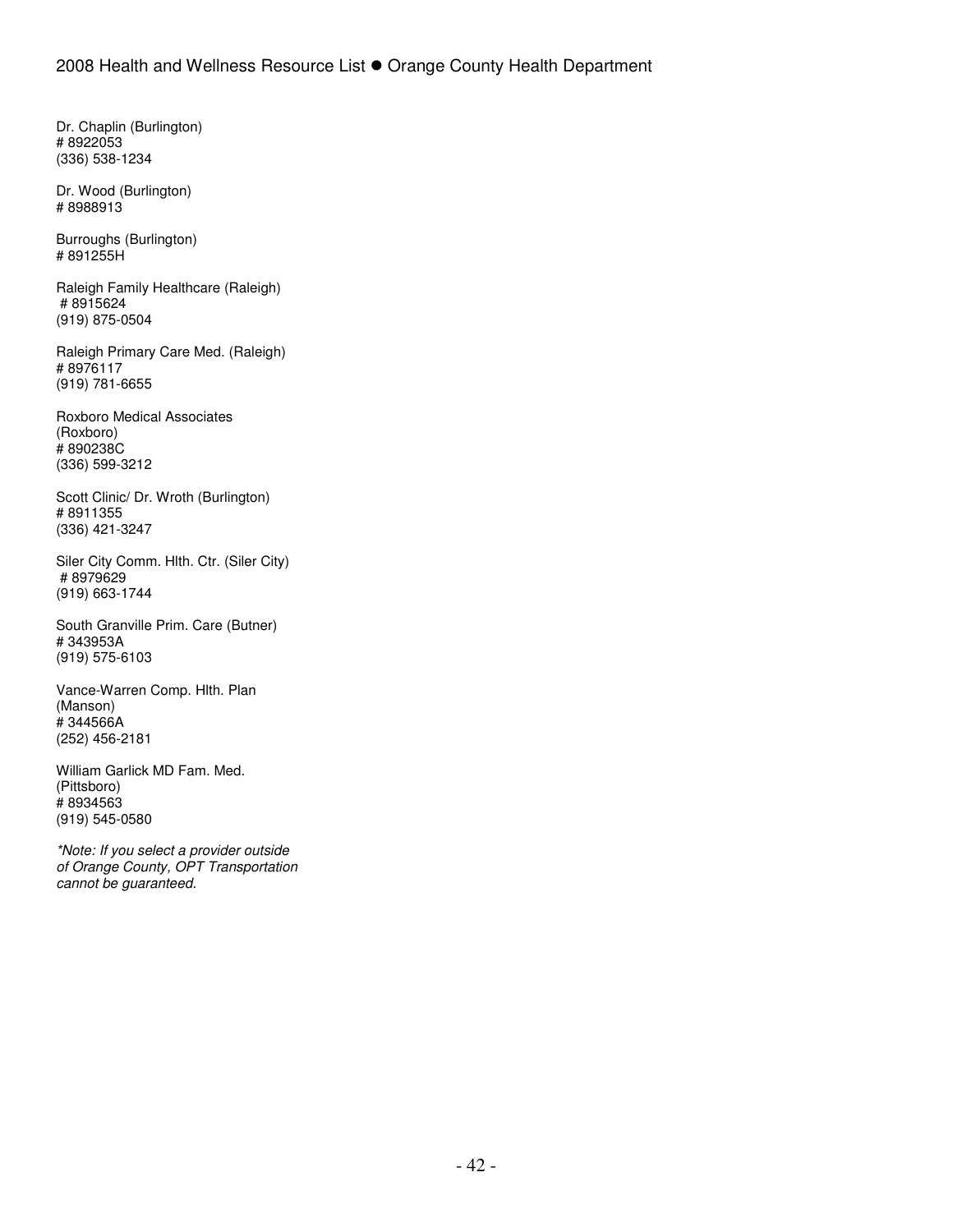Dr. Chaplin (Burlington)
# 8922053
(336) 538-1234

Dr. Wood (Burlington)
# 8988913

Burroughs (Burlington)
# 891255H

Raleigh Family Healthcare (Raleigh)
# 8915624
(919) 875-0504

Raleigh Primary Care Med. (Raleigh)
# 8976117
(919) 781-6655

Roxboro Medical Associates (Roxboro)
# 890238C
(336) 599-3212

Scott Clinic/ Dr. Wroth (Burlington)
# 8911355
(336) 421-3247

Siler City Comm. Hlth. Ctr. (Siler City)
# 8979629
(919) 663-1744

South Granville Prim. Care (Butner)
# 343953A
(919) 575-6103

Vance-Warren Comp. Hlth. Plan (Manson)
# 344566A
(252) 456-2181

William Garlick MD Fam. Med. (Pittsboro)
# 8934563
(919) 545-0580

*\*Note: If you select a provider outside of Orange County, OPT Transportation cannot be guaranteed.*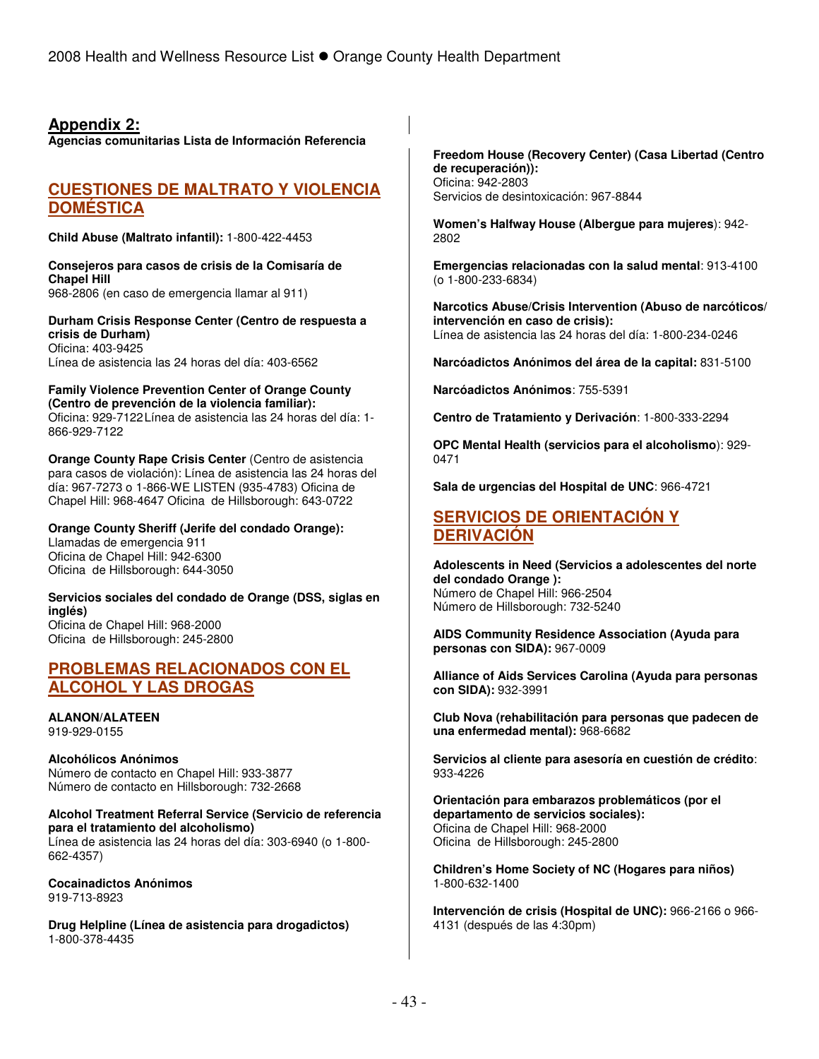## Appendix 2:

**Agencias comunitarias Lista de Información Referencia**

## CUESTIONES DE MALTRATO Y VIOLENCIA DOMÉSTICA

**Child Abuse (Maltrato infantil):** 1-800-422-4453

**Consejeros para casos de crisis de la Comisaría de Chapel Hill**
968-2806 (en caso de emergencia llamar al 911)

**Durham Crisis Response Center (Centro de respuesta a crisis de Durham)**
Oficina: 403-9425
Línea de asistencia las 24 horas del día: 403-6562

**Family Violence Prevention Center of Orange County (Centro de prevención de la violencia familiar):**
Oficina: 929-7122 Línea de asistencia las 24 horas del día: 1-866-929-7122

**Orange County Rape Crisis Center** (Centro de asistencia para casos de violación): Línea de asistencia las 24 horas del día: 967-7273 o 1-866-WE LISTEN (935-4783) Oficina de Chapel Hill: 968-4647 Oficina de Hillsborough: 643-0722

**Orange County Sheriff (Jerife del condado Orange):**
Llamadas de emergencia 911
Oficina de Chapel Hill: 942-6300
Oficina de Hillsborough: 644-3050

**Servicios sociales del condado de Orange (DSS, siglas en inglés)**
Oficina de Chapel Hill: 968-2000
Oficina de Hillsborough: 245-2800

## PROBLEMAS RELACIONADOS CON EL ALCOHOL Y LAS DROGAS

**ALANON/ALATEEN**
919-929-0155

**Alcohólicos Anónimos**
Número de contacto en Chapel Hill: 933-3877
Número de contacto en Hillsborough: 732-2668

**Alcohol Treatment Referral Service (Servicio de referencia para el tratamiento del alcoholismo)**
Línea de asistencia las 24 horas del día: 303-6940 (o 1-800-662-4357)

**Cocainadictos Anónimos**
919-713-8923

**Drug Helpline (Línea de asistencia para drogadictos)**
1-800-378-4435

**Freedom House (Recovery Center) (Casa Libertad (Centro de recuperación)):**
Oficina: 942-2803
Servicios de desintoxicación: 967-8844

**Women's Halfway House (Albergue para mujeres)**: 942-2802

**Emergencias relacionadas con la salud mental**: 913-4100 (o 1-800-233-6834)

**Narcotics Abuse/Crisis Intervention (Abuso de narcóticos/ intervención en caso de crisis):**
Línea de asistencia las 24 horas del día: 1-800-234-0246

**Narcóadictos Anónimos del área de la capital:** 831-5100

**Narcóadictos Anónimos**: 755-5391

**Centro de Tratamiento y Derivación**: 1-800-333-2294

**OPC Mental Health (servicios para el alcoholismo)**: 929-0471

**Sala de urgencias del Hospital de UNC**: 966-4721

## SERVICIOS DE ORIENTACIÓN Y DERIVACIÓN

**Adolescents in Need (Servicios a adolescentes del norte del condado Orange ):**
Número de Chapel Hill: 966-2504
Número de Hillsborough: 732-5240

**AIDS Community Residence Association (Ayuda para personas con SIDA):** 967-0009

**Alliance of Aids Services Carolina (Ayuda para personas con SIDA):** 932-3991

**Club Nova (rehabilitación para personas que padecen de una enfermedad mental):** 968-6682

**Servicios al cliente para asesoría en cuestión de crédito**: 933-4226

**Orientación para embarazos problemáticos (por el departamento de servicios sociales):**
Oficina de Chapel Hill: 968-2000
Oficina de Hillsborough: 245-2800

**Children's Home Society of NC (Hogares para niños)**
1-800-632-1400

**Intervención de crisis (Hospital de UNC):** 966-2166 o 966-4131 (después de las 4:30pm)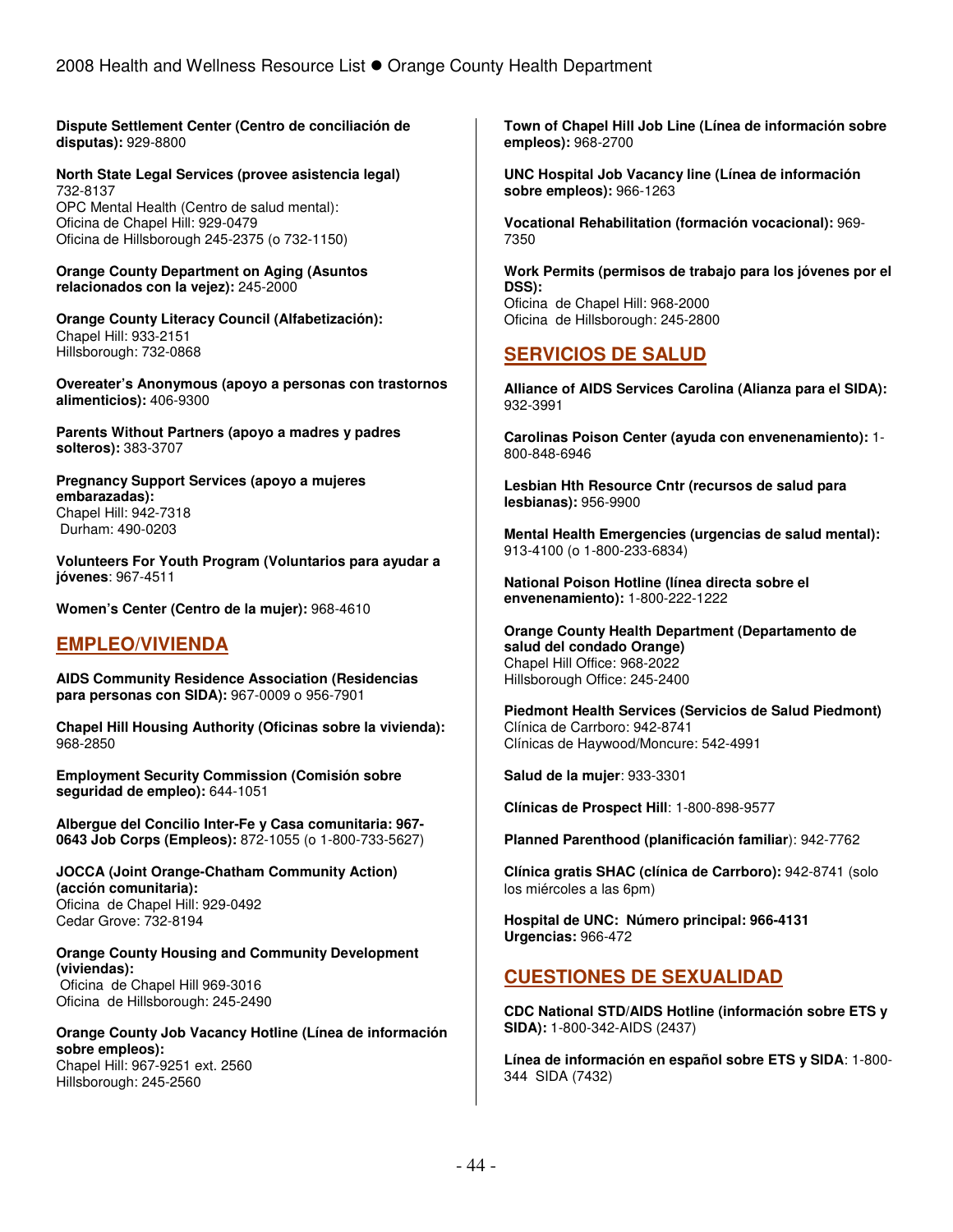**Dispute Settlement Center (Centro de conciliación de disputas):** 929-8800

**North State Legal Services (provee asistencia legal)** 732-8137
OPC Mental Health (Centro de salud mental):
Oficina de Chapel Hill: 929-0479
Oficina de Hillsborough 245-2375 (o 732-1150)

**Orange County Department on Aging (Asuntos relacionados con la vejez):** 245-2000

**Orange County Literacy Council (Alfabetización):**
Chapel Hill: 933-2151
Hillsborough: 732-0868

**Overeater's Anonymous (apoyo a personas con trastornos alimenticios):** 406-9300

**Parents Without Partners (apoyo a madres y padres solteros):** 383-3707

**Pregnancy Support Services (apoyo a mujeres embarazadas):**
Chapel Hill: 942-7318
Durham: 490-0203

**Volunteers For Youth Program (Voluntarios para ayudar a jóvenes**: 967-4511

**Women's Center (Centro de la mujer):** 968-4610

## EMPLEO/VIVIENDA

**AIDS Community Residence Association (Residencias para personas con SIDA):** 967-0009 o 956-7901

**Chapel Hill Housing Authority (Oficinas sobre la vivienda):** 968-2850

**Employment Security Commission (Comisión sobre seguridad de empleo):** 644-1051

**Albergue del Concilio Inter-Fe y Casa comunitaria: 967-0643 Job Corps (Empleos):** 872-1055 (o 1-800-733-5627)

**JOCCA (Joint Orange-Chatham Community Action) (acción comunitaria):**
Oficina de Chapel Hill: 929-0492
Cedar Grove: 732-8194

**Orange County Housing and Community Development (viviendas):**
Oficina de Chapel Hill 969-3016
Oficina de Hillsborough: 245-2490

**Orange County Job Vacancy Hotline (Línea de información sobre empleos):**
Chapel Hill: 967-9251 ext. 2560
Hillsborough: 245-2560

**Town of Chapel Hill Job Line (Línea de información sobre empleos):** 968-2700

**UNC Hospital Job Vacancy line (Línea de información sobre empleos):** 966-1263

**Vocational Rehabilitation (formación vocacional):** 969-7350

**Work Permits (permisos de trabajo para los jóvenes por el DSS):**
Oficina de Chapel Hill: 968-2000
Oficina de Hillsborough: 245-2800

## SERVICIOS DE SALUD

**Alliance of AIDS Services Carolina (Alianza para el SIDA):** 932-3991

**Carolinas Poison Center (ayuda con envenenamiento):** 1-800-848-6946

**Lesbian Hth Resource Cntr (recursos de salud para lesbianas):** 956-9900

**Mental Health Emergencies (urgencias de salud mental):** 913-4100 (o 1-800-233-6834)

**National Poison Hotline (línea directa sobre el envenenamiento):** 1-800-222-1222

**Orange County Health Department (Departamento de salud del condado Orange)**
Chapel Hill Office: 968-2022
Hillsborough Office: 245-2400

**Piedmont Health Services (Servicios de Salud Piedmont)**
Clínica de Carrboro: 942-8741
Clínicas de Haywood/Moncure: 542-4991

**Salud de la mujer**: 933-3301

**Clínicas de Prospect Hill**: 1-800-898-9577

**Planned Parenthood (planificación familiar**): 942-7762

**Clínica gratis SHAC (clínica de Carrboro):** 942-8741 (solo los miércoles a las 6pm)

**Hospital de UNC: Número principal: 966-4131**
**Urgencias:** 966-472

## CUESTIONES DE SEXUALIDAD

**CDC National STD/AIDS Hotline (información sobre ETS y SIDA):** 1-800-342-AIDS (2437)

**Línea de información en español sobre ETS y SIDA**: 1-800-344 SIDA (7432)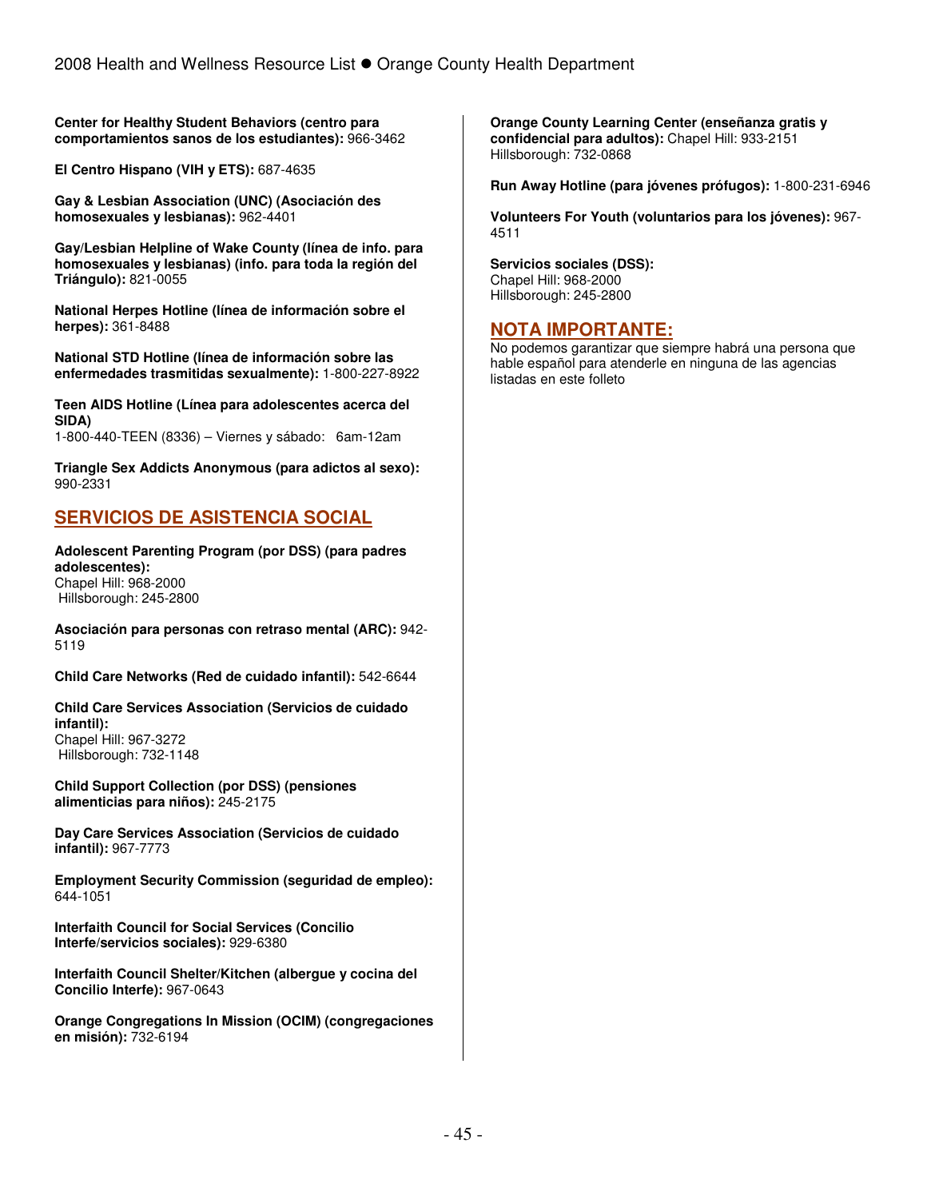**Center for Healthy Student Behaviors (centro para comportamientos sanos de los estudiantes):** 966-3462

**El Centro Hispano (VIH y ETS):** 687-4635

**Gay & Lesbian Association (UNC) (Asociación des homosexuales y lesbianas):** 962-4401

**Gay/Lesbian Helpline of Wake County (línea de info. para homosexuales y lesbianas) (info. para toda la región del Triángulo):** 821-0055

**National Herpes Hotline (línea de información sobre el herpes):** 361-8488

**National STD Hotline (línea de información sobre las enfermedades trasmitidas sexualmente):** 1-800-227-8922

**Teen AIDS Hotline (Línea para adolescentes acerca del SIDA)**
1-800-440-TEEN (8336) – Viernes y sábado: 6am-12am

**Triangle Sex Addicts Anonymous (para adictos al sexo):** 990-2331

## SERVICIOS DE ASISTENCIA SOCIAL

**Adolescent Parenting Program (por DSS) (para padres adolescentes):**
Chapel Hill: 968-2000
Hillsborough: 245-2800

**Asociación para personas con retraso mental (ARC):** 942-5119

**Child Care Networks (Red de cuidado infantil):** 542-6644

**Child Care Services Association (Servicios de cuidado infantil):**
Chapel Hill: 967-3272
Hillsborough: 732-1148

**Child Support Collection (por DSS) (pensiones alimenticias para niños):** 245-2175

**Day Care Services Association (Servicios de cuidado infantil):** 967-7773

**Employment Security Commission (seguridad de empleo):** 644-1051

**Interfaith Council for Social Services (Concilio Interfe/servicios sociales):** 929-6380

**Interfaith Council Shelter/Kitchen (albergue y cocina del Concilio Interfe):** 967-0643

**Orange Congregations In Mission (OCIM) (congregaciones en misión):** 732-6194

**Orange County Learning Center (enseñanza gratis y confidencial para adultos):** Chapel Hill: 933-2151
Hillsborough: 732-0868

**Run Away Hotline (para jóvenes prófugos):** 1-800-231-6946

**Volunteers For Youth (voluntarios para los jóvenes):** 967-4511

**Servicios sociales (DSS):**
Chapel Hill: 968-2000
Hillsborough: 245-2800

## NOTA IMPORTANTE:

No podemos garantizar que siempre habrá una persona que hable español para atenderle en ninguna de las agencias listadas en este folleto